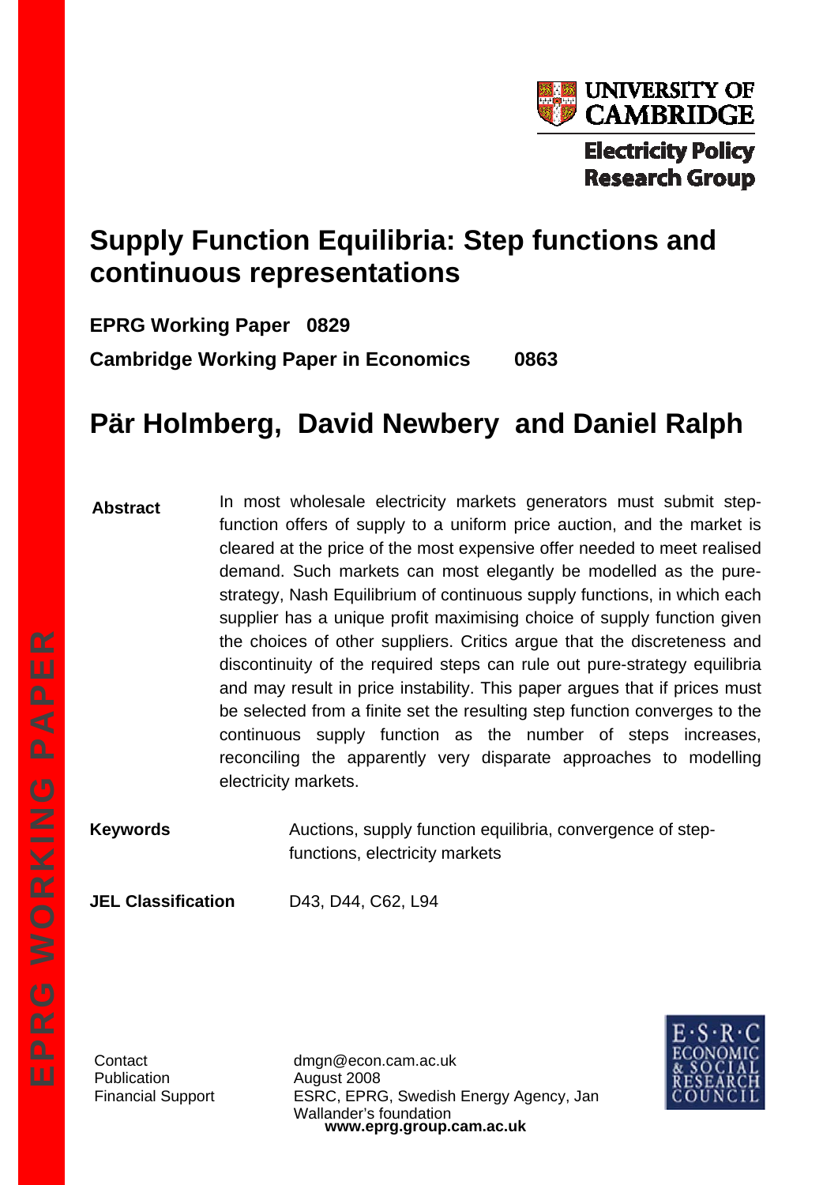UNIVERSITY OF CAMBRIDGE

Electricity Policy Research Group

# Supply Function Equilibria: Step functions and continuous representations

**EPRG Working Paper 0829**

**Cambridge Working Paper in Economics 0863**

## Pär Holmberg, David Newbery and Daniel Ralph

**Abstract**

In most wholesale electricity markets generators must submit step-function offers of supply to a uniform price auction, and the market is cleared at the price of the most expensive offer needed to meet realised demand. Such markets can most elegantly be modelled as the pure-strategy, Nash Equilibrium of continuous supply functions, in which each supplier has a unique profit maximising choice of supply function given the choices of other suppliers. Critics argue that the discreteness and discontinuity of the required steps can rule out pure-strategy equilibria and may result in price instability. This paper argues that if prices must be selected from a finite set the resulting step function converges to the continuous supply function as the number of steps increases, reconciling the apparently very disparate approaches to modelling electricity markets.

**Keywords** Auctions, supply function equilibria, convergence of step-functions, electricity markets

**JEL Classification** D43, D44, C62, L94

| | |
|---|---|
| Contact | dmgn@econ.cam.ac.uk |
| Publication | August 2008 |
| Financial Support | ESRC, EPRG, Swedish Energy Agency, Jan Wallander's foundation |

**www.eprg.group.cam.ac.uk**

EPRG WORKING PAPER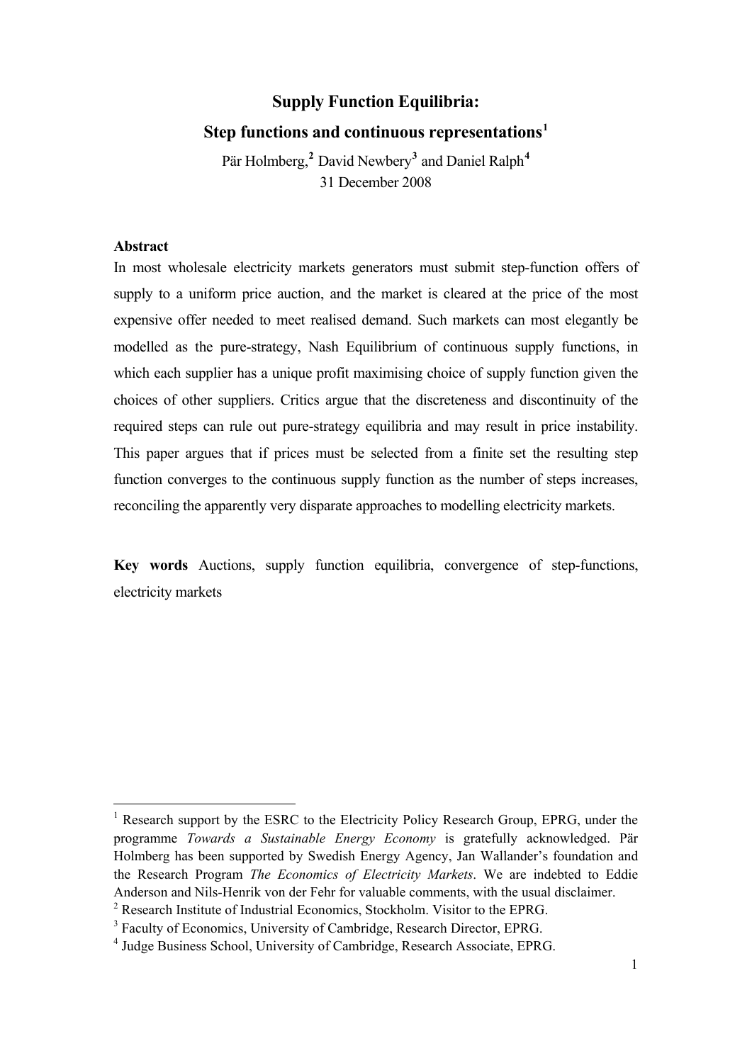# Supply Function Equilibria:

## Step functions and continuous representations[1]

Pär Holmberg,[2] David Newbery[3] and Daniel Ralph[4]

31 December 2008

### Abstract

In most wholesale electricity markets generators must submit step-function offers of supply to a uniform price auction, and the market is cleared at the price of the most expensive offer needed to meet realised demand. Such markets can most elegantly be modelled as the pure-strategy, Nash Equilibrium of continuous supply functions, in which each supplier has a unique profit maximising choice of supply function given the choices of other suppliers. Critics argue that the discreteness and discontinuity of the required steps can rule out pure-strategy equilibria and may result in price instability. This paper argues that if prices must be selected from a finite set the resulting step function converges to the continuous supply function as the number of steps increases, reconciling the apparently very disparate approaches to modelling electricity markets.

**Key words** Auctions, supply function equilibria, convergence of step-functions, electricity markets

---

[1] Research support by the ESRC to the Electricity Policy Research Group, EPRG, under the programme *Towards a Sustainable Energy Economy* is gratefully acknowledged. Pär Holmberg has been supported by Swedish Energy Agency, Jan Wallander's foundation and the Research Program *The Economics of Electricity Markets*. We are indebted to Eddie Anderson and Nils-Henrik von der Fehr for valuable comments, with the usual disclaimer.

[2] Research Institute of Industrial Economics, Stockholm. Visitor to the EPRG.

[3] Faculty of Economics, University of Cambridge, Research Director, EPRG.

[4] Judge Business School, University of Cambridge, Research Associate, EPRG.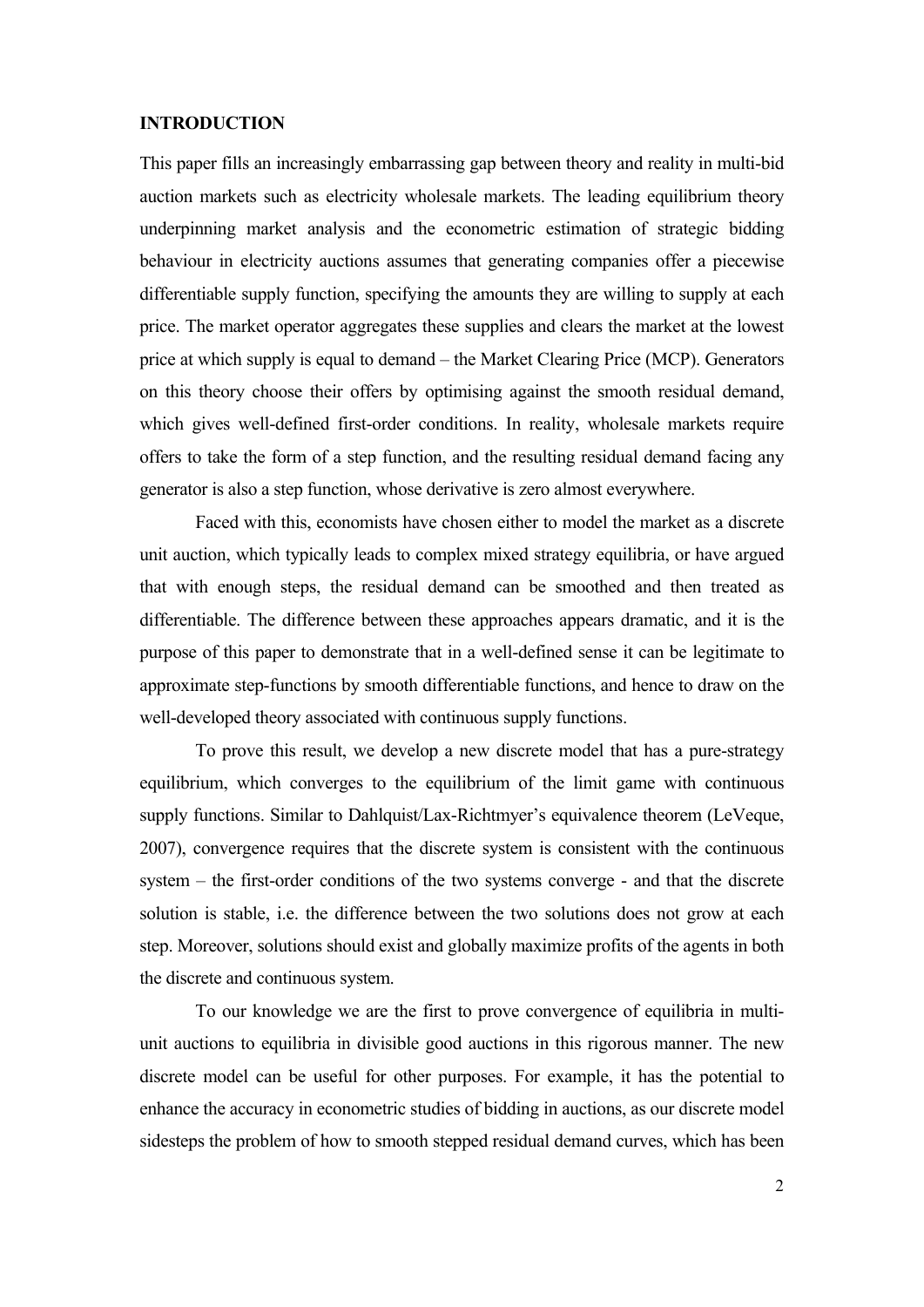## INTRODUCTION

This paper fills an increasingly embarrassing gap between theory and reality in multi-bid auction markets such as electricity wholesale markets. The leading equilibrium theory underpinning market analysis and the econometric estimation of strategic bidding behaviour in electricity auctions assumes that generating companies offer a piecewise differentiable supply function, specifying the amounts they are willing to supply at each price. The market operator aggregates these supplies and clears the market at the lowest price at which supply is equal to demand – the Market Clearing Price (MCP). Generators on this theory choose their offers by optimising against the smooth residual demand, which gives well-defined first-order conditions. In reality, wholesale markets require offers to take the form of a step function, and the resulting residual demand facing any generator is also a step function, whose derivative is zero almost everywhere.

Faced with this, economists have chosen either to model the market as a discrete unit auction, which typically leads to complex mixed strategy equilibria, or have argued that with enough steps, the residual demand can be smoothed and then treated as differentiable. The difference between these approaches appears dramatic, and it is the purpose of this paper to demonstrate that in a well-defined sense it can be legitimate to approximate step-functions by smooth differentiable functions, and hence to draw on the well-developed theory associated with continuous supply functions.

To prove this result, we develop a new discrete model that has a pure-strategy equilibrium, which converges to the equilibrium of the limit game with continuous supply functions. Similar to Dahlquist/Lax-Richtmyer's equivalence theorem (LeVeque, 2007), convergence requires that the discrete system is consistent with the continuous system – the first-order conditions of the two systems converge - and that the discrete solution is stable, i.e. the difference between the two solutions does not grow at each step. Moreover, solutions should exist and globally maximize profits of the agents in both the discrete and continuous system.

To our knowledge we are the first to prove convergence of equilibria in multi-unit auctions to equilibria in divisible good auctions in this rigorous manner. The new discrete model can be useful for other purposes. For example, it has the potential to enhance the accuracy in econometric studies of bidding in auctions, as our discrete model sidesteps the problem of how to smooth stepped residual demand curves, which has been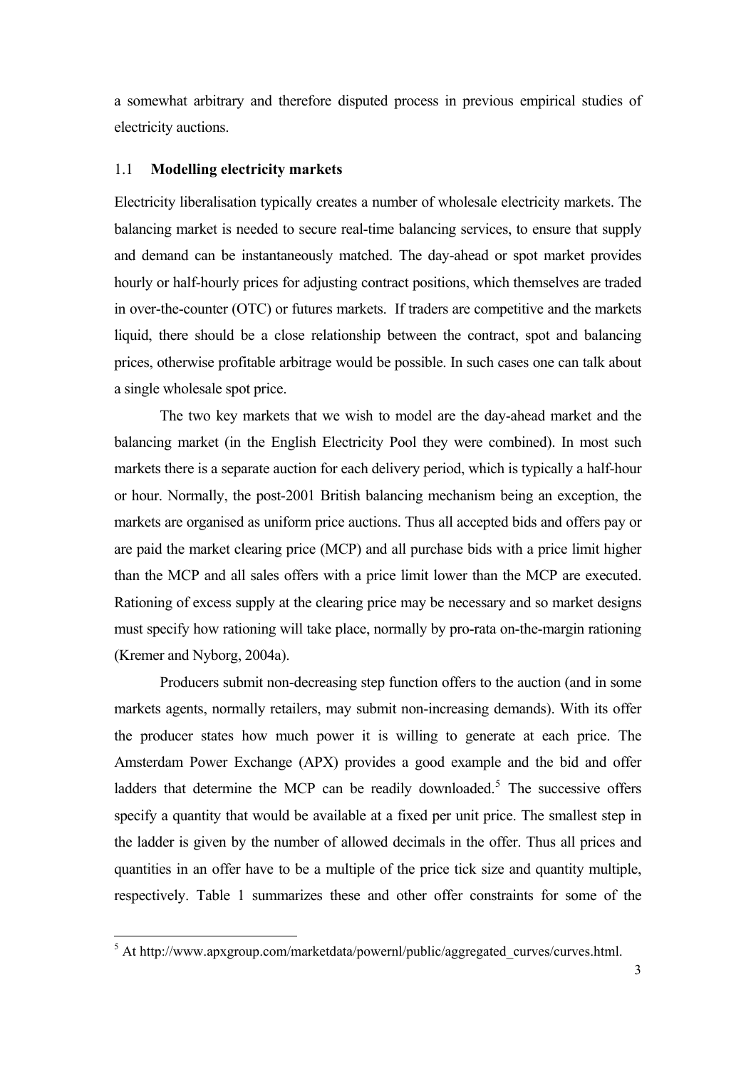a somewhat arbitrary and therefore disputed process in previous empirical studies of electricity auctions.

### 1.1 Modelling electricity markets

Electricity liberalisation typically creates a number of wholesale electricity markets. The balancing market is needed to secure real-time balancing services, to ensure that supply and demand can be instantaneously matched. The day-ahead or spot market provides hourly or half-hourly prices for adjusting contract positions, which themselves are traded in over-the-counter (OTC) or futures markets. If traders are competitive and the markets liquid, there should be a close relationship between the contract, spot and balancing prices, otherwise profitable arbitrage would be possible. In such cases one can talk about a single wholesale spot price.

The two key markets that we wish to model are the day-ahead market and the balancing market (in the English Electricity Pool they were combined). In most such markets there is a separate auction for each delivery period, which is typically a half-hour or hour. Normally, the post-2001 British balancing mechanism being an exception, the markets are organised as uniform price auctions. Thus all accepted bids and offers pay or are paid the market clearing price (MCP) and all purchase bids with a price limit higher than the MCP and all sales offers with a price limit lower than the MCP are executed. Rationing of excess supply at the clearing price may be necessary and so market designs must specify how rationing will take place, normally by pro-rata on-the-margin rationing (Kremer and Nyborg, 2004a).

Producers submit non-decreasing step function offers to the auction (and in some markets agents, normally retailers, may submit non-increasing demands). With its offer the producer states how much power it is willing to generate at each price. The Amsterdam Power Exchange (APX) provides a good example and the bid and offer ladders that determine the MCP can be readily downloaded.[5] The successive offers specify a quantity that would be available at a fixed per unit price. The smallest step in the ladder is given by the number of allowed decimals in the offer. Thus all prices and quantities in an offer have to be a multiple of the price tick size and quantity multiple, respectively. Table 1 summarizes these and other offer constraints for some of the

[5] At http://www.apxgroup.com/marketdata/powernl/public/aggregated_curves/curves.html.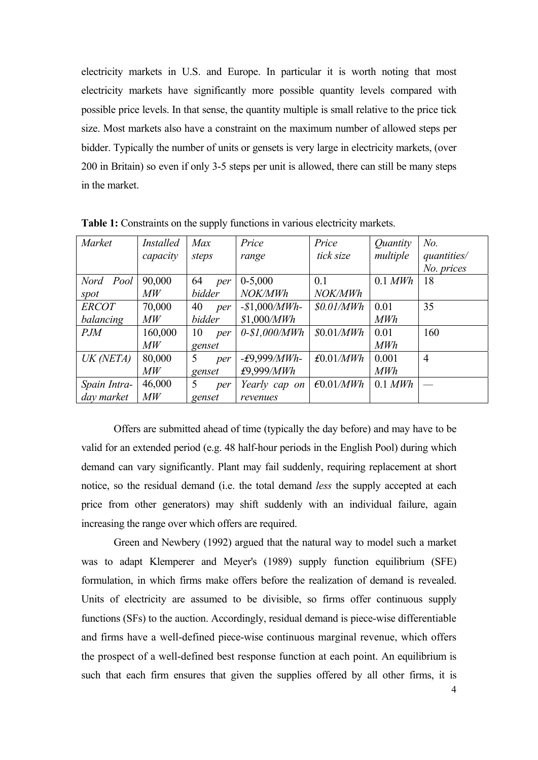electricity markets in U.S. and Europe. In particular it is worth noting that most electricity markets have significantly more possible quantity levels compared with possible price levels. In that sense, the quantity multiple is small relative to the price tick size. Most markets also have a constraint on the maximum number of allowed steps per bidder. Typically the number of units or gensets is very large in electricity markets, (over 200 in Britain) so even if only 3-5 steps per unit is allowed, there can still be many steps in the market.

**Table 1:** Constraints on the supply functions in various electricity markets.

| *Market* | *Installed capacity* | *Max steps* | *Price range* | *Price tick size* | *Quantity multiple* | *No. quantities/ No. prices* |
|---|---|---|---|---|---|---|
| *Nord Pool spot* | 90,000 *MW* | 64 *per bidder* | 0-5,000 *NOK/MWh* | 0.1 *NOK/MWh* | 0.1 *MWh* | 18 |
| *ERCOT balancing* | 70,000 *MW* | 40 *per bidder* | -*$1,000/MWh*-*$1,000/MWh* | *$0.01/MWh* | 0.01 *MWh* | 35 |
| *PJM* | 160,000 *MW* | 10 *per genset* | *0-$1,000/MWh* | *$0.01/MWh* | 0.01 *MWh* | 160 |
| *UK (NETA)* | 80,000 *MW* | 5 *per genset* | *-£9,999/MWh-£9,999/MWh* | *£0.01/MWh* | 0.001 *MWh* | 4 |
| *Spain Intra-day market* | 46,000 *MW* | 5 *per genset* | *Yearly cap on revenues* | *€0.01/MWh* | 0.1 *MWh* | — |

Offers are submitted ahead of time (typically the day before) and may have to be valid for an extended period (e.g. 48 half-hour periods in the English Pool) during which demand can vary significantly. Plant may fail suddenly, requiring replacement at short notice, so the residual demand (i.e. the total demand *less* the supply accepted at each price from other generators) may shift suddenly with an individual failure, again increasing the range over which offers are required.

Green and Newbery (1992) argued that the natural way to model such a market was to adapt Klemperer and Meyer's (1989) supply function equilibrium (SFE) formulation, in which firms make offers before the realization of demand is revealed. Units of electricity are assumed to be divisible, so firms offer continuous supply functions (SFs) to the auction. Accordingly, residual demand is piece-wise differentiable and firms have a well-defined piece-wise continuous marginal revenue, which offers the prospect of a well-defined best response function at each point. An equilibrium is such that each firm ensures that given the supplies offered by all other firms, it is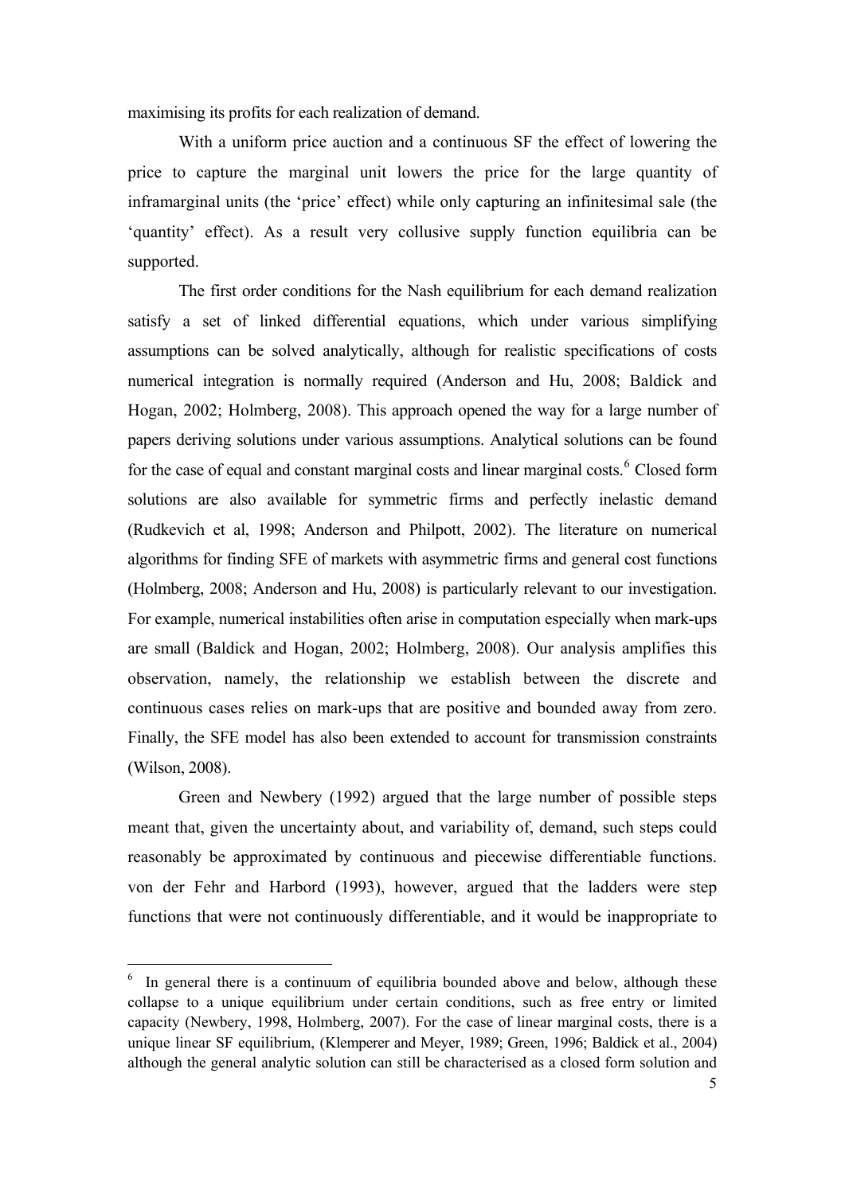maximising its profits for each realization of demand.

With a uniform price auction and a continuous SF the effect of lowering the price to capture the marginal unit lowers the price for the large quantity of inframarginal units (the 'price' effect) while only capturing an infinitesimal sale (the 'quantity' effect). As a result very collusive supply function equilibria can be supported.

The first order conditions for the Nash equilibrium for each demand realization satisfy a set of linked differential equations, which under various simplifying assumptions can be solved analytically, although for realistic specifications of costs numerical integration is normally required (Anderson and Hu, 2008; Baldick and Hogan, 2002; Holmberg, 2008). This approach opened the way for a large number of papers deriving solutions under various assumptions. Analytical solutions can be found for the case of equal and constant marginal costs and linear marginal costs.[6] Closed form solutions are also available for symmetric firms and perfectly inelastic demand (Rudkevich et al, 1998; Anderson and Philpott, 2002). The literature on numerical algorithms for finding SFE of markets with asymmetric firms and general cost functions (Holmberg, 2008; Anderson and Hu, 2008) is particularly relevant to our investigation. For example, numerical instabilities often arise in computation especially when mark-ups are small (Baldick and Hogan, 2002; Holmberg, 2008). Our analysis amplifies this observation, namely, the relationship we establish between the discrete and continuous cases relies on mark-ups that are positive and bounded away from zero. Finally, the SFE model has also been extended to account for transmission constraints (Wilson, 2008).

Green and Newbery (1992) argued that the large number of possible steps meant that, given the uncertainty about, and variability of, demand, such steps could reasonably be approximated by continuous and piecewise differentiable functions. von der Fehr and Harbord (1993), however, argued that the ladders were step functions that were not continuously differentiable, and it would be inappropriate to

[6] In general there is a continuum of equilibria bounded above and below, although these collapse to a unique equilibrium under certain conditions, such as free entry or limited capacity (Newbery, 1998, Holmberg, 2007). For the case of linear marginal costs, there is a unique linear SF equilibrium, (Klemperer and Meyer, 1989; Green, 1996; Baldick et al., 2004) although the general analytic solution can still be characterised as a closed form solution and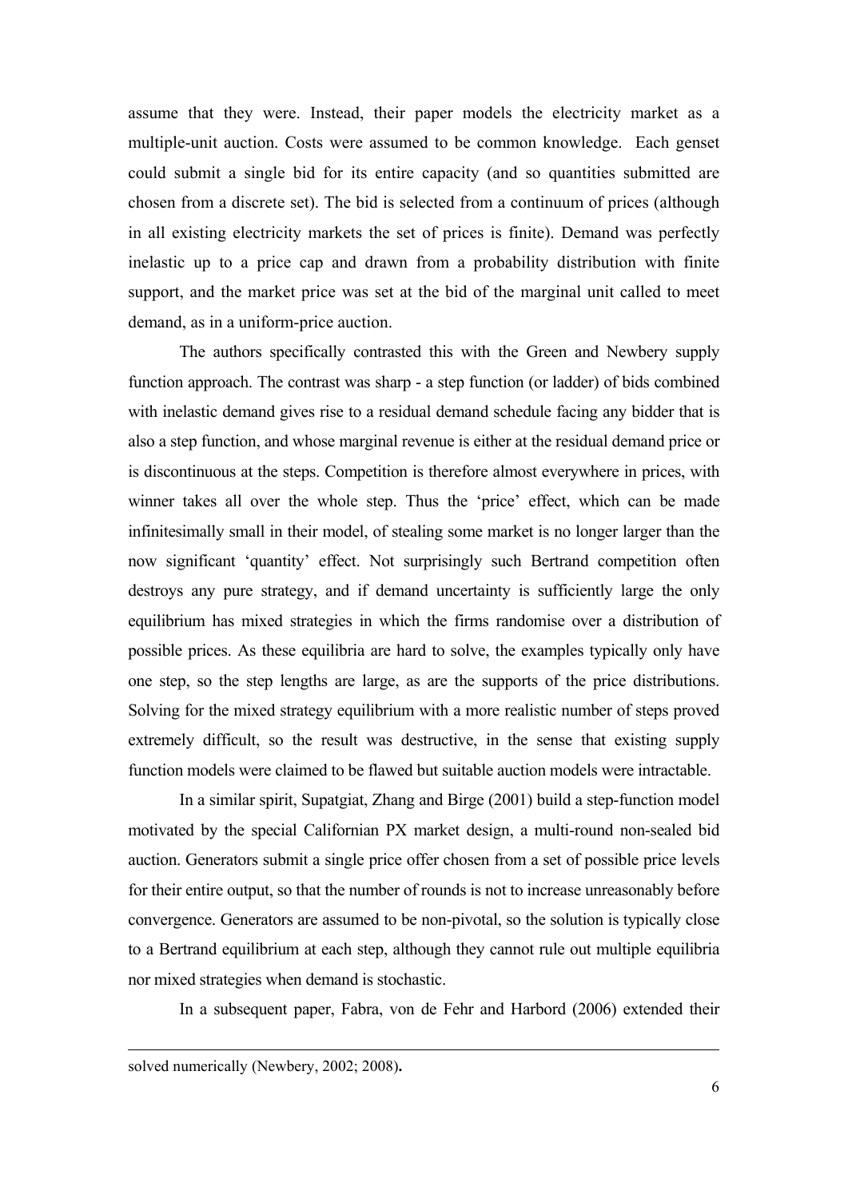assume that they were. Instead, their paper models the electricity market as a multiple-unit auction. Costs were assumed to be common knowledge. Each genset could submit a single bid for its entire capacity (and so quantities submitted are chosen from a discrete set). The bid is selected from a continuum of prices (although in all existing electricity markets the set of prices is finite). Demand was perfectly inelastic up to a price cap and drawn from a probability distribution with finite support, and the market price was set at the bid of the marginal unit called to meet demand, as in a uniform-price auction.

The authors specifically contrasted this with the Green and Newbery supply function approach. The contrast was sharp - a step function (or ladder) of bids combined with inelastic demand gives rise to a residual demand schedule facing any bidder that is also a step function, and whose marginal revenue is either at the residual demand price or is discontinuous at the steps. Competition is therefore almost everywhere in prices, with winner takes all over the whole step. Thus the 'price' effect, which can be made infinitesimally small in their model, of stealing some market is no longer larger than the now significant 'quantity' effect. Not surprisingly such Bertrand competition often destroys any pure strategy, and if demand uncertainty is sufficiently large the only equilibrium has mixed strategies in which the firms randomise over a distribution of possible prices. As these equilibria are hard to solve, the examples typically only have one step, so the step lengths are large, as are the supports of the price distributions. Solving for the mixed strategy equilibrium with a more realistic number of steps proved extremely difficult, so the result was destructive, in the sense that existing supply function models were claimed to be flawed but suitable auction models were intractable.

In a similar spirit, Supatgiat, Zhang and Birge (2001) build a step-function model motivated by the special Californian PX market design, a multi-round non-sealed bid auction. Generators submit a single price offer chosen from a set of possible price levels for their entire output, so that the number of rounds is not to increase unreasonably before convergence. Generators are assumed to be non-pivotal, so the solution is typically close to a Bertrand equilibrium at each step, although they cannot rule out multiple equilibria nor mixed strategies when demand is stochastic.

In a subsequent paper, Fabra, von de Fehr and Harbord (2006) extended their

---

solved numerically (Newbery, 2002; 2008).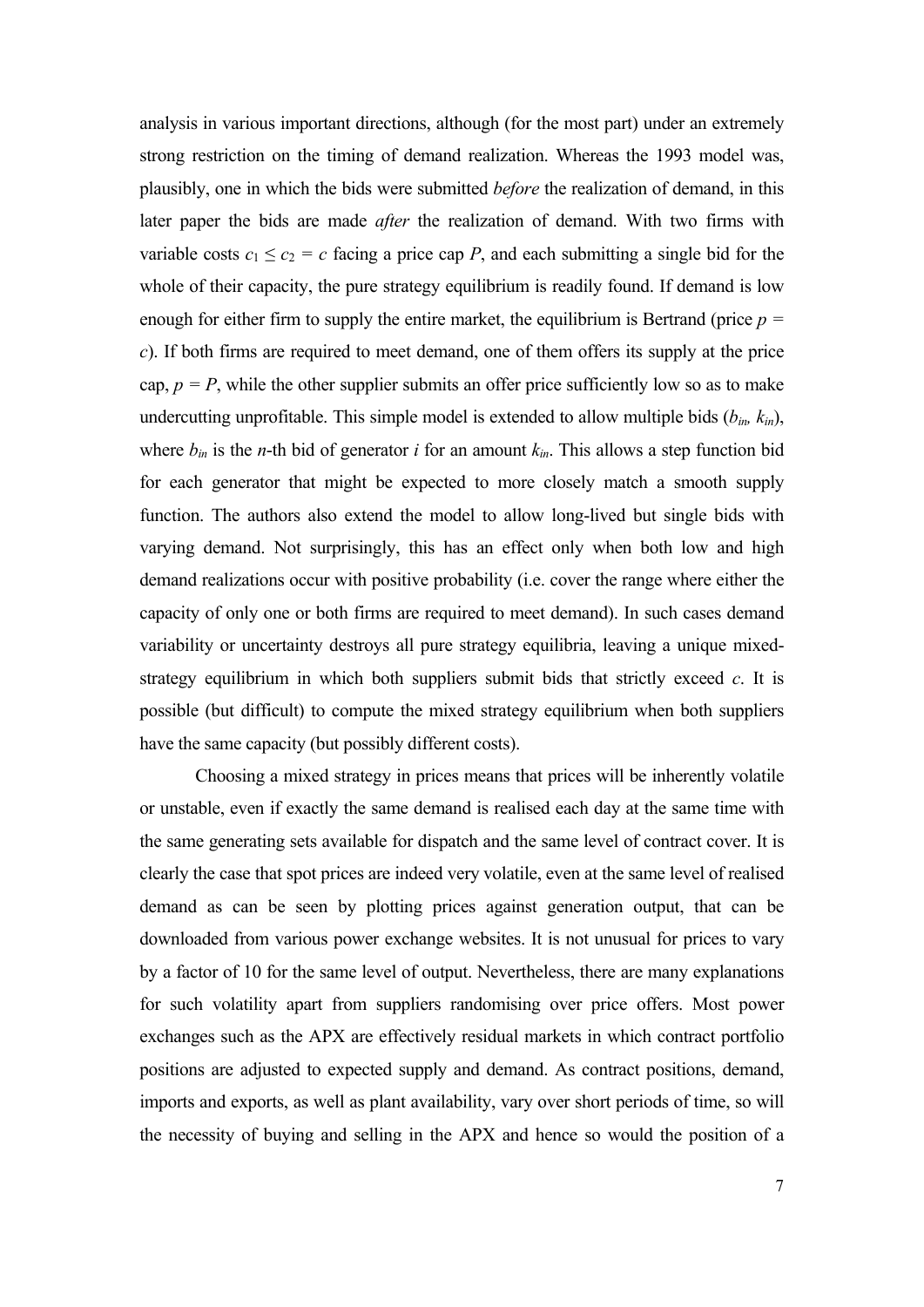analysis in various important directions, although (for the most part) under an extremely strong restriction on the timing of demand realization. Whereas the 1993 model was, plausibly, one in which the bids were submitted *before* the realization of demand, in this later paper the bids are made *after* the realization of demand. With two firms with variable costs $c_1 \leq c_2 = c$ facing a price cap $P$, and each submitting a single bid for the whole of their capacity, the pure strategy equilibrium is readily found. If demand is low enough for either firm to supply the entire market, the equilibrium is Bertrand (price $p = c$). If both firms are required to meet demand, one of them offers its supply at the price cap, $p = P$, while the other supplier submits an offer price sufficiently low so as to make undercutting unprofitable. This simple model is extended to allow multiple bids ($b_{in}$, $k_{in}$), where $b_{in}$ is the $n$-th bid of generator $i$ for an amount $k_{in}$. This allows a step function bid for each generator that might be expected to more closely match a smooth supply function. The authors also extend the model to allow long-lived but single bids with varying demand. Not surprisingly, this has an effect only when both low and high demand realizations occur with positive probability (i.e. cover the range where either the capacity of only one or both firms are required to meet demand). In such cases demand variability or uncertainty destroys all pure strategy equilibria, leaving a unique mixed-strategy equilibrium in which both suppliers submit bids that strictly exceed $c$. It is possible (but difficult) to compute the mixed strategy equilibrium when both suppliers have the same capacity (but possibly different costs).

Choosing a mixed strategy in prices means that prices will be inherently volatile or unstable, even if exactly the same demand is realised each day at the same time with the same generating sets available for dispatch and the same level of contract cover. It is clearly the case that spot prices are indeed very volatile, even at the same level of realised demand as can be seen by plotting prices against generation output, that can be downloaded from various power exchange websites. It is not unusual for prices to vary by a factor of 10 for the same level of output. Nevertheless, there are many explanations for such volatility apart from suppliers randomising over price offers. Most power exchanges such as the APX are effectively residual markets in which contract portfolio positions are adjusted to expected supply and demand. As contract positions, demand, imports and exports, as well as plant availability, vary over short periods of time, so will the necessity of buying and selling in the APX and hence so would the position of a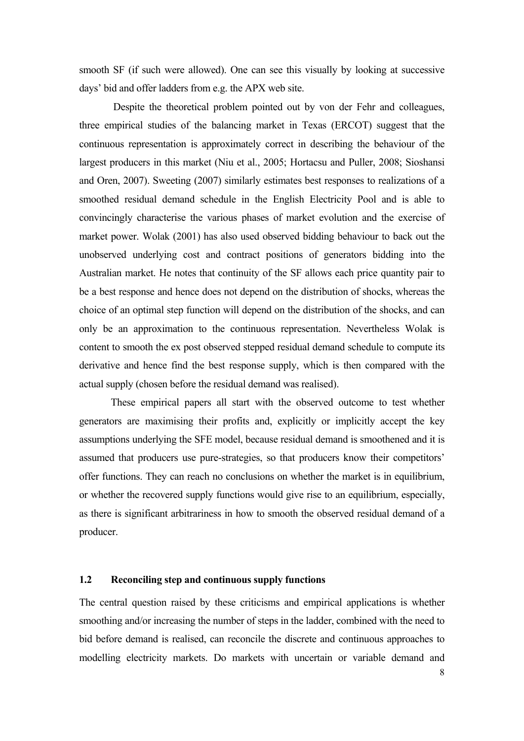smooth SF (if such were allowed). One can see this visually by looking at successive days' bid and offer ladders from e.g. the APX web site.

Despite the theoretical problem pointed out by von der Fehr and colleagues, three empirical studies of the balancing market in Texas (ERCOT) suggest that the continuous representation is approximately correct in describing the behaviour of the largest producers in this market (Niu et al., 2005; Hortacsu and Puller, 2008; Sioshansi and Oren, 2007). Sweeting (2007) similarly estimates best responses to realizations of a smoothed residual demand schedule in the English Electricity Pool and is able to convincingly characterise the various phases of market evolution and the exercise of market power. Wolak (2001) has also used observed bidding behaviour to back out the unobserved underlying cost and contract positions of generators bidding into the Australian market. He notes that continuity of the SF allows each price quantity pair to be a best response and hence does not depend on the distribution of shocks, whereas the choice of an optimal step function will depend on the distribution of the shocks, and can only be an approximation to the continuous representation. Nevertheless Wolak is content to smooth the ex post observed stepped residual demand schedule to compute its derivative and hence find the best response supply, which is then compared with the actual supply (chosen before the residual demand was realised).

These empirical papers all start with the observed outcome to test whether generators are maximising their profits and, explicitly or implicitly accept the key assumptions underlying the SFE model, because residual demand is smoothened and it is assumed that producers use pure-strategies, so that producers know their competitors' offer functions. They can reach no conclusions on whether the market is in equilibrium, or whether the recovered supply functions would give rise to an equilibrium, especially, as there is significant arbitrariness in how to smooth the observed residual demand of a producer.

### 1.2 Reconciling step and continuous supply functions

The central question raised by these criticisms and empirical applications is whether smoothing and/or increasing the number of steps in the ladder, combined with the need to bid before demand is realised, can reconcile the discrete and continuous approaches to modelling electricity markets. Do markets with uncertain or variable demand and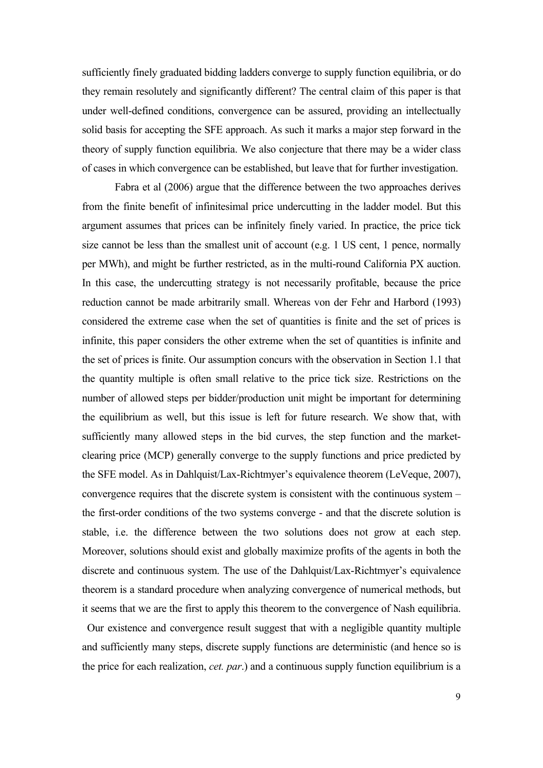sufficiently finely graduated bidding ladders converge to supply function equilibria, or do they remain resolutely and significantly different? The central claim of this paper is that under well-defined conditions, convergence can be assured, providing an intellectually solid basis for accepting the SFE approach. As such it marks a major step forward in the theory of supply function equilibria. We also conjecture that there may be a wider class of cases in which convergence can be established, but leave that for further investigation.

Fabra et al (2006) argue that the difference between the two approaches derives from the finite benefit of infinitesimal price undercutting in the ladder model. But this argument assumes that prices can be infinitely finely varied. In practice, the price tick size cannot be less than the smallest unit of account (e.g. 1 US cent, 1 pence, normally per MWh), and might be further restricted, as in the multi-round California PX auction. In this case, the undercutting strategy is not necessarily profitable, because the price reduction cannot be made arbitrarily small. Whereas von der Fehr and Harbord (1993) considered the extreme case when the set of quantities is finite and the set of prices is infinite, this paper considers the other extreme when the set of quantities is infinite and the set of prices is finite. Our assumption concurs with the observation in Section 1.1 that the quantity multiple is often small relative to the price tick size. Restrictions on the number of allowed steps per bidder/production unit might be important for determining the equilibrium as well, but this issue is left for future research. We show that, with sufficiently many allowed steps in the bid curves, the step function and the market-clearing price (MCP) generally converge to the supply functions and price predicted by the SFE model. As in Dahlquist/Lax-Richtmyer's equivalence theorem (LeVeque, 2007), convergence requires that the discrete system is consistent with the continuous system – the first-order conditions of the two systems converge - and that the discrete solution is stable, i.e. the difference between the two solutions does not grow at each step. Moreover, solutions should exist and globally maximize profits of the agents in both the discrete and continuous system. The use of the Dahlquist/Lax-Richtmyer's equivalence theorem is a standard procedure when analyzing convergence of numerical methods, but it seems that we are the first to apply this theorem to the convergence of Nash equilibria.

Our existence and convergence result suggest that with a negligible quantity multiple and sufficiently many steps, discrete supply functions are deterministic (and hence so is the price for each realization, *cet. par*.) and a continuous supply function equilibrium is a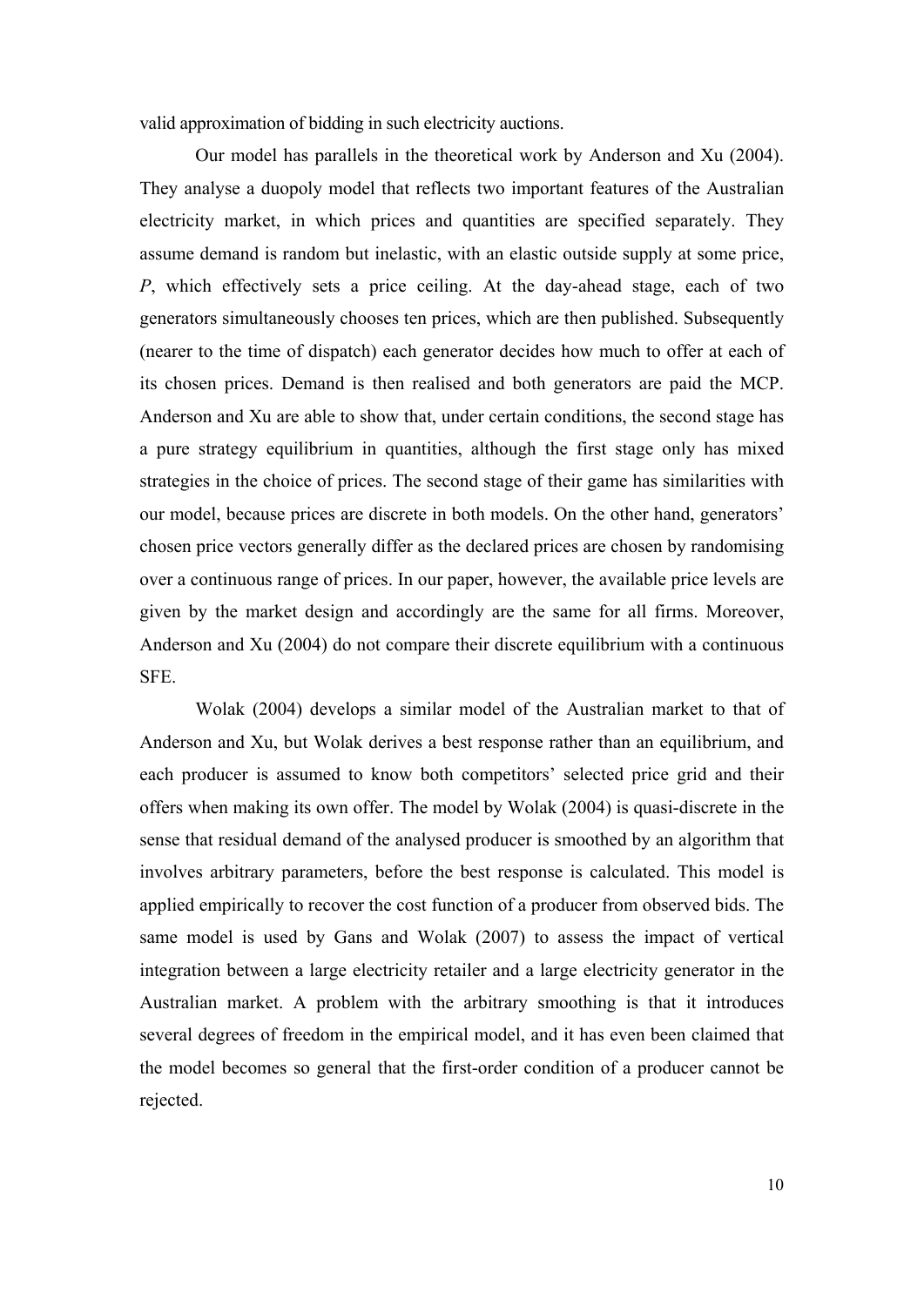valid approximation of bidding in such electricity auctions.

Our model has parallels in the theoretical work by Anderson and Xu (2004). They analyse a duopoly model that reflects two important features of the Australian electricity market, in which prices and quantities are specified separately. They assume demand is random but inelastic, with an elastic outside supply at some price, $P$, which effectively sets a price ceiling. At the day-ahead stage, each of two generators simultaneously chooses ten prices, which are then published. Subsequently (nearer to the time of dispatch) each generator decides how much to offer at each of its chosen prices. Demand is then realised and both generators are paid the MCP. Anderson and Xu are able to show that, under certain conditions, the second stage has a pure strategy equilibrium in quantities, although the first stage only has mixed strategies in the choice of prices. The second stage of their game has similarities with our model, because prices are discrete in both models. On the other hand, generators' chosen price vectors generally differ as the declared prices are chosen by randomising over a continuous range of prices. In our paper, however, the available price levels are given by the market design and accordingly are the same for all firms. Moreover, Anderson and Xu (2004) do not compare their discrete equilibrium with a continuous SFE.

Wolak (2004) develops a similar model of the Australian market to that of Anderson and Xu, but Wolak derives a best response rather than an equilibrium, and each producer is assumed to know both competitors' selected price grid and their offers when making its own offer. The model by Wolak (2004) is quasi-discrete in the sense that residual demand of the analysed producer is smoothed by an algorithm that involves arbitrary parameters, before the best response is calculated. This model is applied empirically to recover the cost function of a producer from observed bids. The same model is used by Gans and Wolak (2007) to assess the impact of vertical integration between a large electricity retailer and a large electricity generator in the Australian market. A problem with the arbitrary smoothing is that it introduces several degrees of freedom in the empirical model, and it has even been claimed that the model becomes so general that the first-order condition of a producer cannot be rejected.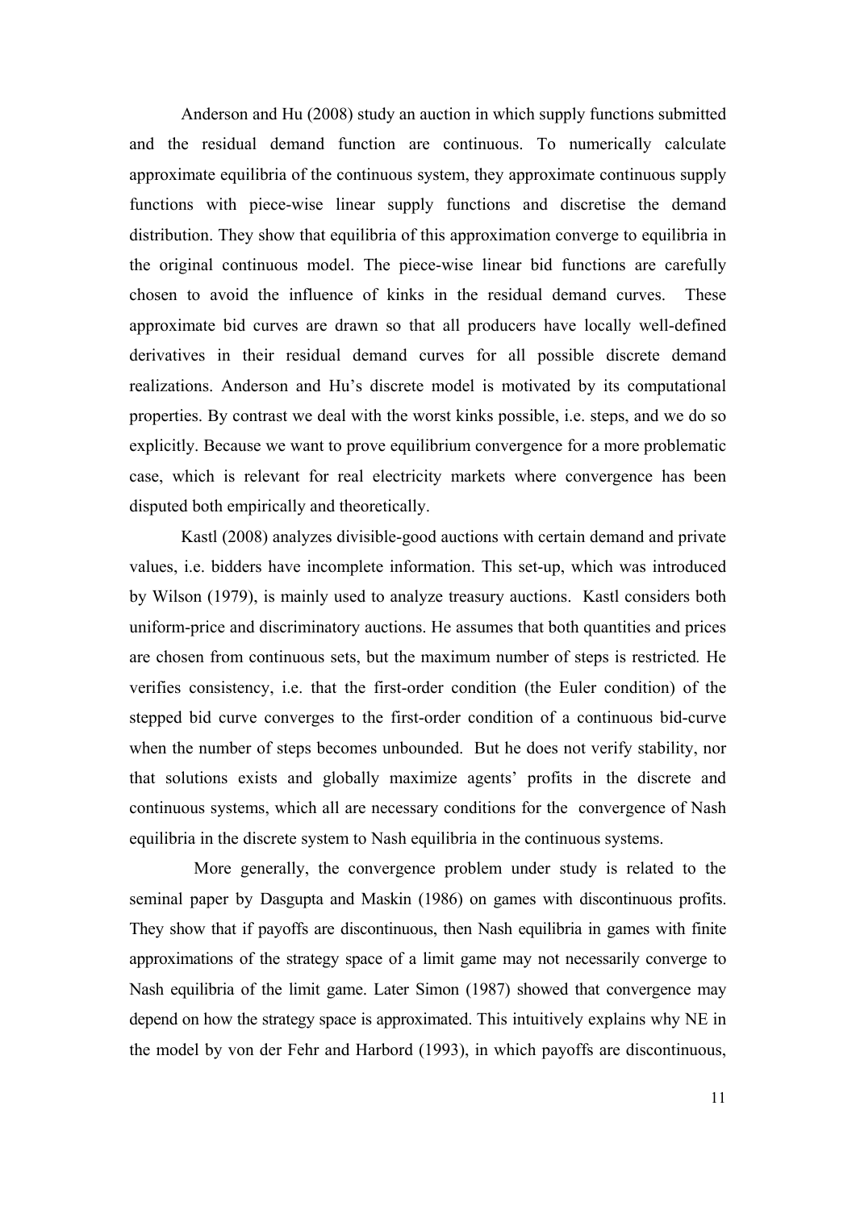Anderson and Hu (2008) study an auction in which supply functions submitted and the residual demand function are continuous. To numerically calculate approximate equilibria of the continuous system, they approximate continuous supply functions with piece-wise linear supply functions and discretise the demand distribution. They show that equilibria of this approximation converge to equilibria in the original continuous model. The piece-wise linear bid functions are carefully chosen to avoid the influence of kinks in the residual demand curves. These approximate bid curves are drawn so that all producers have locally well-defined derivatives in their residual demand curves for all possible discrete demand realizations. Anderson and Hu's discrete model is motivated by its computational properties. By contrast we deal with the worst kinks possible, i.e. steps, and we do so explicitly. Because we want to prove equilibrium convergence for a more problematic case, which is relevant for real electricity markets where convergence has been disputed both empirically and theoretically.

Kastl (2008) analyzes divisible-good auctions with certain demand and private values, i.e. bidders have incomplete information. This set-up, which was introduced by Wilson (1979), is mainly used to analyze treasury auctions. Kastl considers both uniform-price and discriminatory auctions. He assumes that both quantities and prices are chosen from continuous sets, but the maximum number of steps is restricted. He verifies consistency, i.e. that the first-order condition (the Euler condition) of the stepped bid curve converges to the first-order condition of a continuous bid-curve when the number of steps becomes unbounded. But he does not verify stability, nor that solutions exists and globally maximize agents' profits in the discrete and continuous systems, which all are necessary conditions for the convergence of Nash equilibria in the discrete system to Nash equilibria in the continuous systems.

More generally, the convergence problem under study is related to the seminal paper by Dasgupta and Maskin (1986) on games with discontinuous profits. They show that if payoffs are discontinuous, then Nash equilibria in games with finite approximations of the strategy space of a limit game may not necessarily converge to Nash equilibria of the limit game. Later Simon (1987) showed that convergence may depend on how the strategy space is approximated. This intuitively explains why NE in the model by von der Fehr and Harbord (1993), in which payoffs are discontinuous,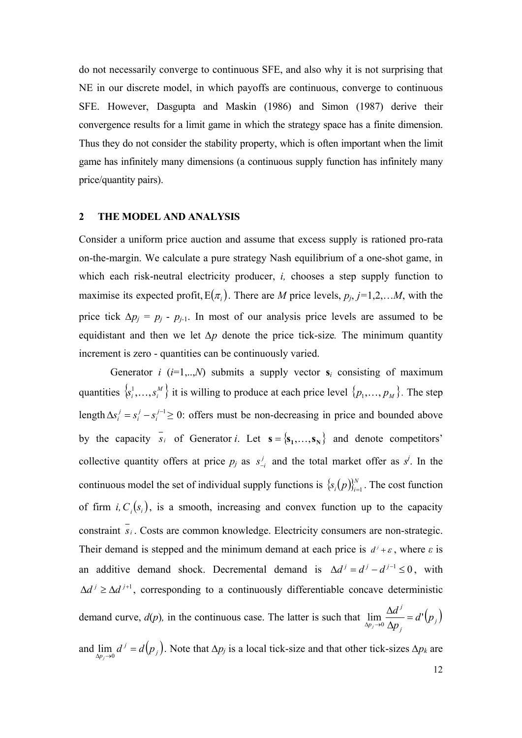do not necessarily converge to continuous SFE, and also why it is not surprising that NE in our discrete model, in which payoffs are continuous, converge to continuous SFE. However, Dasgupta and Maskin (1986) and Simon (1987) derive their convergence results for a limit game in which the strategy space has a finite dimension. Thus they do not consider the stability property, which is often important when the limit game has infinitely many dimensions (a continuous supply function has infinitely many price/quantity pairs).

## 2 THE MODEL AND ANALYSIS

Consider a uniform price auction and assume that excess supply is rationed pro-rata on-the-margin. We calculate a pure strategy Nash equilibrium of a one-shot game, in which each risk-neutral electricity producer, *i,* chooses a step supply function to maximise its expected profit, $\mathrm{E}(\pi_i)$. There are *M* price levels, $p_j$, $j$=1,2,…*M*, with the price tick $\Delta p_j = p_j - p_{j\text{-}1}$. In most of our analysis price levels are assumed to be equidistant and then we let $\Delta p$ denote the price tick-size*.* The minimum quantity increment is zero - quantities can be continuously varied.

Generator *i* (*i*=1,..,*N*) submits a supply vector $\mathbf{s}_i$ consisting of maximum quantities $\{s_i^1,\ldots,s_i^M\}$ it is willing to produce at each price level $\{p_1,\ldots,p_M\}$. The step length $\Delta s_i^j = s_i^j - s_i^{j-1} \geq 0$: offers must be non-decreasing in price and bounded above by the capacity $\bar{s}_i$ of Generator *i*. Let $\mathbf{s} = \{\mathbf{s_1},\ldots,\mathbf{s_N}\}$ and denote competitors' collective quantity offers at price $p_j$ as $s_{-i}^j$ and the total market offer as $s^j$. In the continuous model the set of individual supply functions is $\{s_i(p)\}_{i=1}^N$. The cost function of firm *i,* $C_i(s_i)$, is a smooth, increasing and convex function up to the capacity constraint $\bar{s}_i$. Costs are common knowledge. Electricity consumers are non-strategic. Their demand is stepped and the minimum demand at each price is $d^j + \varepsilon$, where *ε* is an additive demand shock. Decremental demand is $\Delta d^j = d^j - d^{j-1} \leq 0$, with $\Delta d^j \geq \Delta d^{j+1}$, corresponding to a continuously differentiable concave deterministic demand curve, *d*(*p*)*,* in the continuous case. The latter is such that $\lim_{\Delta p_j \to 0} \frac{\Delta d^j}{\Delta p_j} = d'(p_j)$ and $\lim_{\Delta p_j \to 0} d^j = d(p_j)$. Note that $\Delta p_j$ is a local tick-size and that other tick-sizes $\Delta p_k$ are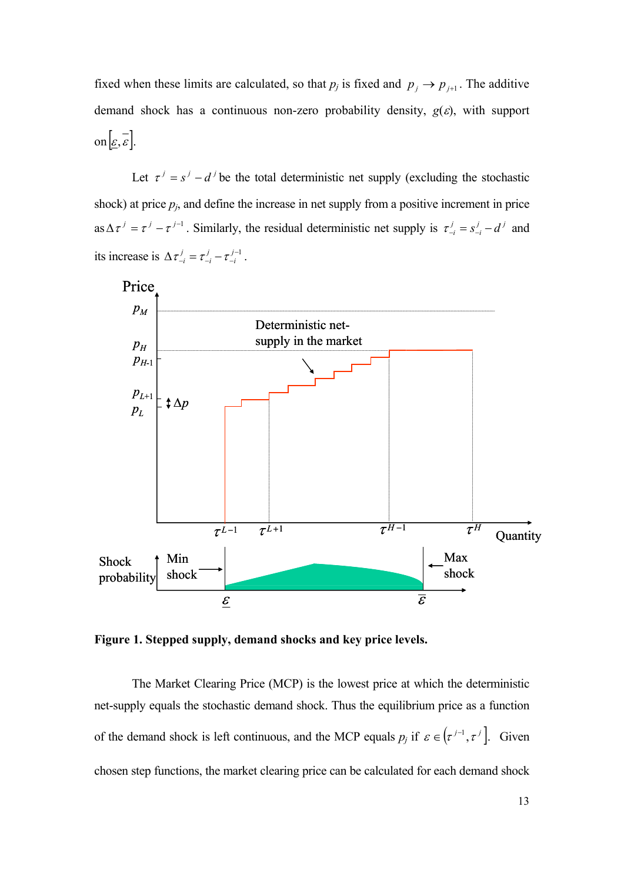fixed when these limits are calculated, so that $p_j$ is fixed and $p_j \to p_{j+1}$. The additive demand shock has a continuous non-zero probability density, $g(\varepsilon)$, with support on $\left[\underline{\varepsilon}, \overline{\varepsilon}\right]$.

Let $\tau^j = s^j - d^j$ be the total deterministic net supply (excluding the stochastic shock) at price $p_j$, and define the increase in net supply from a positive increment in price as $\Delta\tau^j = \tau^j - \tau^{j-1}$. Similarly, the residual deterministic net supply is $\tau^j_{-i} = s^j_{-i} - d^j$ and its increase is $\Delta\tau^j_{-i} = \tau^j_{-i} - \tau^{j-1}_{-i}$.

**Figure 1. Stepped supply, demand shocks and key price levels.**

The Market Clearing Price (MCP) is the lowest price at which the deterministic net-supply equals the stochastic demand shock. Thus the equilibrium price as a function of the demand shock is left continuous, and the MCP equals $p_j$ if $\varepsilon \in \left(\tau^{j-1}, \tau^j\right]$. Given chosen step functions, the market clearing price can be calculated for each demand shock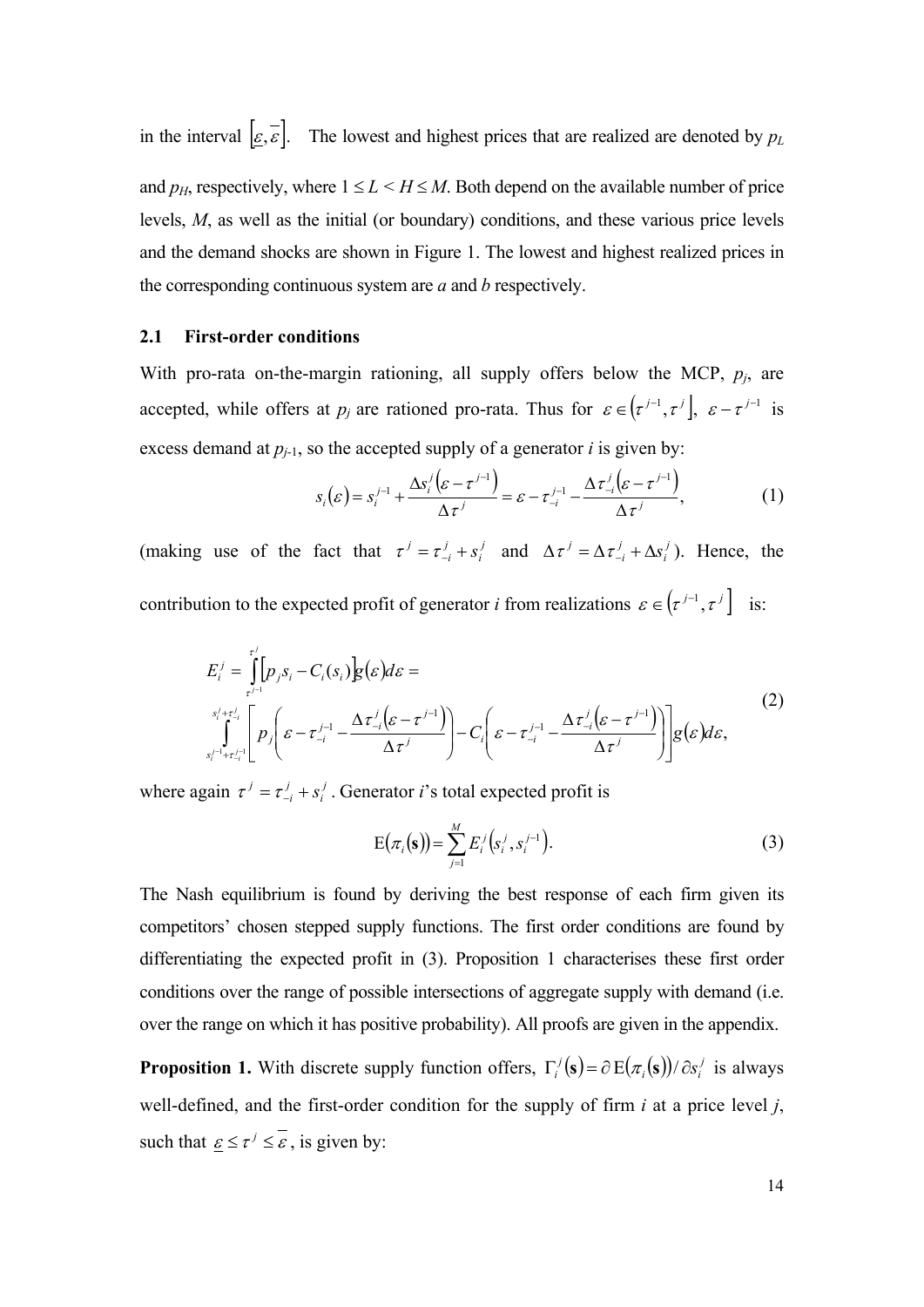in the interval $\left[\underline{\varepsilon},\overline{\varepsilon}\right]$. The lowest and highest prices that are realized are denoted by $p_L$ and $p_H$, respectively, where $1 \leq L < H \leq M$. Both depend on the available number of price levels, $M$, as well as the initial (or boundary) conditions, and these various price levels and the demand shocks are shown in Figure 1. The lowest and highest realized prices in the corresponding continuous system are $a$ and $b$ respectively.

### 2.1 First-order conditions

With pro-rata on-the-margin rationing, all supply offers below the MCP, $p_j$, are accepted, while offers at $p_j$ are rationed pro-rata. Thus for $\varepsilon \in \left(\tau^{j-1},\tau^{j}\right]$, $\varepsilon - \tau^{j-1}$ is excess demand at $p_{j\text{-}1}$, so the accepted supply of a generator $i$ is given by:

$$s_i(\varepsilon) = s_i^{j-1} + \frac{\Delta s_i^j\left(\varepsilon - \tau^{j-1}\right)}{\Delta \tau^j} = \varepsilon - \tau_{-i}^{j-1} - \frac{\Delta \tau_{-i}^j\left(\varepsilon - \tau^{j-1}\right)}{\Delta \tau^j}, \tag{1}$$

(making use of the fact that $\tau^j = \tau_{-i}^j + s_i^j$ and $\Delta\tau^j = \Delta\tau_{-i}^j + \Delta s_i^j$). Hence, the contribution to the expected profit of generator $i$ from realizations $\varepsilon \in \left(\tau^{j-1},\tau^{j}\right]$ is:

$$\begin{aligned} E_i^j &= \int_{\tau^{j-1}}^{\tau^j}\left[p_j s_i - C_i(s_i)\right]g(\varepsilon)d\varepsilon = \\ &\int_{s_i^{j-1}+\tau_{-i}^{j-1}}^{s_i^j+\tau_{-i}^j}\left[p_j\left(\varepsilon - \tau_{-i}^{j-1} - \frac{\Delta\tau_{-i}^j\left(\varepsilon-\tau^{j-1}\right)}{\Delta\tau^j}\right) - C_i\left(\varepsilon - \tau_{-i}^{j-1} - \frac{\Delta\tau_{-i}^j\left(\varepsilon-\tau^{j-1}\right)}{\Delta\tau^j}\right)\right]g(\varepsilon)d\varepsilon, \end{aligned} \tag{2}$$

where again $\tau^j = \tau_{-i}^j + s_i^j$. Generator $i$'s total expected profit is

$$\mathrm{E}(\pi_i(\mathbf{s})) = \sum_{j=1}^{M} E_i^j\left(s_i^j, s_i^{j-1}\right). \tag{3}$$

The Nash equilibrium is found by deriving the best response of each firm given its competitors' chosen stepped supply functions. The first order conditions are found by differentiating the expected profit in (3). Proposition 1 characterises these first order conditions over the range of possible intersections of aggregate supply with demand (i.e. over the range on which it has positive probability). All proofs are given in the appendix.

**Proposition 1.** With discrete supply function offers, $\Gamma_i^j(\mathbf{s}) = \partial\,\mathrm{E}(\pi_i(\mathbf{s}))/\partial s_i^j$ is always well-defined, and the first-order condition for the supply of firm $i$ at a price level $j$, such that $\underline{\varepsilon} \leq \tau^j \leq \overline{\varepsilon}$, is given by: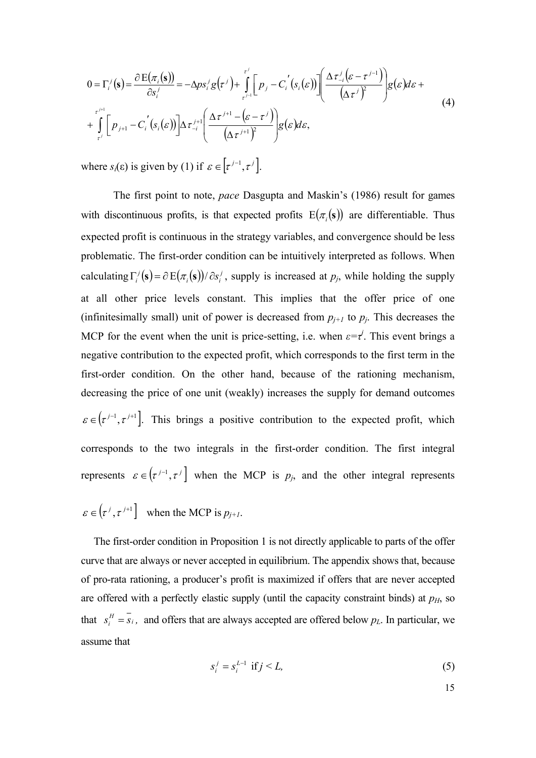$$0 = \Gamma_i^j(\mathbf{s}) = \frac{\partial \mathrm{E}(\pi_i(\mathbf{s}))}{\partial s_i^j} = -\Delta p s_i^j g(\tau^j) + \int_{\tau^{j-1}}^{\tau^j} \left[ p_j - C_i'(s_i(\varepsilon)) \right] \left( \frac{\Delta \tau_{-i}^j (\varepsilon - \tau^{j-1})}{(\Delta \tau^j)^2} \right) g(\varepsilon) d\varepsilon + \\ + \int_{\tau^j}^{\tau^{j+1}} \left[ p_{j+1} - C_i'(s_i(\varepsilon)) \right] \Delta \tau_{-i}^{j+1} \left( \frac{\Delta \tau^{j+1} - (\varepsilon - \tau^j)}{(\Delta \tau^{j+1})^2} \right) g(\varepsilon) d\varepsilon, \tag{4}$$

where $s_i(\varepsilon)$ is given by (1) if $\varepsilon \in [\tau^{j-1}, \tau^j]$.

The first point to note, *pace* Dasgupta and Maskin's (1986) result for games with discontinuous profits, is that expected profits $\mathrm{E}(\pi_i(\mathbf{s}))$ are differentiable. Thus expected profit is continuous in the strategy variables, and convergence should be less problematic. The first-order condition can be intuitively interpreted as follows. When calculating $\Gamma_i^j(\mathbf{s}) = \partial \mathrm{E}(\pi_i(\mathbf{s})) / \partial s_i^j$, supply is increased at $p_j$, while holding the supply at all other price levels constant. This implies that the offer price of one (infinitesimally small) unit of power is decreased from $p_{j+1}$ to $p_j$. This decreases the MCP for the event when the unit is price-setting, i.e. when $\varepsilon = \tau^j$. This event brings a negative contribution to the expected profit, which corresponds to the first term in the first-order condition. On the other hand, because of the rationing mechanism, decreasing the price of one unit (weakly) increases the supply for demand outcomes $\varepsilon \in (\tau^{j-1}, \tau^{j+1}]$. This brings a positive contribution to the expected profit, which corresponds to the two integrals in the first-order condition. The first integral represents $\varepsilon \in (\tau^{j-1}, \tau^j]$ when the MCP is $p_j$, and the other integral represents $\varepsilon \in (\tau^j, \tau^{j+1}]$ when the MCP is $p_{j+1}$.

The first-order condition in Proposition 1 is not directly applicable to parts of the offer curve that are always or never accepted in equilibrium. The appendix shows that, because of pro-rata rationing, a producer's profit is maximized if offers that are never accepted are offered with a perfectly elastic supply (until the capacity constraint binds) at $p_H$, so that $s_i^H = \bar{s}_i$, and offers that are always accepted are offered below $p_L$. In particular, we assume that

$$s_i^j = s_i^{L-1} \text{ if } j < L, \tag{5}$$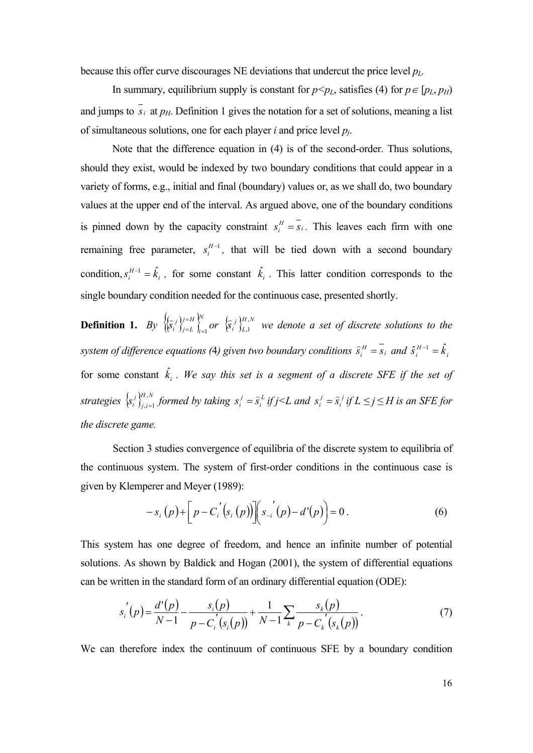because this offer curve discourages NE deviations that undercut the price level $p_L$.

In summary, equilibrium supply is constant for $p<p_L$, satisfies (4) for $p \in [p_L, p_H)$ and jumps to $\bar{s}_i$ at $p_H$. Definition 1 gives the notation for a set of solutions, meaning a list of simultaneous solutions, one for each player $i$ and price level $p_j$.

Note that the difference equation in (4) is of the second-order. Thus solutions, should they exist, would be indexed by two boundary conditions that could appear in a variety of forms, e.g., initial and final (boundary) values or, as we shall do, two boundary values at the upper end of the interval. As argued above, one of the boundary conditions is pinned down by the capacity constraint $s_i^H = \bar{s}_i$. This leaves each firm with one remaining free parameter, $s_i^{H-1}$, that will be tied down with a second boundary condition, $s_i^{H-1} = \hat{k}_i$, for some constant $\hat{k}_i$. This latter condition corresponds to the single boundary condition needed for the continuous case, presented shortly.

**Definition 1.** *By* $\left\{\left\{\hat{s}_i^j\right\}_{j=L}^{j=H}\right\}_{i=1}^{N}$ *or* $\left\{\hat{s}_i^j\right\}_{L,1}^{H,N}$ *we denote a set of discrete solutions to the system of difference equations (4) given two boundary conditions* $\hat{s}_i^H = \bar{s}_i$ *and* $\hat{s}_i^{H-1} = \hat{k}_i$ *for some constant* $\hat{k}_i$. *We say this set is a segment of a discrete SFE if the set of strategies* $\left\{s_i^j\right\}_{j,i=1}^{H,N}$ *formed by taking* $s_i^j = \hat{s}_i^L$ *if* $j<L$ *and* $s_i^j = \hat{s}_i^j$ *if* $L \le j \le H$ *is an SFE for the discrete game.*

Section 3 studies convergence of equilibria of the discrete system to equilibria of the continuous system. The system of first-order conditions in the continuous case is given by Klemperer and Meyer (1989):

$$-s_i(p) + \left[p - C_i'(s_i(p))\right]\left(s_{-i}'(p) - d'(p)\right) = 0. \tag{6}$$

This system has one degree of freedom, and hence an infinite number of potential solutions. As shown by Baldick and Hogan (2001), the system of differential equations can be written in the standard form of an ordinary differential equation (ODE):

$$s_i'(p) = \frac{d'(p)}{N-1} - \frac{s_i(p)}{p - C_i'(s_i(p))} + \frac{1}{N-1}\sum_k \frac{s_k(p)}{p - C_k'(s_k(p))}. \tag{7}$$

We can therefore index the continuum of continuous SFE by a boundary condition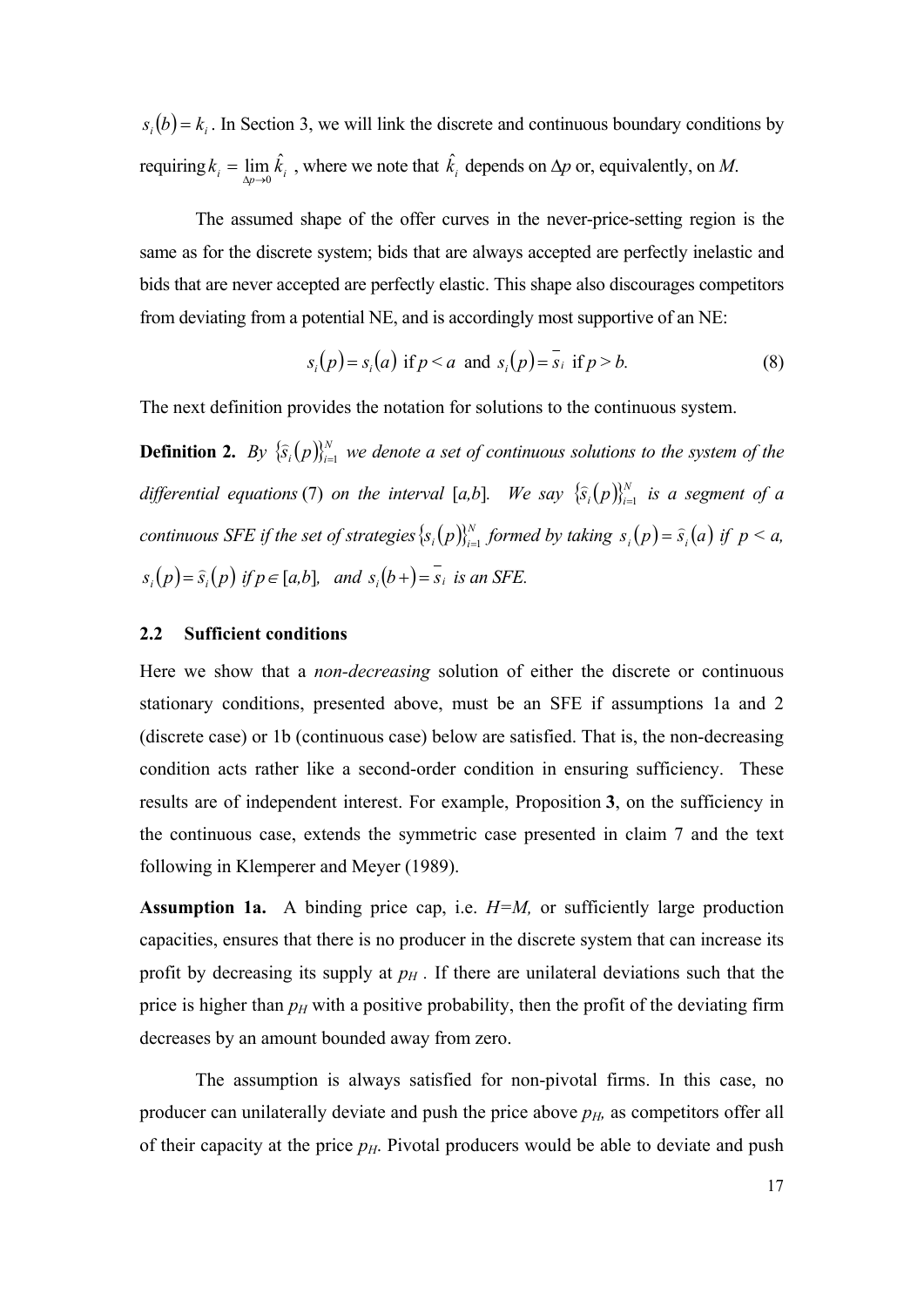$s_i(b) = k_i$. In Section 3, we will link the discrete and continuous boundary conditions by requiring $k_i = \lim_{\Delta p \to 0} \hat{k}_i$, where we note that $\hat{k}_i$ depends on $\Delta p$ or, equivalently, on $M$.

The assumed shape of the offer curves in the never-price-setting region is the same as for the discrete system; bids that are always accepted are perfectly inelastic and bids that are never accepted are perfectly elastic. This shape also discourages competitors from deviating from a potential NE, and is accordingly most supportive of an NE:

$$s_i(p) = s_i(a) \text{ if } p < a \text{ and } s_i(p) = \overline{s}_i \text{ if } p > b. \tag{8}$$

The next definition provides the notation for solutions to the continuous system.

**Definition 2.** *By $\{\hat{s}_i(p)\}_{i=1}^N$ we denote a set of continuous solutions to the system of the differential equations* (7) *on the interval* [*a,b*]. *We say $\{\hat{s}_i(p)\}_{i=1}^N$ is a segment of a continuous SFE if the set of strategies $\{s_i(p)\}_{i=1}^N$ formed by taking $s_i(p) = \hat{s}_i(a)$ if $p < a$, $s_i(p) = \hat{s}_i(p)$ if $p \in [a,b]$, and $s_i(b+) = \overline{s}_i$ is an SFE.*

## 2.2 Sufficient conditions

Here we show that a *non-decreasing* solution of either the discrete or continuous stationary conditions, presented above, must be an SFE if assumptions 1a and 2 (discrete case) or 1b (continuous case) below are satisfied. That is, the non-decreasing condition acts rather like a second-order condition in ensuring sufficiency. These results are of independent interest. For example, Proposition **3**, on the sufficiency in the continuous case, extends the symmetric case presented in claim 7 and the text following in Klemperer and Meyer (1989).

**Assumption 1a.** A binding price cap, i.e. $H=M$, or sufficiently large production capacities, ensures that there is no producer in the discrete system that can increase its profit by decreasing its supply at $p_H$. If there are unilateral deviations such that the price is higher than $p_H$ with a positive probability, then the profit of the deviating firm decreases by an amount bounded away from zero.

The assumption is always satisfied for non-pivotal firms. In this case, no producer can unilaterally deviate and push the price above $p_H$, as competitors offer all of their capacity at the price $p_H$. Pivotal producers would be able to deviate and push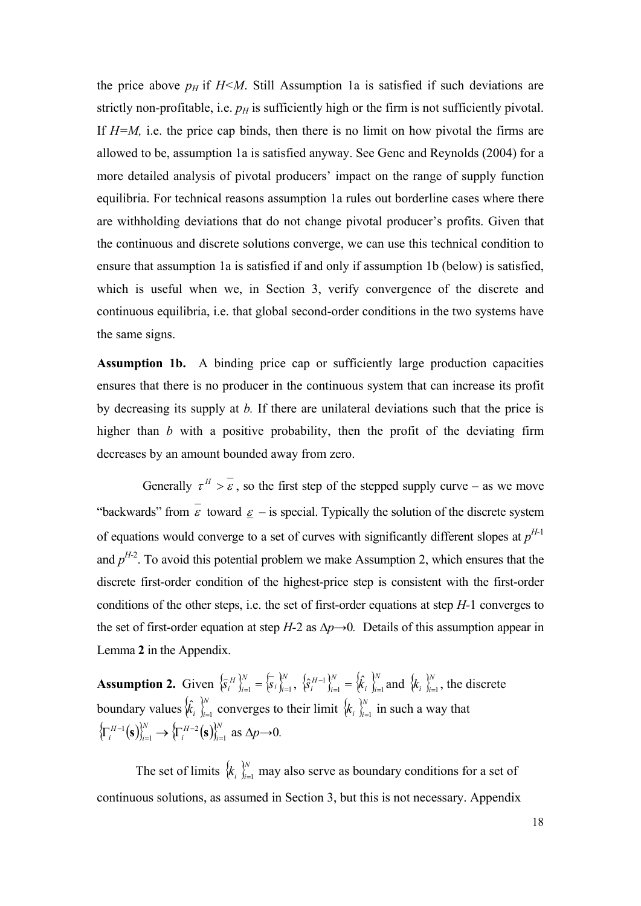the price above $p_H$ if $H<M$. Still Assumption 1a is satisfied if such deviations are strictly non-profitable, i.e. $p_H$ is sufficiently high or the firm is not sufficiently pivotal. If $H=M$, i.e. the price cap binds, then there is no limit on how pivotal the firms are allowed to be, assumption 1a is satisfied anyway. See Genc and Reynolds (2004) for a more detailed analysis of pivotal producers' impact on the range of supply function equilibria. For technical reasons assumption 1a rules out borderline cases where there are withholding deviations that do not change pivotal producer's profits. Given that the continuous and discrete solutions converge, we can use this technical condition to ensure that assumption 1a is satisfied if and only if assumption 1b (below) is satisfied, which is useful when we, in Section 3, verify convergence of the discrete and continuous equilibria, i.e. that global second-order conditions in the two systems have the same signs.

**Assumption 1b.** A binding price cap or sufficiently large production capacities ensures that there is no producer in the continuous system that can increase its profit by decreasing its supply at *b.* If there are unilateral deviations such that the price is higher than *b* with a positive probability, then the profit of the deviating firm decreases by an amount bounded away from zero.

Generally $\tau^H > \overline{\varepsilon}$, so the first step of the stepped supply curve – as we move "backwards" from $\overline{\varepsilon}$ toward $\underline{\varepsilon}$ – is special. Typically the solution of the discrete system of equations would converge to a set of curves with significantly different slopes at $p^{H-1}$ and $p^{H-2}$. To avoid this potential problem we make Assumption 2, which ensures that the discrete first-order condition of the highest-price step is consistent with the first-order conditions of the other steps, i.e. the set of first-order equations at step $H$-1 converges to the set of first-order equation at step $H$-2 as $\Delta p \rightarrow 0$. Details of this assumption appear in Lemma **2** in the Appendix.

**Assumption 2.** Given $\{\hat{s}_i^H\}_{i=1}^N = \{\overline{s}_i\}_{i=1}^N$, $\{\hat{s}_i^{H-1}\}_{i=1}^N = \{\hat{k}_i\}_{i=1}^N$ and $\{k_i\}_{i=1}^N$, the discrete boundary values $\{\hat{k}_i\}_{i=1}^N$ converges to their limit $\{k_i\}_{i=1}^N$ in such a way that $\{\Gamma_i^{H-1}(\mathbf{s})\}_{i=1}^N \rightarrow \{\Gamma_i^{H-2}(\mathbf{s})\}_{i=1}^N$ as $\Delta p \rightarrow 0$.

The set of limits $\{k_i\}_{i=1}^N$ may also serve as boundary conditions for a set of continuous solutions, as assumed in Section 3, but this is not necessary. Appendix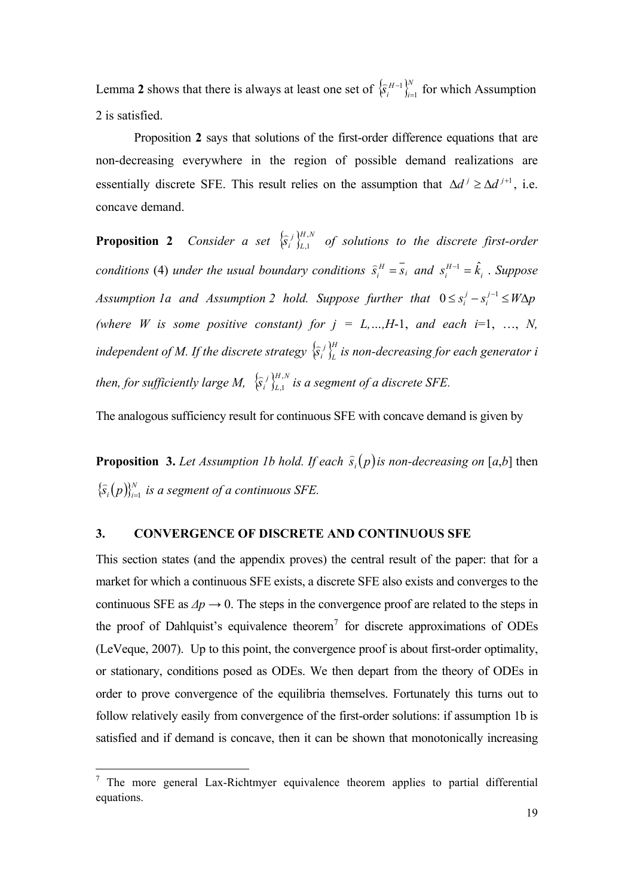Lemma **2** shows that there is always at least one set of $\left\{\widehat{s}_i^{H-1}\right\}_{i=1}^{N}$ for which Assumption 2 is satisfied.

Proposition **2** says that solutions of the first-order difference equations that are non-decreasing everywhere in the region of possible demand realizations are essentially discrete SFE. This result relies on the assumption that $\Delta d^j \geq \Delta d^{j+1}$, i.e. concave demand.

**Proposition 2** *Consider a set* $\left\{\widehat{s}_i^{\,j}\right\}_{L,1}^{H,N}$ *of solutions to the discrete first-order conditions* (4) *under the usual boundary conditions* $\widehat{s}_i^H = \overline{s}_i$ *and* $s_i^{H-1} = \hat{k}_i$ *. Suppose Assumption 1a and Assumption 2 hold. Suppose further that* $0 \leq s_i^j - s_i^{j-1} \leq W\Delta p$ *(where W is some positive constant) for j = L,…,H-1, and each i=1, …, N, independent of M. If the discrete strategy* $\left\{\widehat{s}_i^{\,j}\right\}_{L}^{H}$ *is non-decreasing for each generator i then, for sufficiently large M,* $\left\{\widehat{s}_i^{\,j}\right\}_{L,1}^{H,N}$ *is a segment of a discrete SFE.*

The analogous sufficiency result for continuous SFE with concave demand is given by

**Proposition 3.** *Let Assumption 1b hold. If each* $\widehat{s}_i(p)$ *is non-decreasing on* [*a*,*b*] then $\left\{\widehat{s}_i(p)\right\}_{i=1}^{N}$ *is a segment of a continuous SFE.*

## 3. CONVERGENCE OF DISCRETE AND CONTINUOUS SFE

This section states (and the appendix proves) the central result of the paper: that for a market for which a continuous SFE exists, a discrete SFE also exists and converges to the continuous SFE as $\Delta p \rightarrow 0$. The steps in the convergence proof are related to the steps in the proof of Dahlquist's equivalence theorem[7] for discrete approximations of ODEs (LeVeque, 2007). Up to this point, the convergence proof is about first-order optimality, or stationary, conditions posed as ODEs. We then depart from the theory of ODEs in order to prove convergence of the equilibria themselves. Fortunately this turns out to follow relatively easily from convergence of the first-order solutions: if assumption 1b is satisfied and if demand is concave, then it can be shown that monotonically increasing

[7] The more general Lax-Richtmyer equivalence theorem applies to partial differential equations.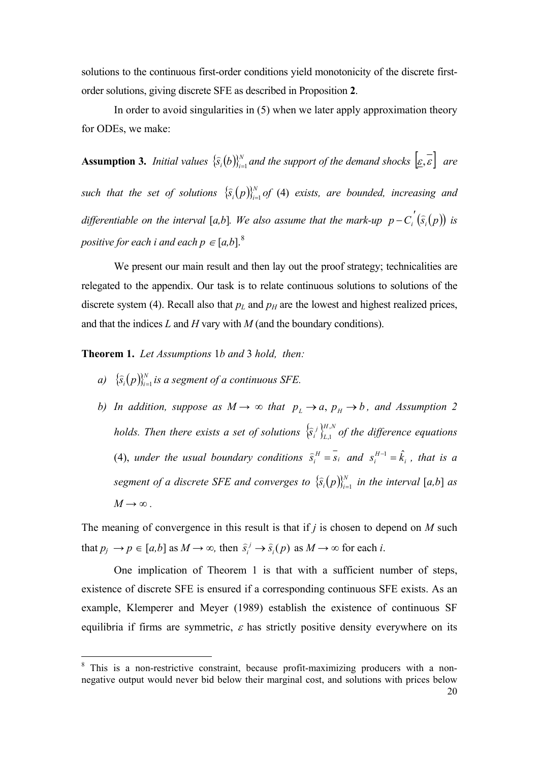solutions to the continuous first-order conditions yield monotonicity of the discrete first-order solutions, giving discrete SFE as described in Proposition **2**.

In order to avoid singularities in (5) when we later apply approximation theory for ODEs, we make:

**Assumption 3.** *Initial values* $\{\hat{s}_i(b)\}_{i=1}^{N}$ *and the support of the demand shocks* $[\underline{\varepsilon}, \overline{\varepsilon}]$ *are such that the set of solutions* $\{\hat{s}_i(p)\}_{i=1}^{N}$ *of* (4) *exists, are bounded, increasing and differentiable on the interval* [*a*,*b*]. *We also assume that the mark-up* $p - C_i'(\hat{s}_i(p))$ *is positive for each i and each* $p \in [a,b]$.[8]

We present our main result and then lay out the proof strategy; technicalities are relegated to the appendix. Our task is to relate continuous solutions to solutions of the discrete system (4). Recall also that $p_L$ and $p_H$ are the lowest and highest realized prices, and that the indices *L* and *H* vary with *M* (and the boundary conditions).

**Theorem 1.** *Let Assumptions* 1*b and* 3 *hold, then:*

*a)* $\{\hat{s}_i(p)\}_{i=1}^{N}$ *is a segment of a continuous SFE.*

*b) In addition, suppose as* $M \to \infty$ *that* $p_L \to a$, $p_H \to b$, *and Assumption 2 holds. Then there exists a set of solutions* $\{\hat{s}_i^{\,j}\}_{L,1}^{H,N}$ *of the difference equations* (4), *under the usual boundary conditions* $\hat{s}_i^H = \overline{s}_i$ *and* $s_i^{H-1} = \hat{k}_i$, *that is a segment of a discrete SFE and converges to* $\{\hat{s}_i(p)\}_{i=1}^{N}$ *in the interval* [*a*,*b*] *as* $M \to \infty$.

The meaning of convergence in this result is that if *j* is chosen to depend on *M* such that $p_j \to p \in [a,b]$ as $M \to \infty$, then $\hat{s}_i^{\,j} \to \hat{s}_i(p)$ as $M \to \infty$ for each *i*.

One implication of Theorem 1 is that with a sufficient number of steps, existence of discrete SFE is ensured if a corresponding continuous SFE exists. As an example, Klemperer and Meyer (1989) establish the existence of continuous SF equilibria if firms are symmetric, $\varepsilon$ has strictly positive density everywhere on its

[8] This is a non-restrictive constraint, because profit-maximizing producers with a non-negative output would never bid below their marginal cost, and solutions with prices below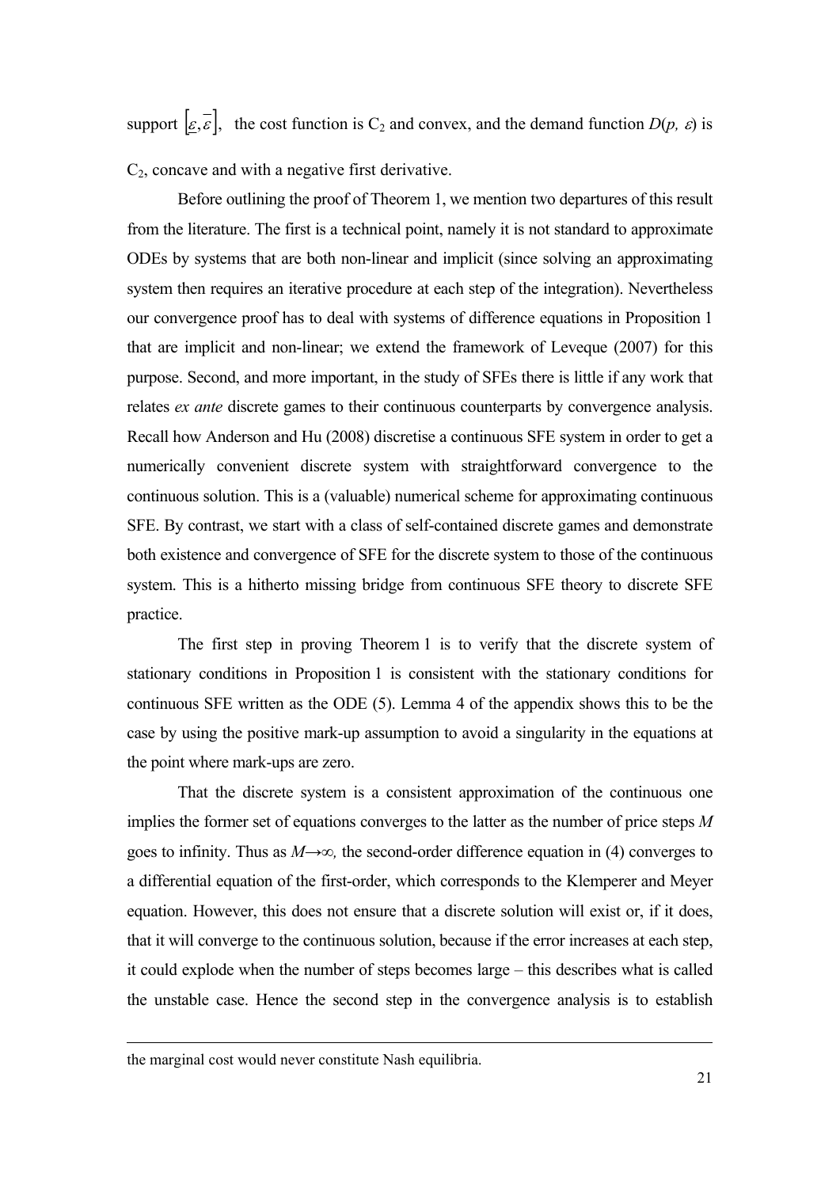support $[\underline{\varepsilon}, \overline{\varepsilon}]$, the cost function is $C_2$ and convex, and the demand function $D(p, \varepsilon)$ is $C_2$, concave and with a negative first derivative.

Before outlining the proof of Theorem 1, we mention two departures of this result from the literature. The first is a technical point, namely it is not standard to approximate ODEs by systems that are both non-linear and implicit (since solving an approximating system then requires an iterative procedure at each step of the integration). Nevertheless our convergence proof has to deal with systems of difference equations in Proposition 1 that are implicit and non-linear; we extend the framework of Leveque (2007) for this purpose. Second, and more important, in the study of SFEs there is little if any work that relates *ex ante* discrete games to their continuous counterparts by convergence analysis. Recall how Anderson and Hu (2008) discretise a continuous SFE system in order to get a numerically convenient discrete system with straightforward convergence to the continuous solution. This is a (valuable) numerical scheme for approximating continuous SFE. By contrast, we start with a class of self-contained discrete games and demonstrate both existence and convergence of SFE for the discrete system to those of the continuous system. This is a hitherto missing bridge from continuous SFE theory to discrete SFE practice.

The first step in proving Theorem 1 is to verify that the discrete system of stationary conditions in Proposition 1 is consistent with the stationary conditions for continuous SFE written as the ODE (5). Lemma 4 of the appendix shows this to be the case by using the positive mark-up assumption to avoid a singularity in the equations at the point where mark-ups are zero.

That the discrete system is a consistent approximation of the continuous one implies the former set of equations converges to the latter as the number of price steps $M$ goes to infinity. Thus as $M \rightarrow \infty$, the second-order difference equation in (4) converges to a differential equation of the first-order, which corresponds to the Klemperer and Meyer equation. However, this does not ensure that a discrete solution will exist or, if it does, that it will converge to the continuous solution, because if the error increases at each step, it could explode when the number of steps becomes large – this describes what is called the unstable case. Hence the second step in the convergence analysis is to establish

---

the marginal cost would never constitute Nash equilibria.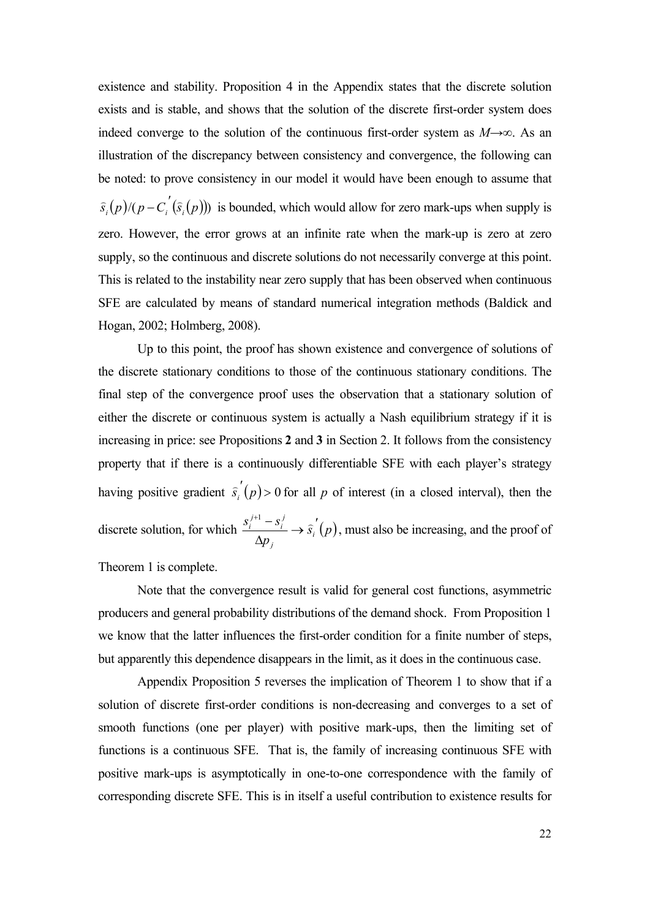existence and stability. Proposition 4 in the Appendix states that the discrete solution exists and is stable, and shows that the solution of the discrete first-order system does indeed converge to the solution of the continuous first-order system as $M\to\infty$. As an illustration of the discrepancy between consistency and convergence, the following can be noted: to prove consistency in our model it would have been enough to assume that $\hat{s}_i(p)/(p - C_i'(\hat{s}_i(p)))$ is bounded, which would allow for zero mark-ups when supply is zero. However, the error grows at an infinite rate when the mark-up is zero at zero supply, so the continuous and discrete solutions do not necessarily converge at this point. This is related to the instability near zero supply that has been observed when continuous SFE are calculated by means of standard numerical integration methods (Baldick and Hogan, 2002; Holmberg, 2008).

Up to this point, the proof has shown existence and convergence of solutions of the discrete stationary conditions to those of the continuous stationary conditions. The final step of the convergence proof uses the observation that a stationary solution of either the discrete or continuous system is actually a Nash equilibrium strategy if it is increasing in price: see Propositions **2** and **3** in Section 2. It follows from the consistency property that if there is a continuously differentiable SFE with each player's strategy having positive gradient $\hat{s}_i'(p) > 0$ for all $p$ of interest (in a closed interval), then the discrete solution, for which $\frac{s_i^{j+1} - s_i^j}{\Delta p_j} \to \hat{s}_i'(p)$, must also be increasing, and the proof of Theorem 1 is complete.

Note that the convergence result is valid for general cost functions, asymmetric producers and general probability distributions of the demand shock. From Proposition 1 we know that the latter influences the first-order condition for a finite number of steps, but apparently this dependence disappears in the limit, as it does in the continuous case.

Appendix Proposition 5 reverses the implication of Theorem 1 to show that if a solution of discrete first-order conditions is non-decreasing and converges to a set of smooth functions (one per player) with positive mark-ups, then the limiting set of functions is a continuous SFE. That is, the family of increasing continuous SFE with positive mark-ups is asymptotically in one-to-one correspondence with the family of corresponding discrete SFE. This is in itself a useful contribution to existence results for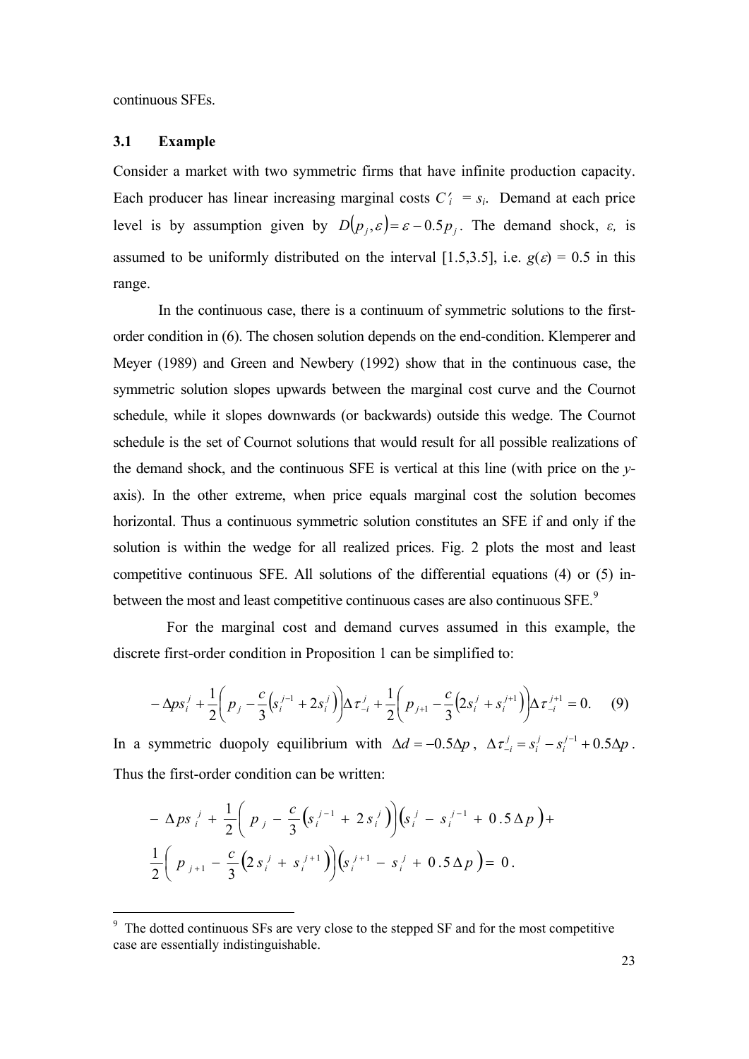continuous SFEs.

### 3.1 Example

Consider a market with two symmetric firms that have infinite production capacity. Each producer has linear increasing marginal costs $C_i' = s_i$. Demand at each price level is by assumption given by $D(p_j, \varepsilon) = \varepsilon - 0.5p_j$. The demand shock, $\varepsilon$, is assumed to be uniformly distributed on the interval [1.5,3.5], i.e. $g(\varepsilon) = 0.5$ in this range.

In the continuous case, there is a continuum of symmetric solutions to the first-order condition in (6). The chosen solution depends on the end-condition. Klemperer and Meyer (1989) and Green and Newbery (1992) show that in the continuous case, the symmetric solution slopes upwards between the marginal cost curve and the Cournot schedule, while it slopes downwards (or backwards) outside this wedge. The Cournot schedule is the set of Cournot solutions that would result for all possible realizations of the demand shock, and the continuous SFE is vertical at this line (with price on the *y*-axis). In the other extreme, when price equals marginal cost the solution becomes horizontal. Thus a continuous symmetric solution constitutes an SFE if and only if the solution is within the wedge for all realized prices. Fig. 2 plots the most and least competitive continuous SFE. All solutions of the differential equations (4) or (5) in-between the most and least competitive continuous cases are also continuous SFE.[9]

For the marginal cost and demand curves assumed in this example, the discrete first-order condition in Proposition 1 can be simplified to:

$$-\Delta p s_i^j + \frac{1}{2}\left(p_j - \frac{c}{3}\left(s_i^{j-1} + 2s_i^j\right)\right)\Delta\tau_{-i}^j + \frac{1}{2}\left(p_{j+1} - \frac{c}{3}\left(2s_i^j + s_i^{j+1}\right)\right)\Delta\tau_{-i}^{j+1} = 0. \quad (9)$$

In a symmetric duopoly equilibrium with $\Delta d = -0.5\Delta p$, $\Delta\tau_{-i}^j = s_i^j - s_i^{j-1} + 0.5\Delta p$. Thus the first-order condition can be written:

$$-\Delta p s_i^j + \frac{1}{2}\left(p_j - \frac{c}{3}\left(s_i^{j-1} + 2s_i^j\right)\right)\left(s_i^j - s_i^{j-1} + 0.5\Delta p\right) +$$
$$\frac{1}{2}\left(p_{j+1} - \frac{c}{3}\left(2s_i^j + s_i^{j+1}\right)\right)\left(s_i^{j+1} - s_i^j + 0.5\Delta p\right) = 0.$$

[9] The dotted continuous SFs are very close to the stepped SF and for the most competitive case are essentially indistinguishable.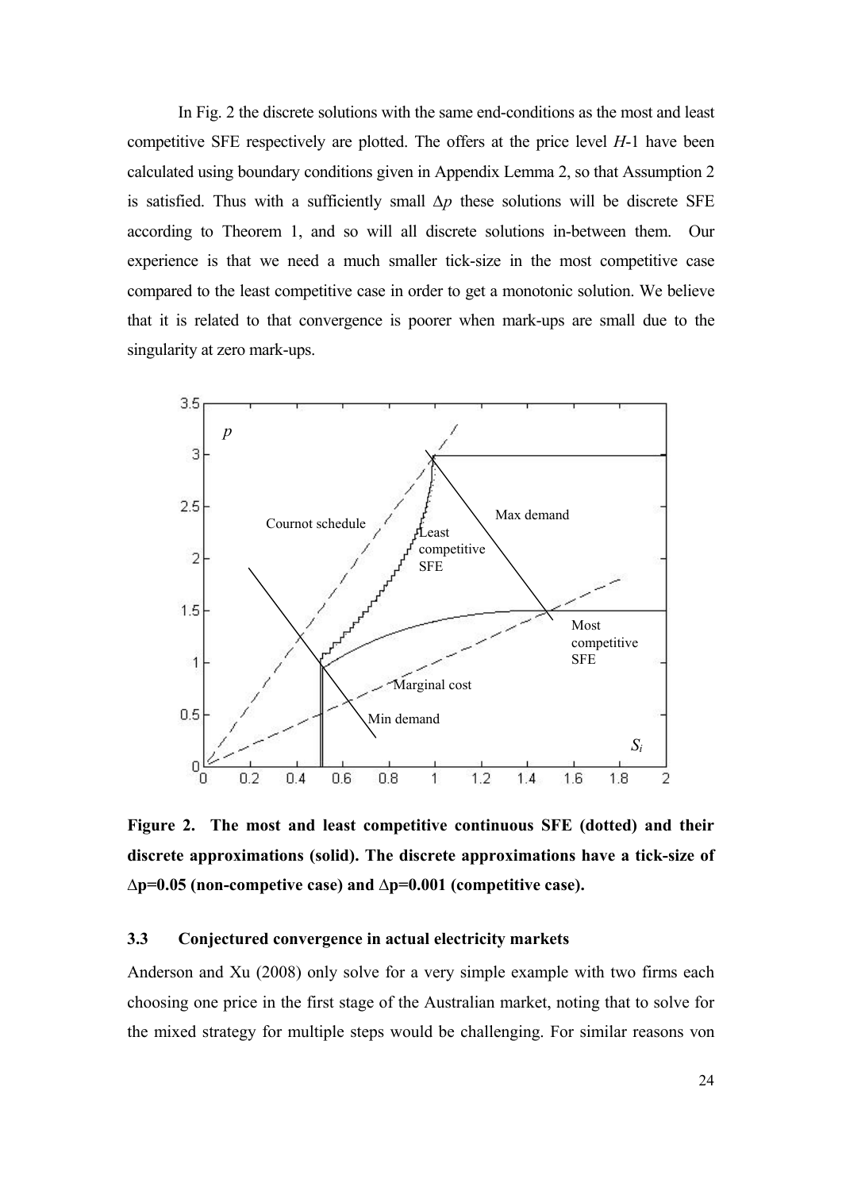In Fig. 2 the discrete solutions with the same end-conditions as the most and least competitive SFE respectively are plotted. The offers at the price level $H$-1 have been calculated using boundary conditions given in Appendix Lemma 2, so that Assumption 2 is satisfied. Thus with a sufficiently small $\Delta p$ these solutions will be discrete SFE according to Theorem 1, and so will all discrete solutions in-between them. Our experience is that we need a much smaller tick-size in the most competitive case compared to the least competitive case in order to get a monotonic solution. We believe that it is related to that convergence is poorer when mark-ups are small due to the singularity at zero mark-ups.

**Figure 2. The most and least competitive continuous SFE (dotted) and their discrete approximations (solid). The discrete approximations have a tick-size of Δp=0.05 (non-competive case) and Δp=0.001 (competitive case).**

### 3.3 Conjectured convergence in actual electricity markets

Anderson and Xu (2008) only solve for a very simple example with two firms each choosing one price in the first stage of the Australian market, noting that to solve for the mixed strategy for multiple steps would be challenging. For similar reasons von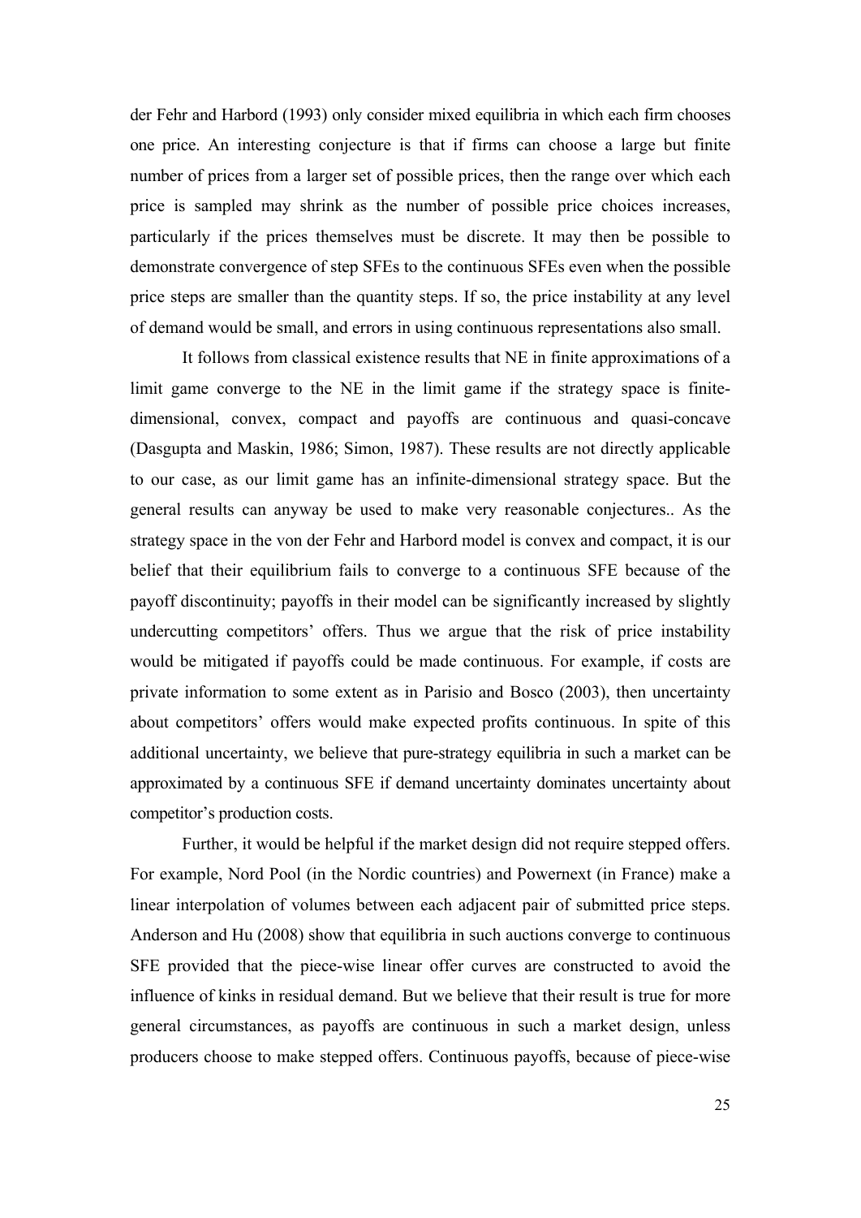der Fehr and Harbord (1993) only consider mixed equilibria in which each firm chooses one price. An interesting conjecture is that if firms can choose a large but finite number of prices from a larger set of possible prices, then the range over which each price is sampled may shrink as the number of possible price choices increases, particularly if the prices themselves must be discrete. It may then be possible to demonstrate convergence of step SFEs to the continuous SFEs even when the possible price steps are smaller than the quantity steps. If so, the price instability at any level of demand would be small, and errors in using continuous representations also small.

It follows from classical existence results that NE in finite approximations of a limit game converge to the NE in the limit game if the strategy space is finite-dimensional, convex, compact and payoffs are continuous and quasi-concave (Dasgupta and Maskin, 1986; Simon, 1987). These results are not directly applicable to our case, as our limit game has an infinite-dimensional strategy space. But the general results can anyway be used to make very reasonable conjectures.. As the strategy space in the von der Fehr and Harbord model is convex and compact, it is our belief that their equilibrium fails to converge to a continuous SFE because of the payoff discontinuity; payoffs in their model can be significantly increased by slightly undercutting competitors' offers. Thus we argue that the risk of price instability would be mitigated if payoffs could be made continuous. For example, if costs are private information to some extent as in Parisio and Bosco (2003), then uncertainty about competitors' offers would make expected profits continuous. In spite of this additional uncertainty, we believe that pure-strategy equilibria in such a market can be approximated by a continuous SFE if demand uncertainty dominates uncertainty about competitor's production costs.

Further, it would be helpful if the market design did not require stepped offers. For example, Nord Pool (in the Nordic countries) and Powernext (in France) make a linear interpolation of volumes between each adjacent pair of submitted price steps. Anderson and Hu (2008) show that equilibria in such auctions converge to continuous SFE provided that the piece-wise linear offer curves are constructed to avoid the influence of kinks in residual demand. But we believe that their result is true for more general circumstances, as payoffs are continuous in such a market design, unless producers choose to make stepped offers. Continuous payoffs, because of piece-wise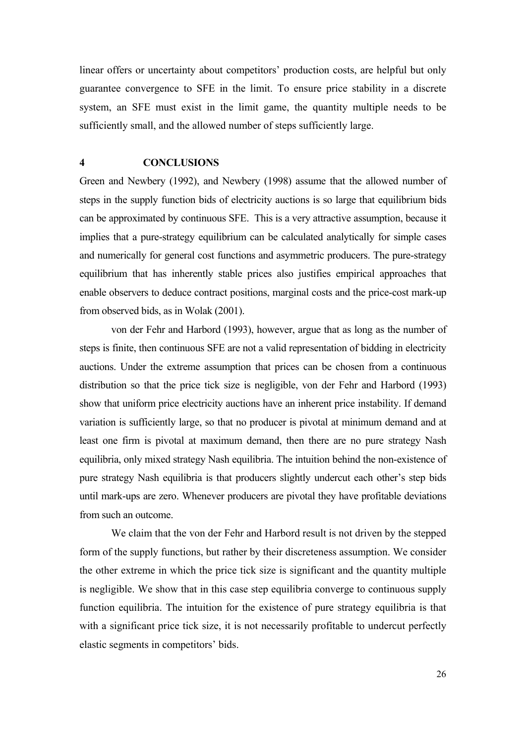linear offers or uncertainty about competitors' production costs, are helpful but only guarantee convergence to SFE in the limit. To ensure price stability in a discrete system, an SFE must exist in the limit game, the quantity multiple needs to be sufficiently small, and the allowed number of steps sufficiently large.

## 4 CONCLUSIONS

Green and Newbery (1992), and Newbery (1998) assume that the allowed number of steps in the supply function bids of electricity auctions is so large that equilibrium bids can be approximated by continuous SFE. This is a very attractive assumption, because it implies that a pure-strategy equilibrium can be calculated analytically for simple cases and numerically for general cost functions and asymmetric producers. The pure-strategy equilibrium that has inherently stable prices also justifies empirical approaches that enable observers to deduce contract positions, marginal costs and the price-cost mark-up from observed bids, as in Wolak (2001).

von der Fehr and Harbord (1993), however, argue that as long as the number of steps is finite, then continuous SFE are not a valid representation of bidding in electricity auctions. Under the extreme assumption that prices can be chosen from a continuous distribution so that the price tick size is negligible, von der Fehr and Harbord (1993) show that uniform price electricity auctions have an inherent price instability. If demand variation is sufficiently large, so that no producer is pivotal at minimum demand and at least one firm is pivotal at maximum demand, then there are no pure strategy Nash equilibria, only mixed strategy Nash equilibria. The intuition behind the non-existence of pure strategy Nash equilibria is that producers slightly undercut each other's step bids until mark-ups are zero. Whenever producers are pivotal they have profitable deviations from such an outcome.

We claim that the von der Fehr and Harbord result is not driven by the stepped form of the supply functions, but rather by their discreteness assumption. We consider the other extreme in which the price tick size is significant and the quantity multiple is negligible. We show that in this case step equilibria converge to continuous supply function equilibria. The intuition for the existence of pure strategy equilibria is that with a significant price tick size, it is not necessarily profitable to undercut perfectly elastic segments in competitors' bids.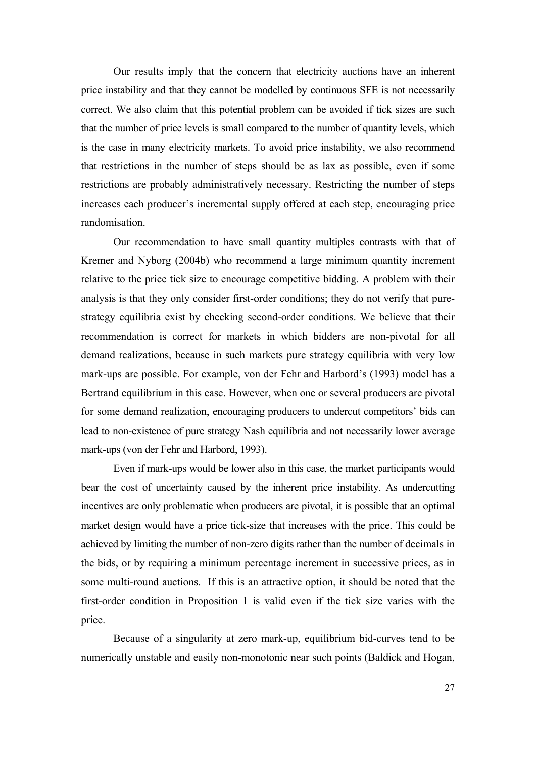Our results imply that the concern that electricity auctions have an inherent price instability and that they cannot be modelled by continuous SFE is not necessarily correct. We also claim that this potential problem can be avoided if tick sizes are such that the number of price levels is small compared to the number of quantity levels, which is the case in many electricity markets. To avoid price instability, we also recommend that restrictions in the number of steps should be as lax as possible, even if some restrictions are probably administratively necessary. Restricting the number of steps increases each producer's incremental supply offered at each step, encouraging price randomisation.

Our recommendation to have small quantity multiples contrasts with that of Kremer and Nyborg (2004b) who recommend a large minimum quantity increment relative to the price tick size to encourage competitive bidding. A problem with their analysis is that they only consider first-order conditions; they do not verify that pure-strategy equilibria exist by checking second-order conditions. We believe that their recommendation is correct for markets in which bidders are non-pivotal for all demand realizations, because in such markets pure strategy equilibria with very low mark-ups are possible. For example, von der Fehr and Harbord's (1993) model has a Bertrand equilibrium in this case. However, when one or several producers are pivotal for some demand realization, encouraging producers to undercut competitors' bids can lead to non-existence of pure strategy Nash equilibria and not necessarily lower average mark-ups (von der Fehr and Harbord, 1993).

Even if mark-ups would be lower also in this case, the market participants would bear the cost of uncertainty caused by the inherent price instability. As undercutting incentives are only problematic when producers are pivotal, it is possible that an optimal market design would have a price tick-size that increases with the price. This could be achieved by limiting the number of non-zero digits rather than the number of decimals in the bids, or by requiring a minimum percentage increment in successive prices, as in some multi-round auctions. If this is an attractive option, it should be noted that the first-order condition in Proposition 1 is valid even if the tick size varies with the price.

Because of a singularity at zero mark-up, equilibrium bid-curves tend to be numerically unstable and easily non-monotonic near such points (Baldick and Hogan,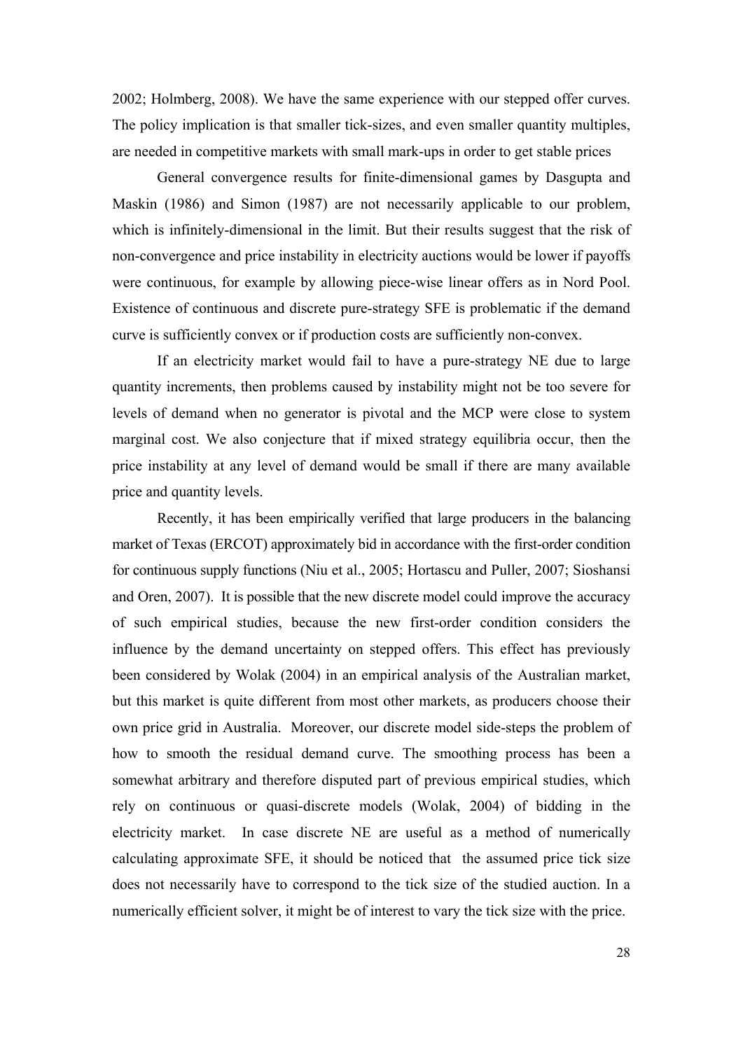2002; Holmberg, 2008). We have the same experience with our stepped offer curves. The policy implication is that smaller tick-sizes, and even smaller quantity multiples, are needed in competitive markets with small mark-ups in order to get stable prices

General convergence results for finite-dimensional games by Dasgupta and Maskin (1986) and Simon (1987) are not necessarily applicable to our problem, which is infinitely-dimensional in the limit. But their results suggest that the risk of non-convergence and price instability in electricity auctions would be lower if payoffs were continuous, for example by allowing piece-wise linear offers as in Nord Pool. Existence of continuous and discrete pure-strategy SFE is problematic if the demand curve is sufficiently convex or if production costs are sufficiently non-convex.

If an electricity market would fail to have a pure-strategy NE due to large quantity increments, then problems caused by instability might not be too severe for levels of demand when no generator is pivotal and the MCP were close to system marginal cost. We also conjecture that if mixed strategy equilibria occur, then the price instability at any level of demand would be small if there are many available price and quantity levels.

Recently, it has been empirically verified that large producers in the balancing market of Texas (ERCOT) approximately bid in accordance with the first-order condition for continuous supply functions (Niu et al., 2005; Hortascu and Puller, 2007; Sioshansi and Oren, 2007). It is possible that the new discrete model could improve the accuracy of such empirical studies, because the new first-order condition considers the influence by the demand uncertainty on stepped offers. This effect has previously been considered by Wolak (2004) in an empirical analysis of the Australian market, but this market is quite different from most other markets, as producers choose their own price grid in Australia. Moreover, our discrete model side-steps the problem of how to smooth the residual demand curve. The smoothing process has been a somewhat arbitrary and therefore disputed part of previous empirical studies, which rely on continuous or quasi-discrete models (Wolak, 2004) of bidding in the electricity market. In case discrete NE are useful as a method of numerically calculating approximate SFE, it should be noticed that the assumed price tick size does not necessarily have to correspond to the tick size of the studied auction. In a numerically efficient solver, it might be of interest to vary the tick size with the price.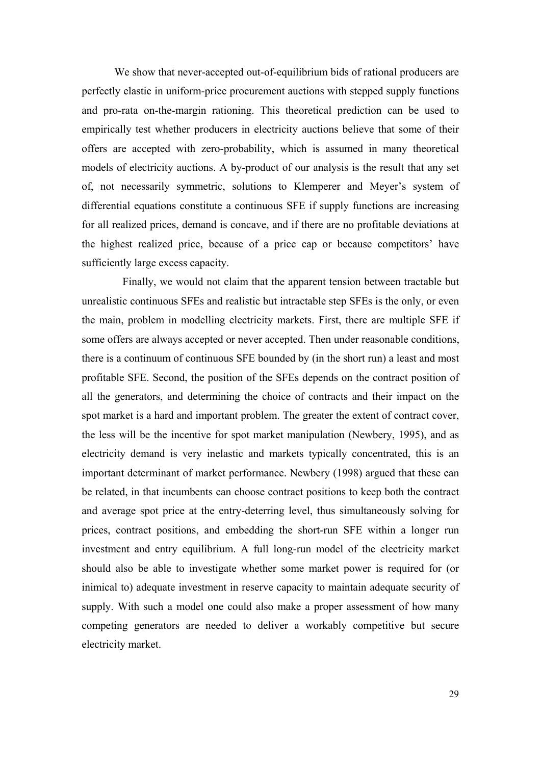We show that never-accepted out-of-equilibrium bids of rational producers are perfectly elastic in uniform-price procurement auctions with stepped supply functions and pro-rata on-the-margin rationing. This theoretical prediction can be used to empirically test whether producers in electricity auctions believe that some of their offers are accepted with zero-probability, which is assumed in many theoretical models of electricity auctions. A by-product of our analysis is the result that any set of, not necessarily symmetric, solutions to Klemperer and Meyer's system of differential equations constitute a continuous SFE if supply functions are increasing for all realized prices, demand is concave, and if there are no profitable deviations at the highest realized price, because of a price cap or because competitors' have sufficiently large excess capacity.

Finally, we would not claim that the apparent tension between tractable but unrealistic continuous SFEs and realistic but intractable step SFEs is the only, or even the main, problem in modelling electricity markets. First, there are multiple SFE if some offers are always accepted or never accepted. Then under reasonable conditions, there is a continuum of continuous SFE bounded by (in the short run) a least and most profitable SFE. Second, the position of the SFEs depends on the contract position of all the generators, and determining the choice of contracts and their impact on the spot market is a hard and important problem. The greater the extent of contract cover, the less will be the incentive for spot market manipulation (Newbery, 1995), and as electricity demand is very inelastic and markets typically concentrated, this is an important determinant of market performance. Newbery (1998) argued that these can be related, in that incumbents can choose contract positions to keep both the contract and average spot price at the entry-deterring level, thus simultaneously solving for prices, contract positions, and embedding the short-run SFE within a longer run investment and entry equilibrium. A full long-run model of the electricity market should also be able to investigate whether some market power is required for (or inimical to) adequate investment in reserve capacity to maintain adequate security of supply. With such a model one could also make a proper assessment of how many competing generators are needed to deliver a workably competitive but secure electricity market.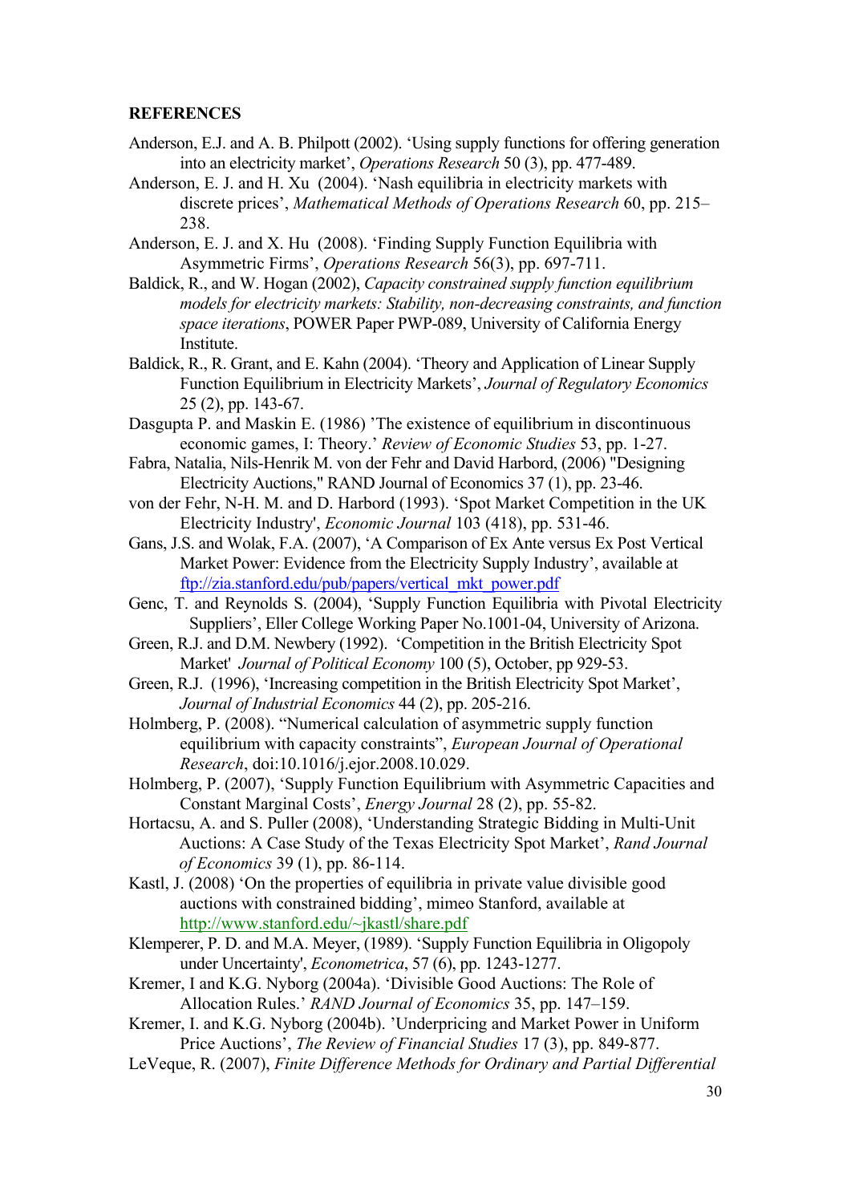**REFERENCES**

Anderson, E.J. and A. B. Philpott (2002). 'Using supply functions for offering generation into an electricity market', *Operations Research* 50 (3), pp. 477-489.

Anderson, E. J. and H. Xu (2004). 'Nash equilibria in electricity markets with discrete prices', *Mathematical Methods of Operations Research* 60, pp. 215–238.

Anderson, E. J. and X. Hu (2008). 'Finding Supply Function Equilibria with Asymmetric Firms', *Operations Research* 56(3), pp. 697-711.

Baldick, R., and W. Hogan (2002), *Capacity constrained supply function equilibrium models for electricity markets: Stability, non-decreasing constraints, and function space iterations*, POWER Paper PWP-089, University of California Energy Institute.

Baldick, R., R. Grant, and E. Kahn (2004). 'Theory and Application of Linear Supply Function Equilibrium in Electricity Markets', *Journal of Regulatory Economics* 25 (2), pp. 143-67.

Dasgupta P. and Maskin E. (1986) 'The existence of equilibrium in discontinuous economic games, I: Theory.' *Review of Economic Studies* 53, pp. 1-27.

Fabra, Natalia, Nils-Henrik M. von der Fehr and David Harbord, (2006) "Designing Electricity Auctions," RAND Journal of Economics 37 (1), pp. 23-46.

von der Fehr, N-H. M. and D. Harbord (1993). 'Spot Market Competition in the UK Electricity Industry', *Economic Journal* 103 (418), pp. 531-46.

Gans, J.S. and Wolak, F.A. (2007), 'A Comparison of Ex Ante versus Ex Post Vertical Market Power: Evidence from the Electricity Supply Industry', available at ftp://zia.stanford.edu/pub/papers/vertical_mkt_power.pdf

Genc, T. and Reynolds S. (2004), 'Supply Function Equilibria with Pivotal Electricity Suppliers', Eller College Working Paper No.1001-04, University of Arizona.

Green, R.J. and D.M. Newbery (1992). 'Competition in the British Electricity Spot Market' *Journal of Political Economy* 100 (5), October, pp 929-53.

Green, R.J. (1996), 'Increasing competition in the British Electricity Spot Market', *Journal of Industrial Economics* 44 (2), pp. 205-216.

Holmberg, P. (2008). "Numerical calculation of asymmetric supply function equilibrium with capacity constraints", *European Journal of Operational Research*, doi:10.1016/j.ejor.2008.10.029.

Holmberg, P. (2007), 'Supply Function Equilibrium with Asymmetric Capacities and Constant Marginal Costs', *Energy Journal* 28 (2), pp. 55-82.

Hortacsu, A. and S. Puller (2008), 'Understanding Strategic Bidding in Multi-Unit Auctions: A Case Study of the Texas Electricity Spot Market', *Rand Journal of Economics* 39 (1), pp. 86-114.

Kastl, J. (2008) 'On the properties of equilibria in private value divisible good auctions with constrained bidding', mimeo Stanford, available at http://www.stanford.edu/~jkastl/share.pdf

Klemperer, P. D. and M.A. Meyer, (1989). 'Supply Function Equilibria in Oligopoly under Uncertainty', *Econometrica*, 57 (6), pp. 1243-1277.

Kremer, I and K.G. Nyborg (2004a). 'Divisible Good Auctions: The Role of Allocation Rules.' *RAND Journal of Economics* 35, pp. 147–159.

Kremer, I. and K.G. Nyborg (2004b). 'Underpricing and Market Power in Uniform Price Auctions', *The Review of Financial Studies* 17 (3), pp. 849-877.

LeVeque, R. (2007), *Finite Difference Methods for Ordinary and Partial Differential*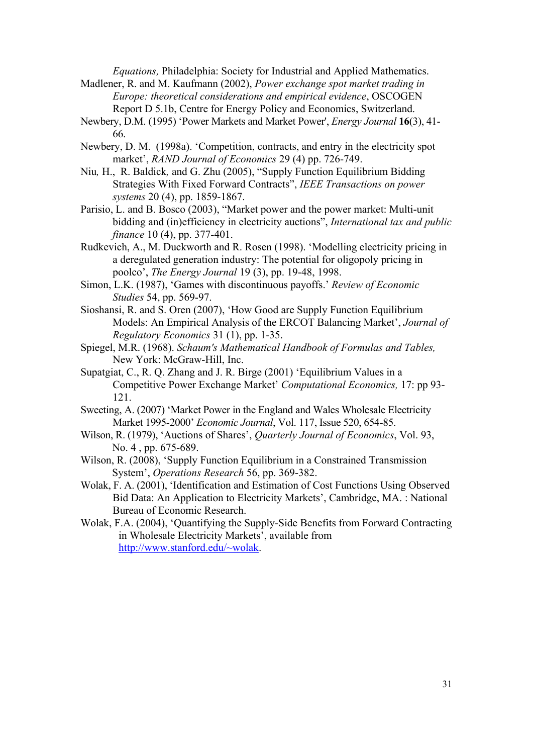*Equations,* Philadelphia: Society for Industrial and Applied Mathematics.

Madlener, R. and M. Kaufmann (2002), *Power exchange spot market trading in Europe: theoretical considerations and empirical evidence*, OSCOGEN Report D 5.1b, Centre for Energy Policy and Economics, Switzerland.

Newbery, D.M. (1995) 'Power Markets and Market Power', *Energy Journal* **16**(3), 41-66.

Newbery, D. M. (1998a). 'Competition, contracts, and entry in the electricity spot market', *RAND Journal of Economics* 29 (4) pp. 726-749.

Niu*,* H., R. Baldick*,* and G. Zhu (2005), "Supply Function Equilibrium Bidding Strategies With Fixed Forward Contracts", *IEEE Transactions on power systems* 20 (4), pp. 1859-1867.

Parisio, L. and B. Bosco (2003), "Market power and the power market: Multi-unit bidding and (in)efficiency in electricity auctions", *International tax and public finance* 10 (4), pp. 377-401.

Rudkevich, A., M. Duckworth and R. Rosen (1998). 'Modelling electricity pricing in a deregulated generation industry: The potential for oligopoly pricing in poolco', *The Energy Journal* 19 (3), pp. 19-48, 1998.

Simon, L.K. (1987), 'Games with discontinuous payoffs.' *Review of Economic Studies* 54, pp. 569-97.

Sioshansi, R. and S. Oren (2007), 'How Good are Supply Function Equilibrium Models: An Empirical Analysis of the ERCOT Balancing Market', *Journal of Regulatory Economics* 31 (1), pp. 1-35.

Spiegel, M.R. (1968). *Schaum's Mathematical Handbook of Formulas and Tables,* New York: McGraw-Hill, Inc.

Supatgiat, C., R. Q. Zhang and J. R. Birge (2001) 'Equilibrium Values in a Competitive Power Exchange Market' *Computational Economics,* 17: pp 93-121.

Sweeting, A. (2007) 'Market Power in the England and Wales Wholesale Electricity Market 1995-2000' *Economic Journal*, Vol. 117, Issue 520, 654-85.

Wilson, R. (1979), 'Auctions of Shares', *Quarterly Journal of Economics*, Vol. 93, No. 4 , pp. 675-689.

Wilson, R. (2008), 'Supply Function Equilibrium in a Constrained Transmission System', *Operations Research* 56, pp. 369-382.

Wolak, F. A. (2001), 'Identification and Estimation of Cost Functions Using Observed Bid Data: An Application to Electricity Markets', Cambridge, MA. : National Bureau of Economic Research.

Wolak, F.A. (2004), 'Quantifying the Supply-Side Benefits from Forward Contracting in Wholesale Electricity Markets', available from http://www.stanford.edu/~wolak.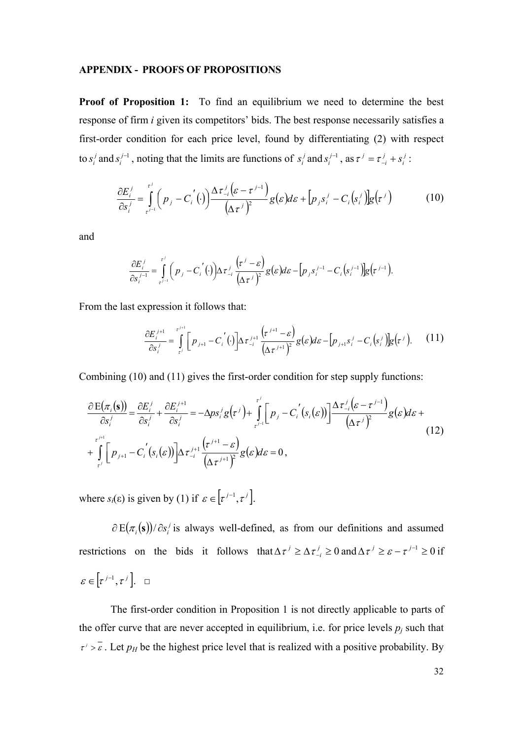**APPENDIX - PROOFS OF PROPOSITIONS**

**Proof of Proposition 1:** To find an equilibrium we need to determine the best response of firm *i* given its competitors' bids. The best response necessarily satisfies a first-order condition for each price level, found by differentiating (2) with respect to $s_i^j$ and $s_i^{j-1}$, noting that the limits are functions of $s_i^j$ and $s_i^{j-1}$, as $\tau^j = \tau_{-i}^j + s_i^j$ :

$$\frac{\partial E_i^j}{\partial s_i^j} = \int_{\tau^{j-1}}^{\tau^j} \left( p_j - C_i'(\cdot) \right) \frac{\Delta \tau_{-i}^j \left( \varepsilon - \tau^{j-1} \right)}{\left( \Delta \tau^j \right)^2} g(\varepsilon) d\varepsilon + \left[ p_j s_i^j - C_i\left(s_i^j\right) \right] g\left(\tau^j\right) \tag{10}$$

and

$$\frac{\partial E_i^j}{\partial s_i^{j-1}} = \int_{\tau^{j-1}}^{\tau^j} \left( p_j - C_i'(\cdot) \right) \Delta \tau_{-i}^j \frac{\left( \tau^j - \varepsilon \right)}{\left( \Delta \tau^j \right)^2} g(\varepsilon) d\varepsilon - \left[ p_j s_i^{j-1} - C_i\left(s_i^{j-1}\right) \right] g\left(\tau^{j-1}\right).$$

From the last expression it follows that:

$$\frac{\partial E_i^{j+1}}{\partial s_i^j} = \int_{\tau^j}^{\tau^{j+1}} \left[ p_{j+1} - C_i'(\cdot) \right] \Delta \tau_{-i}^{j+1} \frac{\left( \tau^{j+1} - \varepsilon \right)}{\left( \Delta \tau^{j+1} \right)^2} g(\varepsilon) d\varepsilon - \left[ p_{j+1} s_i^j - C_i\left(s_i^j\right) \right] g\left(\tau^j\right). \tag{11}$$

Combining (10) and (11) gives the first-order condition for step supply functions:

$$\begin{aligned} \frac{\partial \mathrm{E}(\pi_i(\mathbf{s}))}{\partial s_i^j} = \frac{\partial E_i^j}{\partial s_i^j} + \frac{\partial E_i^{j+1}}{\partial s_i^j} = -\Delta p s_i^j g\left(\tau^j\right) + \int_{\tau^{j-1}}^{\tau^j} \left[ p_j - C_i'\left(s_i(\varepsilon)\right) \right] \frac{\Delta \tau_{-i}^j \left( \varepsilon - \tau^{j-1} \right)}{\left( \Delta \tau^j \right)^2} g(\varepsilon) d\varepsilon + \\ + \int_{\tau^j}^{\tau^{j+1}} \left[ p_{j+1} - C_i'\left(s_i(\varepsilon)\right) \right] \Delta \tau_{-i}^{j+1} \frac{\left( \tau^{j+1} - \varepsilon \right)}{\left( \Delta \tau^{j+1} \right)^2} g(\varepsilon) d\varepsilon = 0, \end{aligned} \tag{12}$$

where $s_i(\varepsilon)$ is given by (1) if $\varepsilon \in \left[\tau^{j-1}, \tau^j\right]$.

$\partial \mathrm{E}(\pi_i(\mathbf{s})) / \partial s_i^j$ is always well-defined, as from our definitions and assumed restrictions on the bids it follows that $\Delta \tau^j \geq \Delta \tau_{-i}^j \geq 0$ and $\Delta \tau^j \geq \varepsilon - \tau^{j-1} \geq 0$ if $\varepsilon \in \left[\tau^{j-1}, \tau^j\right]$. □

The first-order condition in Proposition 1 is not directly applicable to parts of the offer curve that are never accepted in equilibrium, i.e. for price levels $p_j$ such that $\tau^j > \bar{\varepsilon}$. Let $p_H$ be the highest price level that is realized with a positive probability. By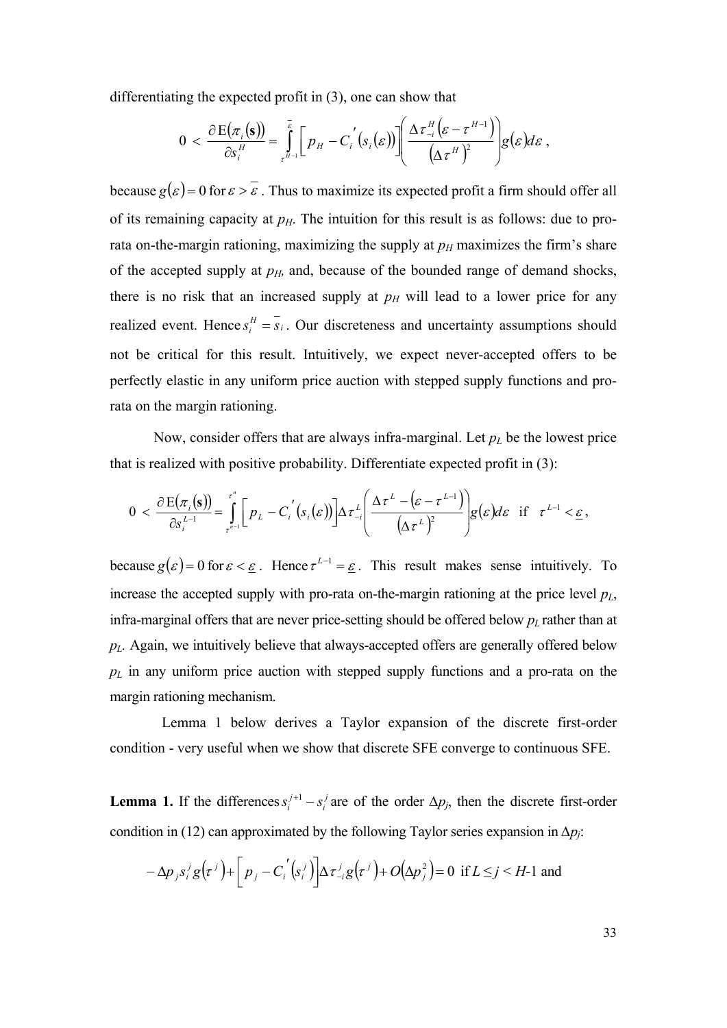differentiating the expected profit in (3), one can show that

$$0 < \frac{\partial \mathrm{E}(\pi_i(\mathbf{s}))}{\partial s_i^H} = \int_{\tau^{H-1}}^{\bar{\varepsilon}} \left[ p_H - C_i'(s_i(\varepsilon)) \right] \left( \frac{\Delta \tau_{-i}^H (\varepsilon - \tau^{H-1})}{(\Delta \tau^H)^2} \right) g(\varepsilon) d\varepsilon ,$$

because $g(\varepsilon) = 0$ for $\varepsilon > \bar{\varepsilon}$. Thus to maximize its expected profit a firm should offer all of its remaining capacity at $p_H$. The intuition for this result is as follows: due to pro-rata on-the-margin rationing, maximizing the supply at $p_H$ maximizes the firm's share of the accepted supply at $p_H$, and, because of the bounded range of demand shocks, there is no risk that an increased supply at $p_H$ will lead to a lower price for any realized event. Hence $s_i^H = \bar{s}_i$. Our discreteness and uncertainty assumptions should not be critical for this result. Intuitively, we expect never-accepted offers to be perfectly elastic in any uniform price auction with stepped supply functions and pro-rata on the margin rationing.

Now, consider offers that are always infra-marginal. Let $p_L$ be the lowest price that is realized with positive probability. Differentiate expected profit in (3):

$$0 < \frac{\partial \mathrm{E}(\pi_i(\mathbf{s}))}{\partial s_i^{L-1}} = \int_{\tau^{n-1}}^{\tau^n} \left[ p_L - C_i'(s_i(\varepsilon)) \right] \Delta \tau_{-i}^L \left( \frac{\Delta \tau^L - (\varepsilon - \tau^{L-1})}{(\Delta \tau^L)^2} \right) g(\varepsilon) d\varepsilon \quad \text{if} \quad \tau^{L-1} < \underline{\varepsilon},$$

because $g(\varepsilon) = 0$ for $\varepsilon < \underline{\varepsilon}$. Hence $\tau^{L-1} = \underline{\varepsilon}$. This result makes sense intuitively. To increase the accepted supply with pro-rata on-the-margin rationing at the price level $p_L$, infra-marginal offers that are never price-setting should be offered below $p_L$ rather than at $p_L$. Again, we intuitively believe that always-accepted offers are generally offered below $p_L$ in any uniform price auction with stepped supply functions and a pro-rata on the margin rationing mechanism.

Lemma 1 below derives a Taylor expansion of the discrete first-order condition - very useful when we show that discrete SFE converge to continuous SFE.

**Lemma 1.** If the differences $s_i^{j+1} - s_i^j$ are of the order $\Delta p_j$, then the discrete first-order condition in (12) can approximated by the following Taylor series expansion in $\Delta p_j$:

$$-\Delta p_j s_i^j g(\tau^j) + \left[ p_j - C_i'(s_i^j) \right] \Delta \tau_{-i}^j g(\tau^j) + O(\Delta p_j^2) = 0 \ \text{ if } L \leq j < H\text{-}1 \text{ and}$$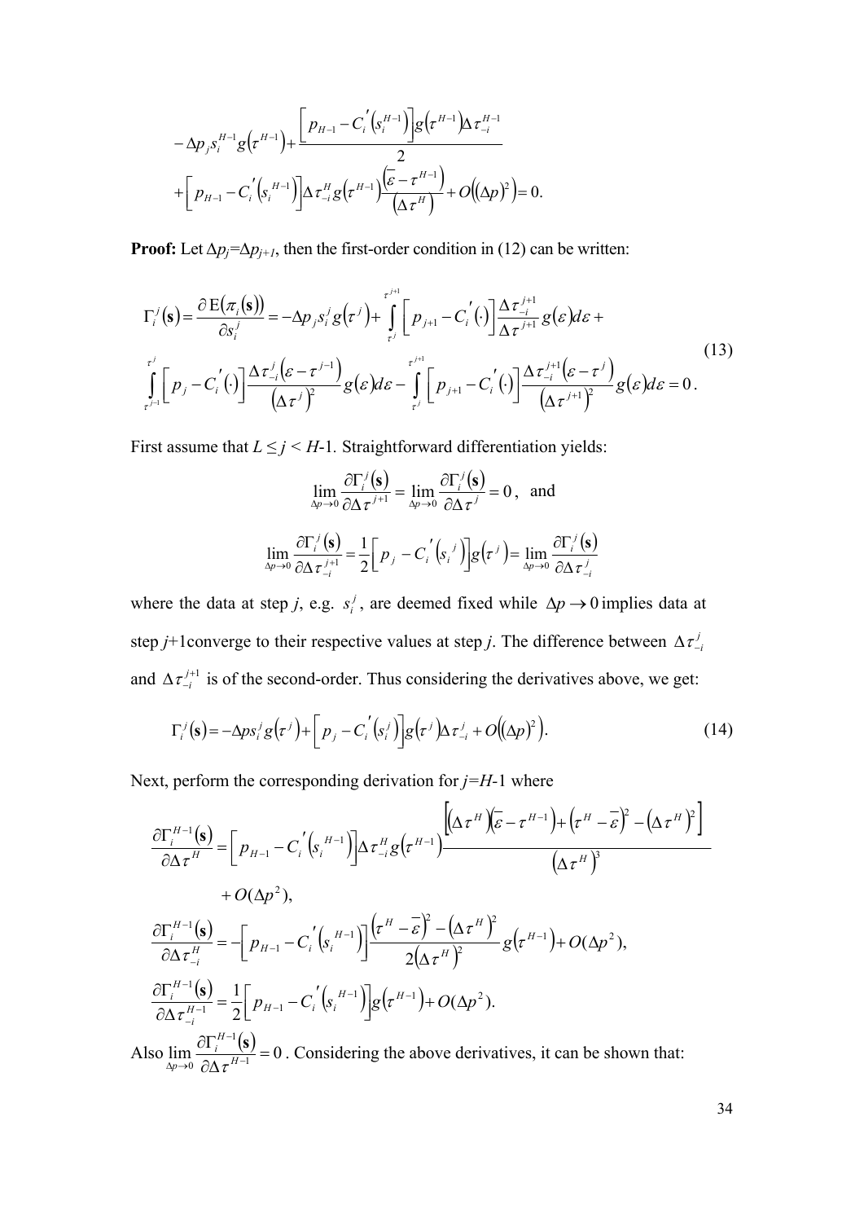$$
-\Delta p_j s_i^{H-1} g\left(\tau^{H-1}\right) + \frac{\left[ p_{H-1} - C_i'\left(s_i^{H-1}\right)\right] g\left(\tau^{H-1}\right) \Delta \tau_{-i}^{H-1}}{2}
$$
$$
+ \left[ p_{H-1} - C_i'\left(s_i^{H-1}\right)\right] \Delta \tau_{-i}^{H} g\left(\tau^{H-1}\right) \frac{\left(\bar{\varepsilon} - \tau^{H-1}\right)}{\left(\Delta \tau^{H}\right)} + O\left((\Delta p)^2\right) = 0.
$$

**Proof:** Let $\Delta p_j = \Delta p_{j+1}$, then the first-order condition in (12) can be written:

$$
\Gamma_i^j(\mathbf{s}) = \frac{\partial \mathrm{E}(\pi_i(\mathbf{s}))}{\partial s_i^j} = -\Delta p_j s_i^j g\left(\tau^j\right) + \int_{\tau^j}^{\tau^{j+1}} \left[ p_{j+1} - C_i'(\cdot)\right] \frac{\Delta \tau_{-i}^{j+1}}{\Delta \tau^{j+1}} g(\varepsilon) d\varepsilon +
$$
$$
\int_{\tau^{j-1}}^{\tau^j} \left[ p_j - C_i'(\cdot)\right] \frac{\Delta \tau_{-i}^{j}\left(\varepsilon - \tau^{j-1}\right)}{\left(\Delta \tau^j\right)^2} g(\varepsilon) d\varepsilon - \int_{\tau^j}^{\tau^{j+1}} \left[ p_{j+1} - C_i'(\cdot)\right] \frac{\Delta \tau_{-i}^{j+1}\left(\varepsilon - \tau^{j}\right)}{\left(\Delta \tau^{j+1}\right)^2} g(\varepsilon) d\varepsilon = 0. \tag{13}
$$

First assume that $L \le j < H$-1. Straightforward differentiation yields:

$$
\lim_{\Delta p \to 0} \frac{\partial \Gamma_i^j(\mathbf{s})}{\partial \Delta \tau^{j+1}} = \lim_{\Delta p \to 0} \frac{\partial \Gamma_i^j(\mathbf{s})}{\partial \Delta \tau^{j}} = 0, \quad \text{and}
$$

$$
\lim_{\Delta p \to 0} \frac{\partial \Gamma_i^j(\mathbf{s})}{\partial \Delta \tau_{-i}^{j+1}} = \frac{1}{2}\left[ p_j - C_i'\left(s_i^j\right)\right] g\left(\tau^j\right) = \lim_{\Delta p \to 0} \frac{\partial \Gamma_i^j(\mathbf{s})}{\partial \Delta \tau_{-i}^{j}}
$$

where the data at step $j$, e.g. $s_i^j$, are deemed fixed while $\Delta p \to 0$ implies data at step $j$+1converge to their respective values at step $j$. The difference between $\Delta \tau_{-i}^j$ and $\Delta \tau_{-i}^{j+1}$ is of the second-order. Thus considering the derivatives above, we get:

$$
\Gamma_i^j(\mathbf{s}) = -\Delta p s_i^j g\left(\tau^j\right) + \left[ p_j - C_i'\left(s_i^j\right)\right] g\left(\tau^j\right) \Delta \tau_{-i}^j + O\left((\Delta p)^2\right). \tag{14}
$$

Next, perform the corresponding derivation for $j$=$H$-1 where

$$
\frac{\partial \Gamma_i^{H-1}(\mathbf{s})}{\partial \Delta \tau^H} = \left[ p_{H-1} - C_i'\left(s_i^{H-1}\right)\right] \Delta \tau_{-i}^H g\left(\tau^{H-1}\right) \frac{\left[\left(\Delta \tau^H\right)\left(\bar{\varepsilon} - \tau^{H-1}\right) + \left(\tau^H - \bar{\varepsilon}\right)^2 - \left(\Delta \tau^H\right)^2\right]}{\left(\Delta \tau^H\right)^3}
$$
$$
+ O(\Delta p^2),
$$
$$
\frac{\partial \Gamma_i^{H-1}(\mathbf{s})}{\partial \Delta \tau_{-i}^H} = -\left[ p_{H-1} - C_i'\left(s_i^{H-1}\right)\right] \frac{\left(\tau^H - \bar{\varepsilon}\right)^2 - \left(\Delta \tau^H\right)^2}{2\left(\Delta \tau^H\right)^2} g\left(\tau^{H-1}\right) + O(\Delta p^2),
$$
$$
\frac{\partial \Gamma_i^{H-1}(\mathbf{s})}{\partial \Delta \tau_{-i}^{H-1}} = \frac{1}{2}\left[ p_{H-1} - C_i'\left(s_i^{H-1}\right)\right] g\left(\tau^{H-1}\right) + O(\Delta p^2).
$$

Also $\lim_{\Delta p \to 0} \frac{\partial \Gamma_i^{H-1}(\mathbf{s})}{\partial \Delta \tau^{H-1}} = 0$. Considering the above derivatives, it can be shown that: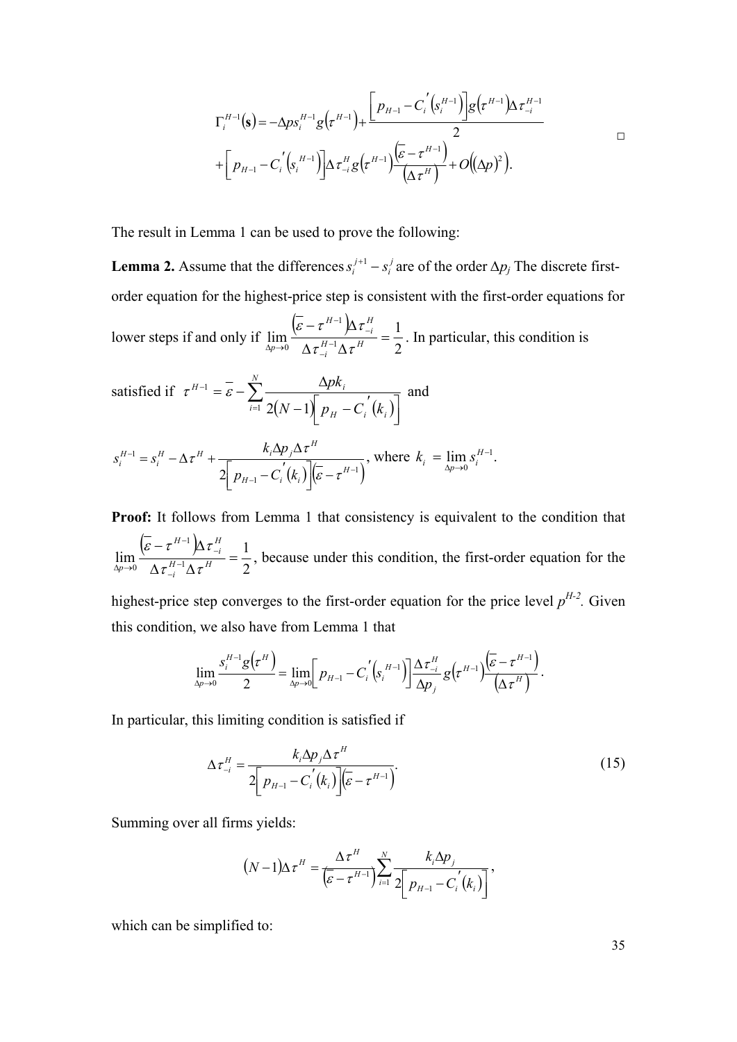$$\Gamma_i^{H-1}(\mathbf{s}) = -\Delta p s_i^{H-1} g\left(\tau^{H-1}\right) + \frac{\left[p_{H-1} - C_i'\left(s_i^{H-1}\right)\right] g\left(\tau^{H-1}\right) \Delta \tau_{-i}^{H-1}}{2}$$
$$+ \left[p_{H-1} - C_i'\left(s_i^{H-1}\right)\right] \Delta \tau_{-i}^{H} g\left(\tau^{H-1}\right) \frac{\left(\bar{\varepsilon} - \tau^{H-1}\right)}{\left(\Delta \tau^{H}\right)} + O\left((\Delta p)^2\right). \qquad \square$$

The result in Lemma 1 can be used to prove the following:

**Lemma 2.** Assume that the differences $s_i^{j+1} - s_i^j$ are of the order $\Delta p_j$ The discrete first-order equation for the highest-price step is consistent with the first-order equations for lower steps if and only if $\lim_{\Delta p \to 0} \frac{\left(\bar{\varepsilon} - \tau^{H-1}\right) \Delta \tau_{-i}^{H}}{\Delta \tau_{-i}^{H-1} \Delta \tau^{H}} = \frac{1}{2}$. In particular, this condition is satisfied if $\tau^{H-1} = \bar{\varepsilon} - \sum_{i=1}^{N} \frac{\Delta p k_i}{2(N-1)\left[p_H - C_i'(k_i)\right]}$ and

$s_i^{H-1} = s_i^H - \Delta \tau^H + \frac{k_i \Delta p_j \Delta \tau^H}{2\left[p_{H-1} - C_i'(k_i)\right]\left(\bar{\varepsilon} - \tau^{H-1}\right)}$, where $k_i = \lim_{\Delta p \to 0} s_i^{H-1}$.

**Proof:** It follows from Lemma 1 that consistency is equivalent to the condition that $\lim_{\Delta p \to 0} \frac{\left(\bar{\varepsilon} - \tau^{H-1}\right) \Delta \tau_{-i}^{H}}{\Delta \tau_{-i}^{H-1} \Delta \tau^{H}} = \frac{1}{2}$, because under this condition, the first-order equation for the highest-price step converges to the first-order equation for the price level $p^{H-2}$. Given this condition, we also have from Lemma 1 that

$$\lim_{\Delta p \to 0} \frac{s_i^{H-1} g\left(\tau^H\right)}{2} = \lim_{\Delta p \to 0} \left[p_{H-1} - C_i'\left(s_i^{H-1}\right)\right] \frac{\Delta \tau_{-i}^{H}}{\Delta p_j} g\left(\tau^{H-1}\right) \frac{\left(\bar{\varepsilon} - \tau^{H-1}\right)}{\left(\Delta \tau^{H}\right)}.$$

In particular, this limiting condition is satisfied if

$$\Delta \tau_{-i}^{H} = \frac{k_i \Delta p_j \Delta \tau^H}{2\left[p_{H-1} - C_i'(k_i)\right]\left(\bar{\varepsilon} - \tau^{H-1}\right)}. \tag{15}$$

Summing over all firms yields:

$$(N-1)\Delta \tau^H = \frac{\Delta \tau^H}{\left(\bar{\varepsilon} - \tau^{H-1}\right)} \sum_{i=1}^{N} \frac{k_i \Delta p_j}{2\left[p_{H-1} - C_i'(k_i)\right]},$$

which can be simplified to: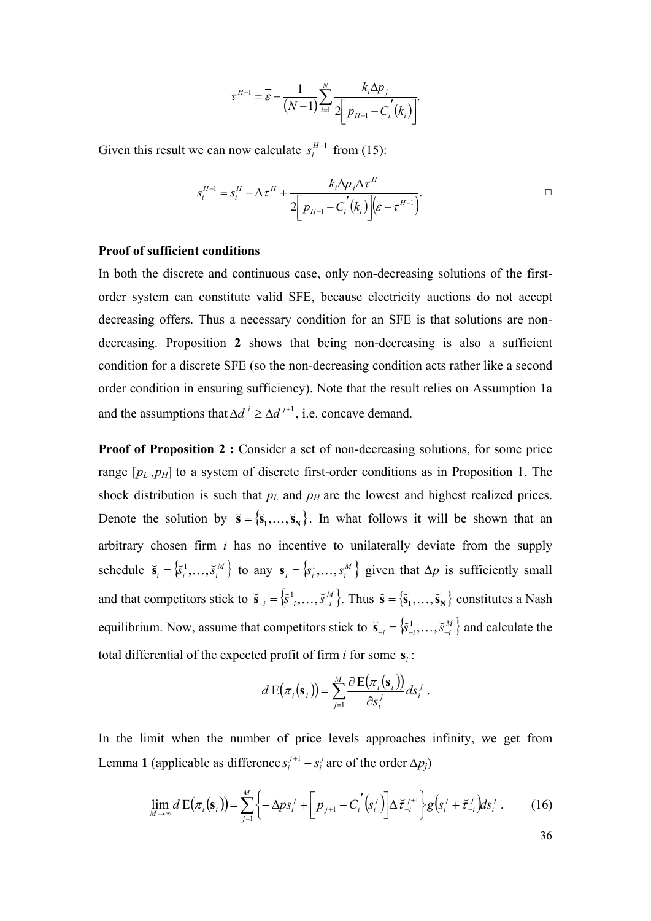$$\tau^{H-1} = \bar{\varepsilon} - \frac{1}{(N-1)} \sum_{i=1}^{N} \frac{k_i \Delta p_j}{2\left[ p_{H-1} - C_i'(k_i) \right]}.$$

Given this result we can now calculate $s_i^{H-1}$ from (15):

$$s_i^{H-1} = s_i^H - \Delta\tau^H + \frac{k_i \Delta p_j \Delta\tau^H}{2\left[ p_{H-1} - C_i'(k_i) \right]\left(\bar{\varepsilon} - \tau^{H-1}\right)}.$$ □

**Proof of sufficient conditions**

In both the discrete and continuous case, only non-decreasing solutions of the first-order system can constitute valid SFE, because electricity auctions do not accept decreasing offers. Thus a necessary condition for an SFE is that solutions are non-decreasing. Proposition **2** shows that being non-decreasing is also a sufficient condition for a discrete SFE (so the non-decreasing condition acts rather like a second order condition in ensuring sufficiency). Note that the result relies on Assumption 1a and the assumptions that $\Delta d^j \geq \Delta d^{j+1}$, i.e. concave demand.

**Proof of Proposition 2 :** Consider a set of non-decreasing solutions, for some price range $[p_L, p_H]$ to a system of discrete first-order conditions as in Proposition 1. The shock distribution is such that $p_L$ and $p_H$ are the lowest and highest realized prices. Denote the solution by $\breve{\mathbf{s}} = \{\breve{\mathbf{s}}_1, \ldots, \breve{\mathbf{s}}_N\}$. In what follows it will be shown that an arbitrary chosen firm $i$ has no incentive to unilaterally deviate from the supply schedule $\breve{\mathbf{s}}_i = \{\breve{s}_i^1, \ldots, \breve{s}_i^M\}$ to any $\mathbf{s}_i = \{s_i^1, \ldots, s_i^M\}$ given that $\Delta p$ is sufficiently small and that competitors stick to $\breve{\mathbf{s}}_{-i} = \{\breve{s}_{-i}^1, \ldots, \breve{s}_{-i}^M\}$. Thus $\breve{\mathbf{s}} = \{\breve{\mathbf{s}}_1, \ldots, \breve{\mathbf{s}}_N\}$ constitutes a Nash equilibrium. Now, assume that competitors stick to $\breve{\mathbf{s}}_{-i} = \{\breve{s}_{-i}^1, \ldots, \breve{s}_{-i}^M\}$ and calculate the total differential of the expected profit of firm $i$ for some $\mathbf{s}_i$:

$$d\,\mathrm{E}(\pi_i(\mathbf{s}_i)) = \sum_{j=1}^{M} \frac{\partial\, \mathrm{E}(\pi_i(\mathbf{s}_i))}{\partial s_i^j} ds_i^j \ .$$

In the limit when the number of price levels approaches infinity, we get from Lemma **1** (applicable as difference $s_i^{j+1} - s_i^j$ are of the order $\Delta p_j$)

$$\lim_{M \to \infty} d\,\mathrm{E}(\pi_i(\mathbf{s}_i)) = \sum_{j=1}^{M} \left\{ -\Delta p s_i^j + \left[ p_{j+1} - C_i'(s_i^j) \right] \Delta\breve{\tau}_{-i}^{j+1} \right\} g\left(s_i^j + \breve{\tau}_{-i}^j\right) ds_i^j \ . \qquad (16)$$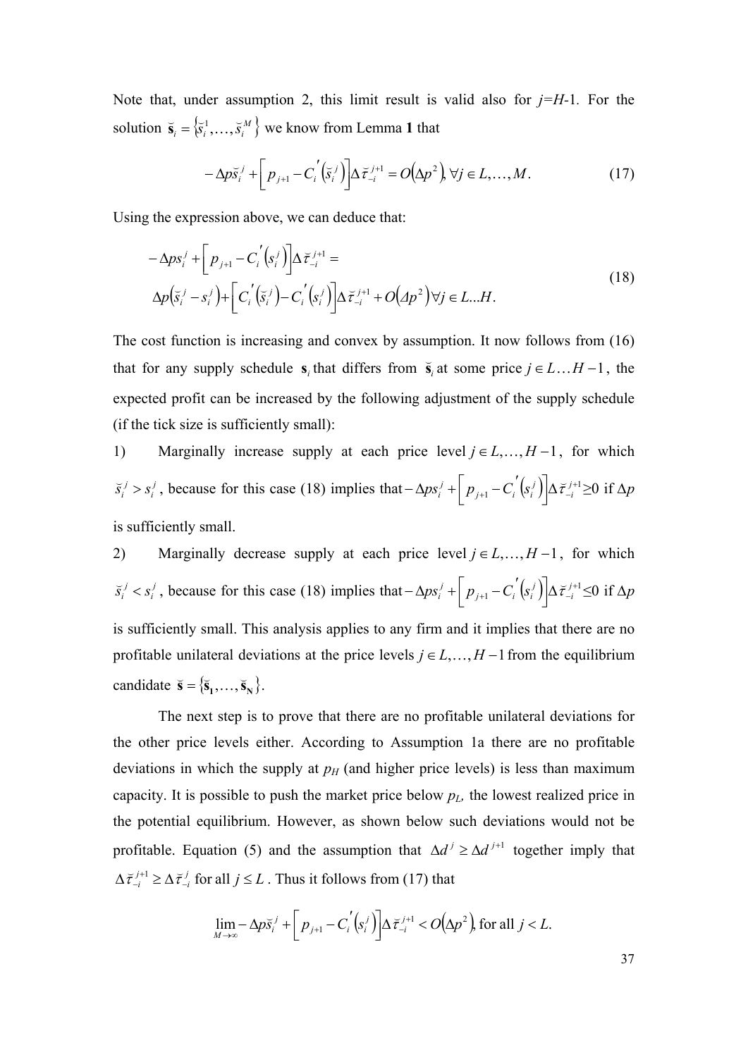Note that, under assumption 2, this limit result is valid also for $j$=$H$-1. For the solution $\breve{\mathbf{s}}_i = \{\breve{s}_i^1, \ldots, \breve{s}_i^M\}$ we know from Lemma **1** that

$$-\Delta p \breve{s}_i^j + \left[ p_{j+1} - C_i'\left(\breve{s}_i^j\right) \right] \Delta \breve{\tau}_{-i}^{j+1} = O\left(\Delta p^2\right), \forall j \in L, \ldots, M. \tag{17}$$

Using the expression above, we can deduce that:

$$\begin{aligned} &-\Delta p s_i^j + \left[ p_{j+1} - C_i'\left(s_i^j\right) \right] \Delta \breve{\tau}_{-i}^{j+1} = \\ &\Delta p\left(\breve{s}_i^j - s_i^j\right) + \left[ C_i'\left(\breve{s}_i^j\right) - C_i'\left(s_i^j\right) \right] \Delta \breve{\tau}_{-i}^{j+1} + O\left(\Delta p^2\right) \forall j \in L \ldots H. \end{aligned} \tag{18}$$

The cost function is increasing and convex by assumption. It now follows from (16) that for any supply schedule $\mathbf{s}_i$ that differs from $\breve{\mathbf{s}}_i$ at some price $j \in L \ldots H-1$, the expected profit can be increased by the following adjustment of the supply schedule (if the tick size is sufficiently small):

1) Marginally increase supply at each price level $j \in L, \ldots, H-1$, for which $\breve{s}_i^j > s_i^j$, because for this case (18) implies that $-\Delta p s_i^j + \left[ p_{j+1} - C_i'\left(s_i^j\right) \right] \Delta \breve{\tau}_{-i}^{j+1} \geq 0$ if $\Delta p$ is sufficiently small.

2) Marginally decrease supply at each price level $j \in L, \ldots, H-1$, for which $\breve{s}_i^j < s_i^j$, because for this case (18) implies that $-\Delta p s_i^j + \left[ p_{j+1} - C_i'\left(s_i^j\right) \right] \Delta \breve{\tau}_{-i}^{j+1} \leq 0$ if $\Delta p$ is sufficiently small. This analysis applies to any firm and it implies that there are no profitable unilateral deviations at the price levels $j \in L, \ldots, H-1$ from the equilibrium candidate $\breve{\mathbf{s}} = \{\breve{\mathbf{s}}_1, \ldots, \breve{\mathbf{s}}_N\}$.

The next step is to prove that there are no profitable unilateral deviations for the other price levels either. According to Assumption 1a there are no profitable deviations in which the supply at $p_H$ (and higher price levels) is less than maximum capacity. It is possible to push the market price below $p_L$, the lowest realized price in the potential equilibrium. However, as shown below such deviations would not be profitable. Equation (5) and the assumption that $\Delta d^j \geq \Delta d^{j+1}$ together imply that $\Delta \breve{\tau}_{-i}^{j+1} \geq \Delta \breve{\tau}_{-i}^j$ for all $j \leq L$. Thus it follows from (17) that

$$\lim_{M \to \infty} -\Delta p \breve{s}_i^j + \left[ p_{j+1} - C_i'\left(s_i^j\right) \right] \Delta \breve{\tau}_{-i}^{j+1} < O\left(\Delta p^2\right), \text{ for all } j < L.$$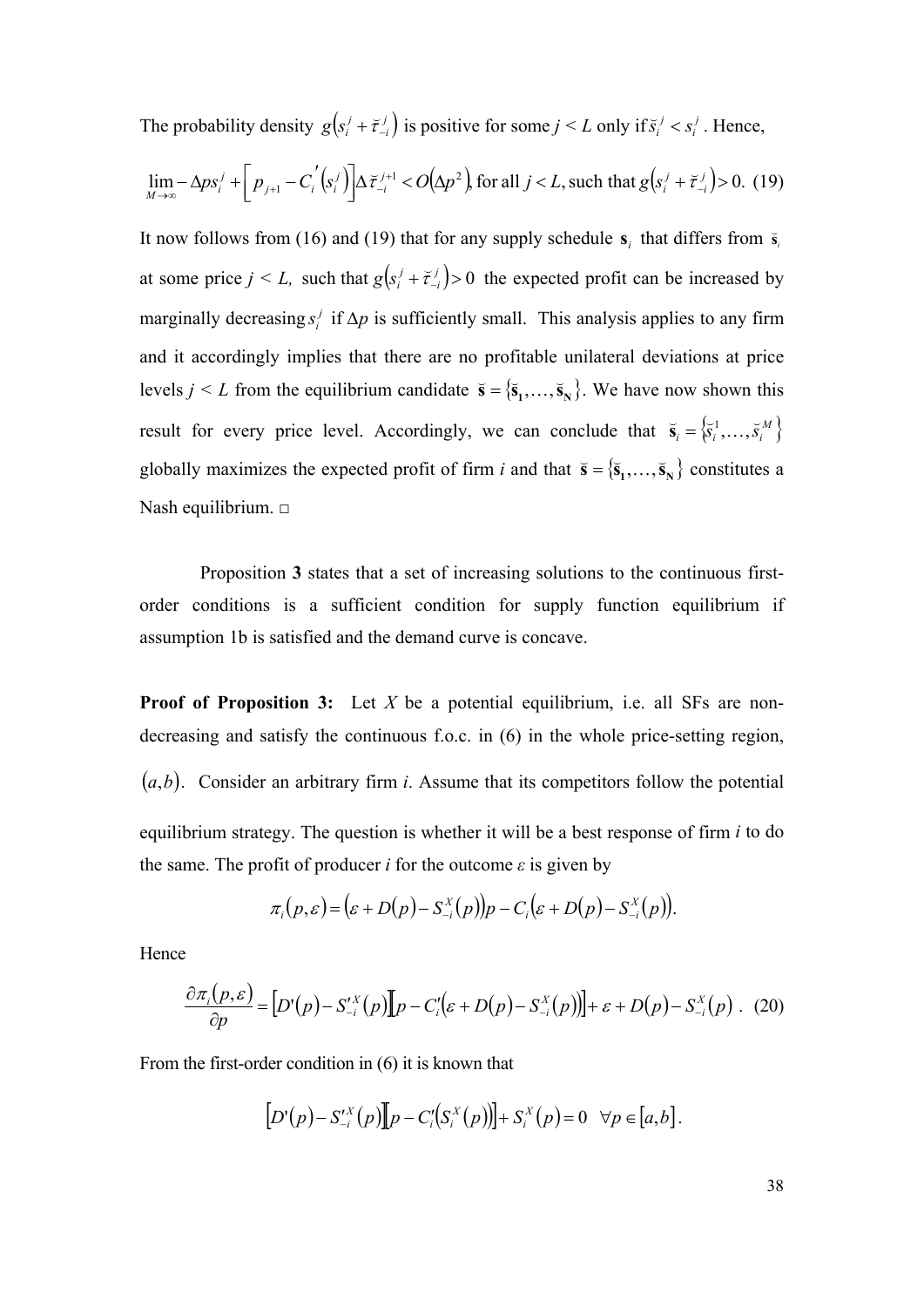The probability density $g\left(s_i^j + \breve{\tau}_{-i}^j\right)$ is positive for some $j < L$ only if $\breve{s}_i^j < s_i^j$. Hence,

$$\lim_{M \to \infty} -\Delta p s_i^j + \left[ p_{j+1} - C_i'\left(s_i^j\right)\right]\Delta \breve{\tau}_{-i}^{j+1} < O\left(\Delta p^2\right), \text{for all } j < L, \text{such that } g\left(s_i^j + \breve{\tau}_{-i}^j\right) > 0. \quad (19)$$

It now follows from (16) and (19) that for any supply schedule $\mathbf{s}_i$ that differs from $\breve{\mathbf{s}}_i$ at some price $j < L$, such that $g\left(s_i^j + \breve{\tau}_{-i}^j\right) > 0$ the expected profit can be increased by marginally decreasing $s_i^j$ if $\Delta p$ is sufficiently small. This analysis applies to any firm and it accordingly implies that there are no profitable unilateral deviations at price levels $j < L$ from the equilibrium candidate $\breve{\mathbf{s}} = \{\breve{\mathbf{s}}_1, \ldots, \breve{\mathbf{s}}_N\}$. We have now shown this result for every price level. Accordingly, we can conclude that $\breve{\mathbf{s}}_i = \left\{\breve{s}_i^1, \ldots, \breve{s}_i^M\right\}$ globally maximizes the expected profit of firm $i$ and that $\breve{\mathbf{s}} = \{\breve{\mathbf{s}}_1, \ldots, \breve{\mathbf{s}}_N\}$ constitutes a Nash equilibrium. □

Proposition **3** states that a set of increasing solutions to the continuous first-order conditions is a sufficient condition for supply function equilibrium if assumption 1b is satisfied and the demand curve is concave.

**Proof of Proposition 3:** Let $X$ be a potential equilibrium, i.e. all SFs are non-decreasing and satisfy the continuous f.o.c. in (6) in the whole price-setting region, $(a,b)$. Consider an arbitrary firm $i$. Assume that its competitors follow the potential equilibrium strategy. The question is whether it will be a best response of firm $i$ to do the same. The profit of producer $i$ for the outcome $\varepsilon$ is given by

$$\pi_i(p,\varepsilon) = \left(\varepsilon + D(p) - S_{-i}^X(p)\right)p - C_i\left(\varepsilon + D(p) - S_{-i}^X(p)\right).$$

Hence

$$\frac{\partial \pi_i(p,\varepsilon)}{\partial p} = \left[D'(p) - S_{-i}'^X(p)\right]\left[p - C_i'\left(\varepsilon + D(p) - S_{-i}^X(p)\right)\right] + \varepsilon + D(p) - S_{-i}^X(p) \,. \quad (20)$$

From the first-order condition in (6) it is known that

$$\left[D'(p) - S_{-i}'^X(p)\right]\left[p - C_i'\left(S_i^X(p)\right)\right] + S_i^X(p) = 0 \quad \forall p \in [a,b].$$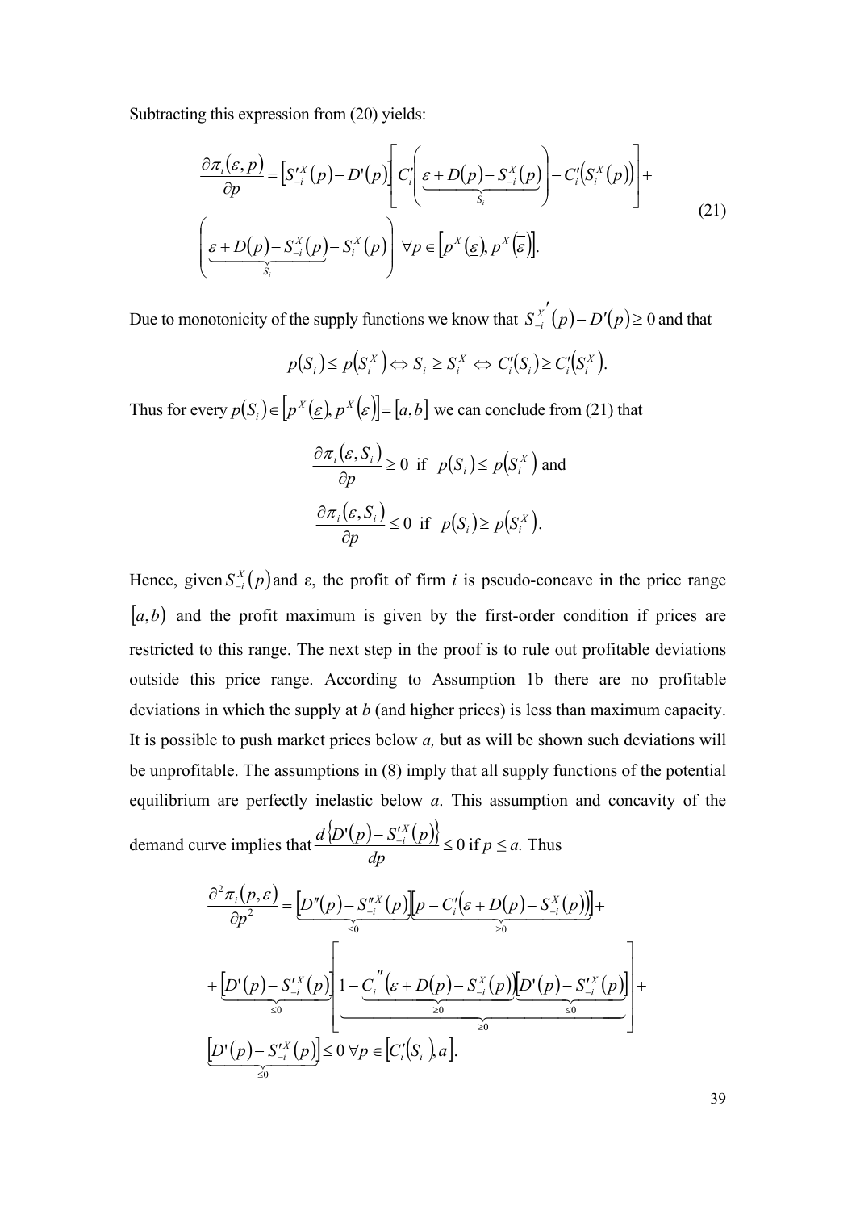Subtracting this expression from (20) yields:

$$\frac{\partial \pi_i(\varepsilon, p)}{\partial p} = \left[S'^{X}_{-i}(p) - D'(p)\right]\left[C'_i\left(\underbrace{\varepsilon + D(p) - S^X_{-i}(p)}_{S_i}\right) - C'_i\left(S^X_i(p)\right)\right] + \left(\underbrace{\varepsilon + D(p) - S^X_{-i}(p)}_{S_i} - S^X_i(p)\right) \;\; \forall p \in \left[p^X(\underline{\varepsilon}), p^X(\overline{\varepsilon})\right]. \tag{21}$$

Due to monotonicity of the supply functions we know that ${S^X_{-i}}'(p) - D'(p) \geq 0$ and that

$$p(S_i) \leq p(S^X_i) \Leftrightarrow S_i \geq S^X_i \Leftrightarrow C'_i(S_i) \geq C'_i(S^X_i).$$

Thus for every $p(S_i) \in \left[p^X(\underline{\varepsilon}), p^X(\overline{\varepsilon})\right] = [a, b]$ we can conclude from (21) that

$$\frac{\partial \pi_i(\varepsilon, S_i)}{\partial p} \geq 0 \;\text{ if }\; p(S_i) \leq p(S^X_i) \text{ and}$$

$$\frac{\partial \pi_i(\varepsilon, S_i)}{\partial p} \leq 0 \;\text{ if }\; p(S_i) \geq p(S^X_i).$$

Hence, given $S^X_{-i}(p)$ and ε, the profit of firm *i* is pseudo-concave in the price range $[a, b)$ and the profit maximum is given by the first-order condition if prices are restricted to this range. The next step in the proof is to rule out profitable deviations outside this price range. According to Assumption 1b there are no profitable deviations in which the supply at *b* (and higher prices) is less than maximum capacity. It is possible to push market prices below *a,* but as will be shown such deviations will be unprofitable. The assumptions in (8) imply that all supply functions of the potential equilibrium are perfectly inelastic below *a*. This assumption and concavity of the demand curve implies that $\frac{d\left\{D'(p) - S'^{X}_{-i}(p)\right\}}{dp} \leq 0$ if $p \leq a$. Thus

$$\frac{\partial^2 \pi_i(p, \varepsilon)}{\partial p^2} = \underbrace{\left[D''(p) - S''^{X}_{-i}(p)\right]}_{\leq 0}\underbrace{\left[p - C'_i\left(\varepsilon + D(p) - S^X_{-i}(p)\right)\right]}_{\geq 0} + \underbrace{\left[D'(p) - S'^{X}_{-i}(p)\right]}_{\leq 0}\left[\underbrace{1 - \underbrace{C''_i\left(\varepsilon + D(p) - S^X_{-i}(p)\right)}_{\geq 0}\underbrace{\left[D'(p) - S'^{X}_{-i}(p)\right]}_{\leq 0}}_{\geq 0}\right] + \underbrace{\left[D'(p) - S'^{X}_{-i}(p)\right]}_{\leq 0} \leq 0 \;\forall p \in \left[C'_i(S_i), a\right].$$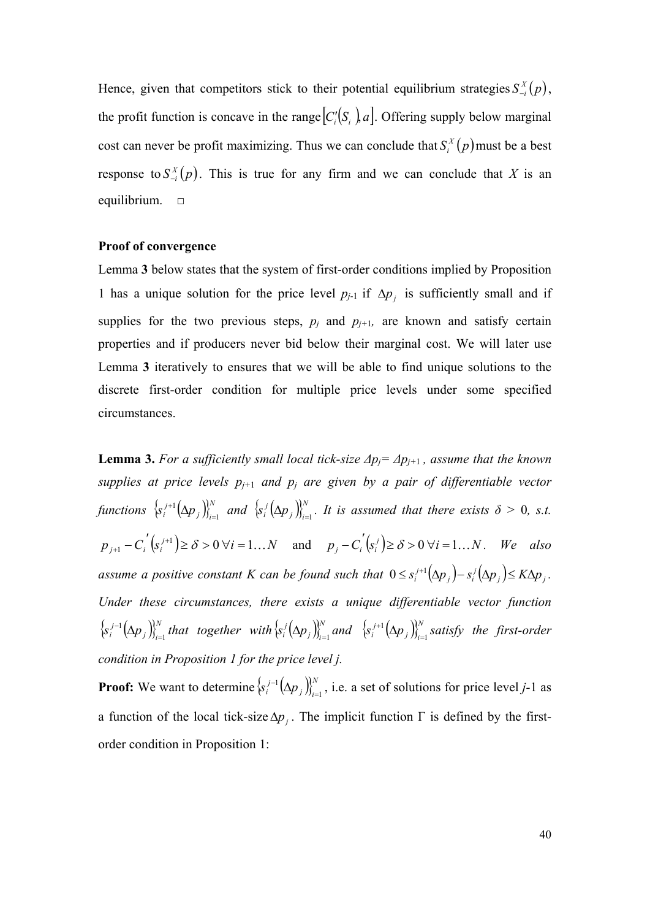Hence, given that competitors stick to their potential equilibrium strategies $S_{-i}^{X}(p)$, the profit function is concave in the range $[C_i'(S_i), a]$. Offering supply below marginal cost can never be profit maximizing. Thus we can conclude that $S_i^{X}(p)$ must be a best response to $S_{-i}^{X}(p)$. This is true for any firm and we can conclude that *X* is an equilibrium. □

**Proof of convergence**

Lemma **3** below states that the system of first-order conditions implied by Proposition 1 has a unique solution for the price level $p_{j-1}$ if $\Delta p_j$ is sufficiently small and if supplies for the two previous steps, $p_j$ and $p_{j+1}$, are known and satisfy certain properties and if producers never bid below their marginal cost. We will later use Lemma **3** iteratively to ensures that we will be able to find unique solutions to the discrete first-order condition for multiple price levels under some specified circumstances.

**Lemma 3.** *For a sufficiently small local tick-size $\Delta p_j = \Delta p_{j+1}$, assume that the known supplies at price levels $p_{j+1}$ and $p_j$ are given by a pair of differentiable vector functions $\{s_i^{j+1}(\Delta p_j)\}_{i=1}^{N}$ and $\{s_i^{j}(\Delta p_j)\}_{i=1}^{N}$. It is assumed that there exists δ > 0, s.t.* $p_{j+1} - C_i'(s_i^{j+1}) \geq \delta > 0 \; \forall i = 1 \ldots N$ and $p_j - C_i'(s_i^{j}) \geq \delta > 0 \; \forall i = 1 \ldots N$. *We also assume a positive constant K can be found such that $0 \leq s_i^{j+1}(\Delta p_j) - s_i^{j}(\Delta p_j) \leq K \Delta p_j$. Under these circumstances, there exists a unique differentiable vector function $\{s_i^{j-1}(\Delta p_j)\}_{i=1}^{N}$ that together with $\{s_i^{j}(\Delta p_j)\}_{i=1}^{N}$ and $\{s_i^{j+1}(\Delta p_j)\}_{i=1}^{N}$ satisfy the first-order condition in Proposition 1 for the price level j.*

**Proof:** We want to determine $\{s_i^{j-1}(\Delta p_j)\}_{i=1}^{N}$, i.e. a set of solutions for price level *j*-1 as a function of the local tick-size $\Delta p_j$. The implicit function Γ is defined by the first-order condition in Proposition 1: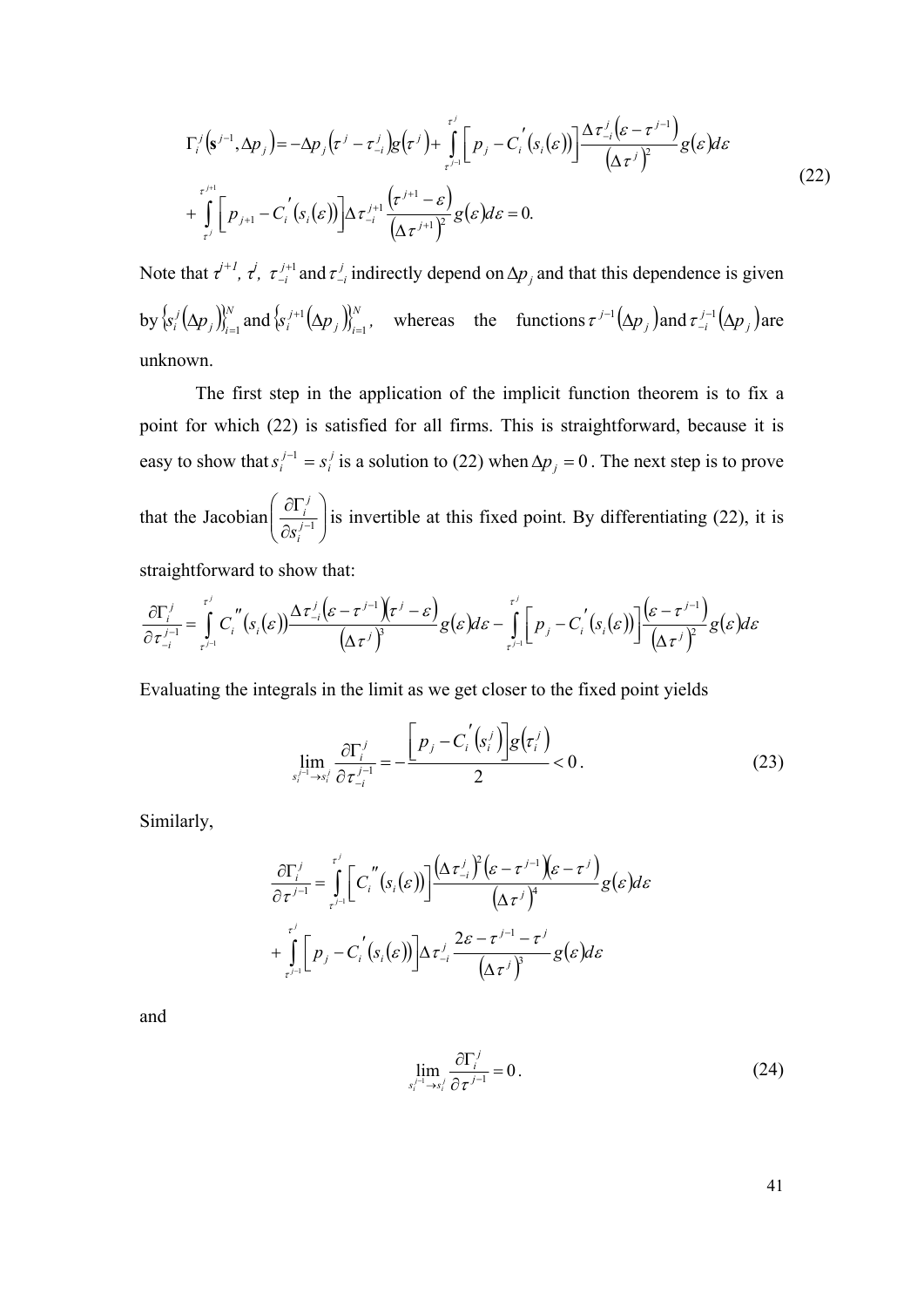$$
\begin{aligned}
\Gamma_i^j\left(\mathbf{s}^{j-1}, \Delta p_j\right) = & -\Delta p_j\left(\tau^j - \tau_{-i}^j\right) g\left(\tau^j\right) + \int_{\tau^{j-1}}^{\tau^j}\left[p_j - C_i^{'}\left(s_i(\varepsilon)\right)\right] \frac{\Delta \tau_{-i}^j\left(\varepsilon - \tau^{j-1}\right)}{\left(\Delta \tau^j\right)^2} g(\varepsilon) d\varepsilon \\
& + \int_{\tau^j}^{\tau^{j+1}}\left[p_{j+1} - C_i^{'}\left(s_i(\varepsilon)\right)\right] \Delta \tau_{-i}^{j+1} \frac{\left(\tau^{j+1} - \varepsilon\right)}{\left(\Delta \tau^{j+1}\right)^2} g(\varepsilon) d\varepsilon = 0.
\end{aligned}
\tag{22}
$$

Note that $\tau^{j+1}$, $\tau^j$, $\tau_{-i}^{j+1}$ and $\tau_{-i}^j$ indirectly depend on $\Delta p_j$ and that this dependence is given by $\left\{s_i^j\left(\Delta p_j\right)\right\}_{i=1}^N$ and $\left\{s_i^{j+1}\left(\Delta p_j\right)\right\}_{i=1}^N$, whereas the functions $\tau^{j-1}\left(\Delta p_j\right)$ and $\tau_{-i}^{j-1}\left(\Delta p_j\right)$ are unknown.

The first step in the application of the implicit function theorem is to fix a point for which (22) is satisfied for all firms. This is straightforward, because it is easy to show that $s_i^{j-1} = s_i^j$ is a solution to (22) when $\Delta p_j = 0$. The next step is to prove that the Jacobian $\left(\dfrac{\partial \Gamma_i^j}{\partial s_i^{j-1}}\right)$ is invertible at this fixed point. By differentiating (22), it is straightforward to show that:

$$
\frac{\partial \Gamma_i^j}{\partial \tau_{-i}^{j-1}} = \int_{\tau^{j-1}}^{\tau^j} C_i^{''}\left(s_i(\varepsilon)\right) \frac{\Delta \tau_{-i}^j\left(\varepsilon - \tau^{j-1}\right)\left(\tau^j - \varepsilon\right)}{\left(\Delta \tau^j\right)^3} g(\varepsilon) d\varepsilon - \int_{\tau^{j-1}}^{\tau^j}\left[p_j - C_i^{'}\left(s_i(\varepsilon)\right)\right] \frac{\left(\varepsilon - \tau^{j-1}\right)}{\left(\Delta \tau^j\right)^2} g(\varepsilon) d\varepsilon
$$

Evaluating the integrals in the limit as we get closer to the fixed point yields

$$
\lim_{s_i^{j-1} \to s_i^j} \frac{\partial \Gamma_i^j}{\partial \tau_{-i}^{j-1}} = -\frac{\left[p_j - C_i^{'}\left(s_i^j\right)\right] g\left(\tau_i^j\right)}{2} < 0. \tag{23}
$$

Similarly,

$$
\begin{aligned}
\frac{\partial \Gamma_i^j}{\partial \tau^{j-1}} = & \int_{\tau^{j-1}}^{\tau^j}\left[C_i^{''}\left(s_i(\varepsilon)\right)\right] \frac{\left(\Delta \tau_{-i}^j\right)^2\left(\varepsilon - \tau^{j-1}\right)\left(\varepsilon - \tau^j\right)}{\left(\Delta \tau^j\right)^4} g(\varepsilon) d\varepsilon \\
& + \int_{\tau^{j-1}}^{\tau^j}\left[p_j - C_i^{'}\left(s_i(\varepsilon)\right)\right] \Delta \tau_{-i}^j \frac{2\varepsilon - \tau^{j-1} - \tau^j}{\left(\Delta \tau^j\right)^3} g(\varepsilon) d\varepsilon
\end{aligned}
$$

and

$$
\lim_{s_i^{j-1} \to s_i^j} \frac{\partial \Gamma_i^j}{\partial \tau^{j-1}} = 0. \tag{24}
$$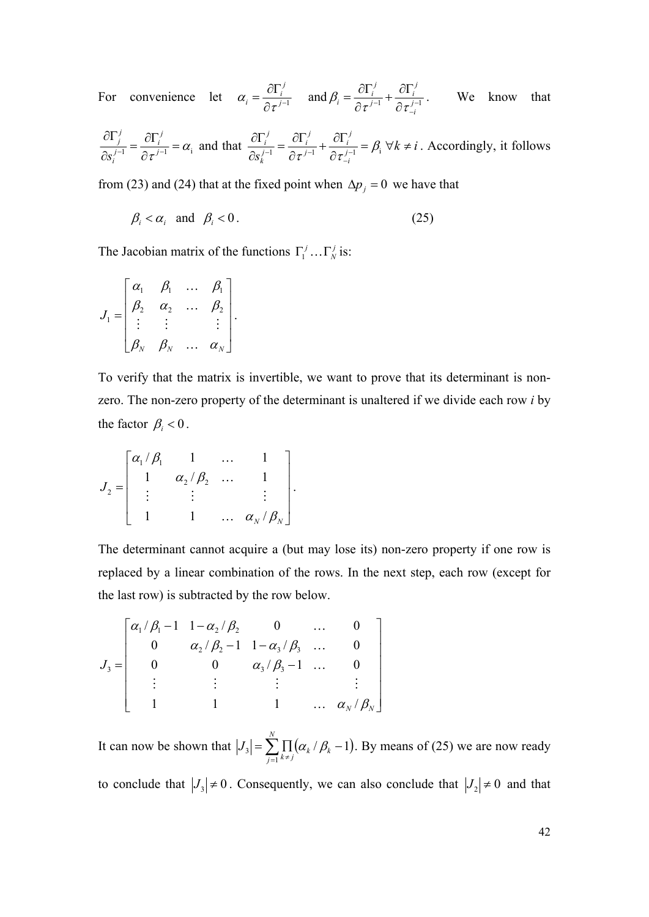For convenience let $\alpha_i = \dfrac{\partial \Gamma_i^j}{\partial \tau^{j-1}}$ and $\beta_i = \dfrac{\partial \Gamma_i^j}{\partial \tau^{j-1}} + \dfrac{\partial \Gamma_i^j}{\partial \tau_{-i}^{j-1}}$. We know that $\dfrac{\partial \Gamma_j^j}{\partial s_i^{j-1}} = \dfrac{\partial \Gamma_i^j}{\partial \tau^{j-1}} = \alpha_{\mathrm{i}}$ and that $\dfrac{\partial \Gamma_i^j}{\partial s_k^{j-1}} = \dfrac{\partial \Gamma_i^j}{\partial \tau^{j-1}} + \dfrac{\partial \Gamma_i^j}{\partial \tau_{-i}^{j-1}} = \beta_{\mathrm{i}} \; \forall k \neq i$. Accordingly, it follows from (23) and (24) that at the fixed point when $\Delta p_j = 0$ we have that

$$\beta_i < \alpha_i \quad \text{and} \quad \beta_i < 0. \tag{25}$$

The Jacobian matrix of the functions $\Gamma_1^j \ldots \Gamma_N^j$ is:

$$J_1 = \begin{bmatrix} \alpha_1 & \beta_1 & \ldots & \beta_1 \\ \beta_2 & \alpha_2 & \ldots & \beta_2 \\ \vdots & \vdots & & \vdots \\ \beta_N & \beta_N & \ldots & \alpha_N \end{bmatrix}.$$

To verify that the matrix is invertible, we want to prove that its determinant is non-zero. The non-zero property of the determinant is unaltered if we divide each row *i* by the factor $\beta_i < 0$.

$$J_2 = \begin{bmatrix} \alpha_1/\beta_1 & 1 & \ldots & 1 \\ 1 & \alpha_2/\beta_2 & \ldots & 1 \\ \vdots & \vdots & & \vdots \\ 1 & 1 & \ldots & \alpha_N/\beta_N \end{bmatrix}.$$

The determinant cannot acquire a (but may lose its) non-zero property if one row is replaced by a linear combination of the rows. In the next step, each row (except for the last row) is subtracted by the row below.

$$J_3 = \begin{bmatrix} \alpha_1/\beta_1 - 1 & 1 - \alpha_2/\beta_2 & 0 & \ldots & 0 \\ 0 & \alpha_2/\beta_2 - 1 & 1 - \alpha_3/\beta_3 & \ldots & 0 \\ 0 & 0 & \alpha_3/\beta_3 - 1 & \ldots & 0 \\ \vdots & \vdots & \vdots & & \vdots \\ 1 & 1 & 1 & \ldots & \alpha_N/\beta_N \end{bmatrix}$$

It can now be shown that $|J_3| = \sum_{j=1}^{N} \prod_{k \neq j} (\alpha_k/\beta_k - 1)$. By means of (25) we are now ready to conclude that $|J_3| \neq 0$. Consequently, we can also conclude that $|J_2| \neq 0$ and that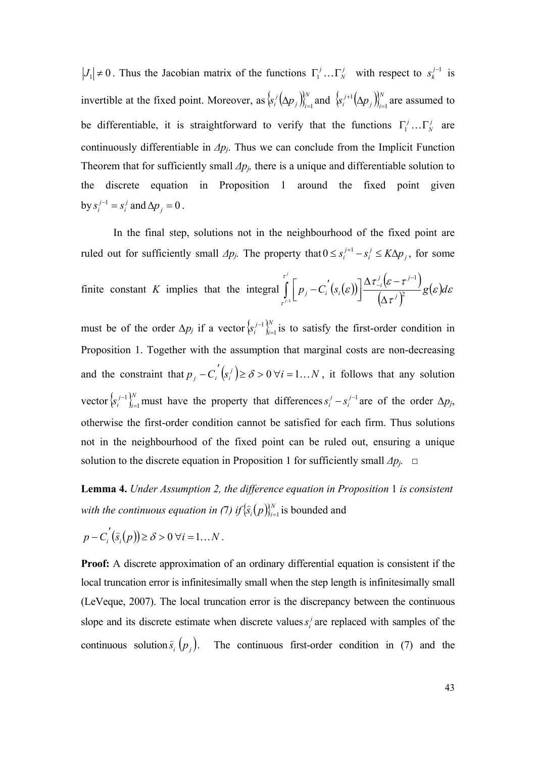$|J_1| \neq 0$. Thus the Jacobian matrix of the functions $\Gamma_1^j \ldots \Gamma_N^j$ with respect to $s_k^{j-1}$ is invertible at the fixed point. Moreover, as $\{s_i^j(\Delta p_j)\}_{i=1}^N$ and $\{s_i^{j+1}(\Delta p_j)\}_{i=1}^N$ are assumed to be differentiable, it is straightforward to verify that the functions $\Gamma_1^j \ldots \Gamma_N^j$ are continuously differentiable in $\Delta p_j$. Thus we can conclude from the Implicit Function Theorem that for sufficiently small $\Delta p_j$, there is a unique and differentiable solution to the discrete equation in Proposition 1 around the fixed point given by $s_i^{j-1} = s_i^j$ and $\Delta p_j = 0$.

In the final step, solutions not in the neighbourhood of the fixed point are ruled out for sufficiently small $\Delta p_j$. The property that $0 \leq s_i^{j+1} - s_i^j \leq K\Delta p_j$, for some finite constant $K$ implies that the integral $\int_{\tau^{j-1}}^{\tau^j} \left[ p_j - C_i'(s_i(\varepsilon)) \right] \frac{\Delta \tau_{-i}^j (\varepsilon - \tau^{j-1})}{(\Delta \tau^j)^2} g(\varepsilon) d\varepsilon$ must be of the order $\Delta p_j$ if a vector $\{s_i^{j-1}\}_{i=1}^N$ is to satisfy the first-order condition in Proposition 1. Together with the assumption that marginal costs are non-decreasing and the constraint that $p_j - C_i'(s_i^j) \geq \delta > 0 \; \forall i = 1 \ldots N$, it follows that any solution vector $\{s_i^{j-1}\}_{i=1}^N$ must have the property that differences $s_i^j - s_i^{j-1}$ are of the order $\Delta p_j$, otherwise the first-order condition cannot be satisfied for each firm. Thus solutions not in the neighbourhood of the fixed point can be ruled out, ensuring a unique solution to the discrete equation in Proposition 1 for sufficiently small $\Delta p_j$. □

**Lemma 4.** *Under Assumption 2, the difference equation in Proposition* 1 *is consistent with the continuous equation in (7) if* $\{\hat{s}_i(p)\}_{i=1}^N$ is bounded and

$p - C_i'(\hat{s}_i(p)) \geq \delta > 0 \; \forall i = 1 \ldots N$.

**Proof:** A discrete approximation of an ordinary differential equation is consistent if the local truncation error is infinitesimally small when the step length is infinitesimally small (LeVeque, 2007). The local truncation error is the discrepancy between the continuous slope and its discrete estimate when discrete values $s_i^j$ are replaced with samples of the continuous solution $\hat{s}_i(p_j)$. The continuous first-order condition in (7) and the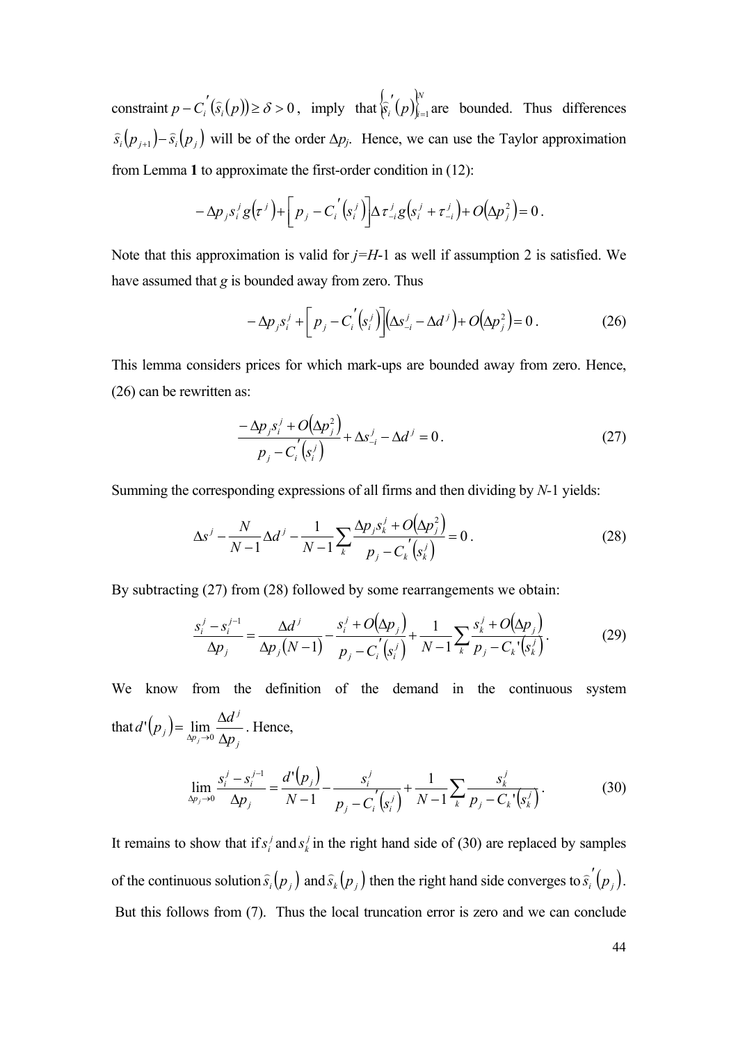constraint $p - C_i'(\hat{s}_i(p)) \geq \delta > 0$, imply that $\left\{\hat{s}_i'(p)\right\}_{i=1}^N$ are bounded. Thus differences $\hat{s}_i(p_{j+1}) - \hat{s}_i(p_j)$ will be of the order $\Delta p_j$. Hence, we can use the Taylor approximation from Lemma **1** to approximate the first-order condition in (12):

$$-\Delta p_j s_i^j g(\tau^j) + \left[p_j - C_i'(s_i^j)\right] \Delta \tau_{-i}^j g(s_i^j + \tau_{-i}^j) + O(\Delta p_j^2) = 0.$$

Note that this approximation is valid for $j=H-1$ as well if assumption 2 is satisfied. We have assumed that $g$ is bounded away from zero. Thus

$$-\Delta p_j s_i^j + \left[p_j - C_i'(s_i^j)\right]\left(\Delta s_{-i}^j - \Delta d^j\right) + O(\Delta p_j^2) = 0. \tag{26}$$

This lemma considers prices for which mark-ups are bounded away from zero. Hence, (26) can be rewritten as:

$$\frac{-\Delta p_j s_i^j + O(\Delta p_j^2)}{p_j - C_i'(s_i^j)} + \Delta s_{-i}^j - \Delta d^j = 0. \tag{27}$$

Summing the corresponding expressions of all firms and then dividing by $N$-1 yields:

$$\Delta s^j - \frac{N}{N-1}\Delta d^j - \frac{1}{N-1}\sum_k \frac{\Delta p_j s_k^j + O(\Delta p_j^2)}{p_j - C_k'(s_k^j)} = 0. \tag{28}$$

By subtracting (27) from (28) followed by some rearrangements we obtain:

$$\frac{s_i^j - s_i^{j-1}}{\Delta p_j} = \frac{\Delta d^j}{\Delta p_j (N-1)} - \frac{s_i^j + O(\Delta p_j)}{p_j - C_i'(s_i^j)} + \frac{1}{N-1}\sum_k \frac{s_k^j + O(\Delta p_j)}{p_j - C_k'(s_k^j)}. \tag{29}$$

We know from the definition of the demand in the continuous system that $d'(p_j) = \lim_{\Delta p_j \to 0} \frac{\Delta d^j}{\Delta p_j}$. Hence,

$$\lim_{\Delta p_j \to 0} \frac{s_i^j - s_i^{j-1}}{\Delta p_j} = \frac{d'(p_j)}{N-1} - \frac{s_i^j}{p_j - C_i'(s_i^j)} + \frac{1}{N-1}\sum_k \frac{s_k^j}{p_j - C_k'(s_k^j)}. \tag{30}$$

It remains to show that if $s_i^j$ and $s_k^j$ in the right hand side of (30) are replaced by samples of the continuous solution $\hat{s}_i(p_j)$ and $\hat{s}_k(p_j)$ then the right hand side converges to $\hat{s}_i'(p_j)$. But this follows from (7). Thus the local truncation error is zero and we can conclude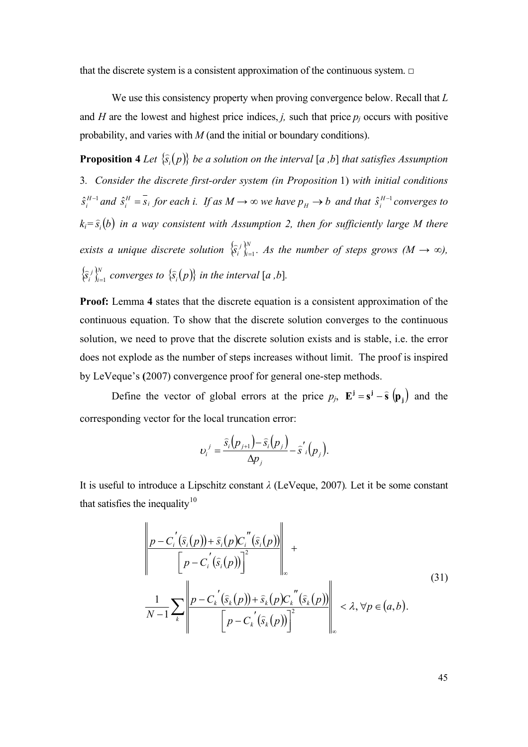that the discrete system is a consistent approximation of the continuous system. □

We use this consistency property when proving convergence below. Recall that $L$ and $H$ are the lowest and highest price indices, $j$, such that price $p_j$ occurs with positive probability, and varies with $M$ (and the initial or boundary conditions).

**Proposition 4** *Let $\{\hat{s}_i(p)\}$ be a solution on the interval $[a, b]$ that satisfies Assumption 3. Consider the discrete first-order system (in Proposition 1) with initial conditions $\hat{s}_i^{H-1}$ and $\hat{s}_i^{H} = \bar{s}_i$ for each i. If as $M \to \infty$ we have $p_H \to b$ and that $\hat{s}_i^{H-1}$ converges to $k_i = \hat{s}_i(b)$ in a way consistent with Assumption 2, then for sufficiently large M there exists a unique discrete solution $\{\hat{s}_i^j\}_{i=1}^N$. As the number of steps grows ($M \to \infty$), $\{\hat{s}_i^j\}_{i=1}^N$ converges to $\{\hat{s}_i(p)\}$ in the interval $[a, b]$.*

**Proof:** Lemma **4** states that the discrete equation is a consistent approximation of the continuous equation. To show that the discrete solution converges to the continuous solution, we need to prove that the discrete solution exists and is stable, i.e. the error does not explode as the number of steps increases without limit. The proof is inspired by LeVeque's (2007) convergence proof for general one-step methods.

Define the vector of global errors at the price $p_j$, $\mathbf{E^j} = \mathbf{s^j} - \hat{\mathbf{s}}(\mathbf{p_j})$ and the corresponding vector for the local truncation error:

$$\upsilon_i^j = \frac{\hat{s}_i(p_{j+1}) - \hat{s}_i(p_j)}{\Delta p_j} - \hat{s}_i'(p_j).$$

It is useful to introduce a Lipschitz constant $\lambda$ (LeVeque, 2007). Let it be some constant that satisfies the inequality[10]

$$\left\| \frac{p - C_i'(\hat{s}_i(p)) + \hat{s}_i(p) C_i''(\hat{s}_i(p))}{\left[p - C_i'(\hat{s}_i(p))\right]^2} \right\|_\infty + \frac{1}{N-1} \sum_k \left\| \frac{p - C_k'(\hat{s}_k(p)) + \hat{s}_k(p) C_k''(\hat{s}_k(p))}{\left[p - C_k'(\hat{s}_k(p))\right]^2} \right\|_\infty < \lambda, \forall p \in (a, b). \tag{31}$$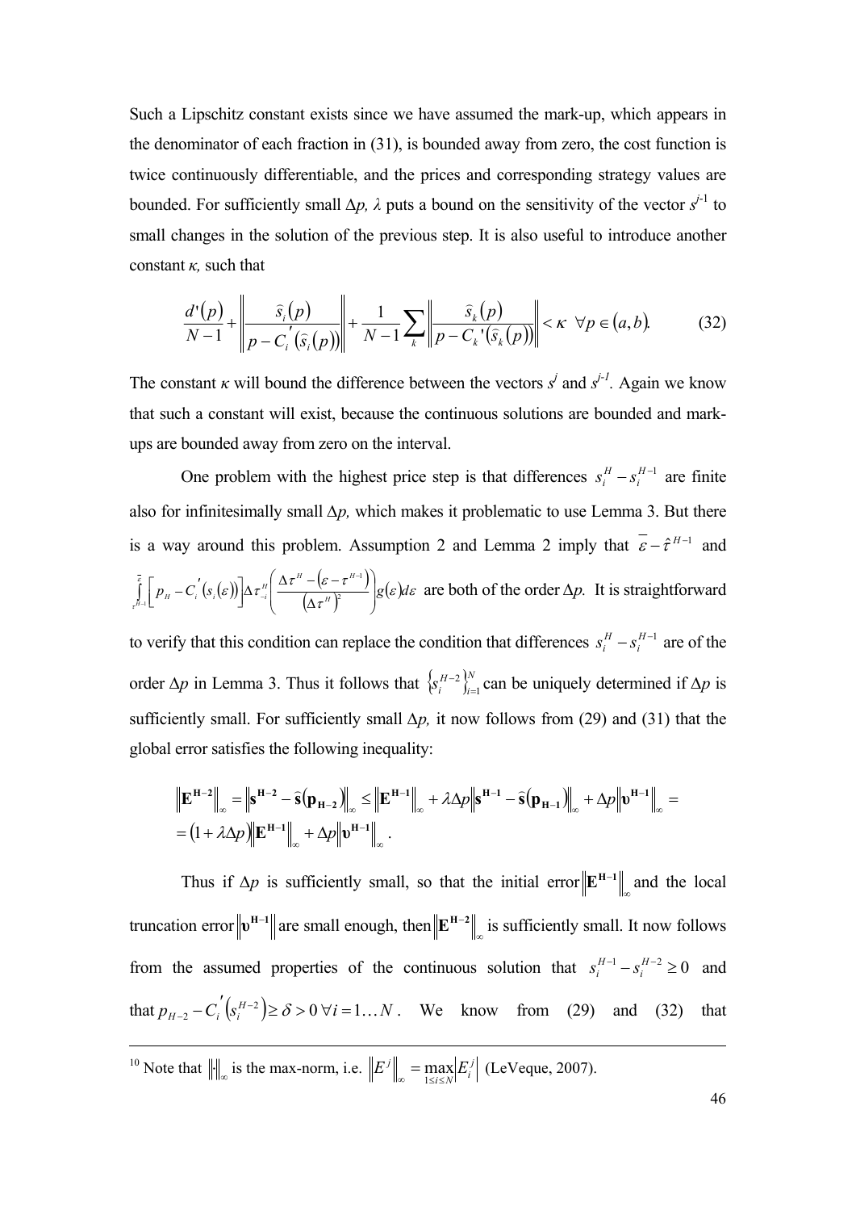Such a Lipschitz constant exists since we have assumed the mark-up, which appears in the denominator of each fraction in (31), is bounded away from zero, the cost function is twice continuously differentiable, and the prices and corresponding strategy values are bounded. For sufficiently small $\Delta p$, $\lambda$ puts a bound on the sensitivity of the vector $s^{j-1}$ to small changes in the solution of the previous step. It is also useful to introduce another constant $\kappa$, such that

$$\frac{d'(p)}{N-1} + \left\| \frac{\hat{s}_i(p)}{p - C_i'(\hat{s}_i(p))} \right\| + \frac{1}{N-1} \sum_k \left\| \frac{\hat{s}_k(p)}{p - C_k'(\hat{s}_k(p))} \right\| < \kappa \;\; \forall p \in (a,b). \tag{32}$$

The constant $\kappa$ will bound the difference between the vectors $s^j$ and $s^{j-1}$. Again we know that such a constant will exist, because the continuous solutions are bounded and mark-ups are bounded away from zero on the interval.

One problem with the highest price step is that differences $s_i^H - s_i^{H-1}$ are finite also for infinitesimally small $\Delta p$, which makes it problematic to use Lemma 3. But there is a way around this problem. Assumption 2 and Lemma 2 imply that $\bar{\varepsilon} - \hat{\tau}^{H-1}$ and $\int_{\tau^{H-1}}^{\bar{\varepsilon}} \left[ p_H - C_i'(s_i(\varepsilon)) \right] \Delta \tau_{-i}^H \left( \frac{\Delta \tau^H - (\varepsilon - \tau^{H-1})}{(\Delta \tau^H)^2} \right) g(\varepsilon) d\varepsilon$ are both of the order $\Delta p$. It is straightforward to verify that this condition can replace the condition that differences $s_i^H - s_i^{H-1}$ are of the order $\Delta p$ in Lemma 3. Thus it follows that $\{s_i^{H-2}\}_{i=1}^N$ can be uniquely determined if $\Delta p$ is sufficiently small. For sufficiently small $\Delta p$, it now follows from (29) and (31) that the global error satisfies the following inequality:

$$\begin{aligned} \left\| \mathbf{E}^{\mathbf{H-2}} \right\|_\infty &= \left\| \mathbf{s}^{\mathbf{H-2}} - \hat{\mathbf{s}}(\mathbf{p}_{\mathbf{H-2}}) \right\|_\infty \le \left\| \mathbf{E}^{\mathbf{H-1}} \right\|_\infty + \lambda \Delta p \left\| \mathbf{s}^{\mathbf{H-1}} - \hat{\mathbf{s}}(\mathbf{p}_{\mathbf{H-1}}) \right\|_\infty + \Delta p \left\| \boldsymbol{\upsilon}^{\mathbf{H-1}} \right\|_\infty = \\ &= (1 + \lambda \Delta p) \left\| \mathbf{E}^{\mathbf{H-1}} \right\|_\infty + \Delta p \left\| \boldsymbol{\upsilon}^{\mathbf{H-1}} \right\|_\infty . \end{aligned}$$

Thus if $\Delta p$ is sufficiently small, so that the initial error $\left\| \mathbf{E}^{\mathbf{H-1}} \right\|_\infty$ and the local truncation error $\left\| \boldsymbol{\upsilon}^{\mathbf{H-1}} \right\|$ are small enough, then $\left\| \mathbf{E}^{\mathbf{H-2}} \right\|_\infty$ is sufficiently small. It now follows from the assumed properties of the continuous solution that $s_i^{H-1} - s_i^{H-2} \ge 0$ and that $p_{H-2} - C_i'(s_i^{H-2}) \ge \delta > 0 \; \forall i = 1 \ldots N$. We know from (29) and (32) that

---

[10] Note that $\|\cdot\|_\infty$ is the max-norm, i.e. $\left\| E^j \right\|_\infty = \max_{1 \le i \le N} \left| E_i^j \right|$ (LeVeque, 2007).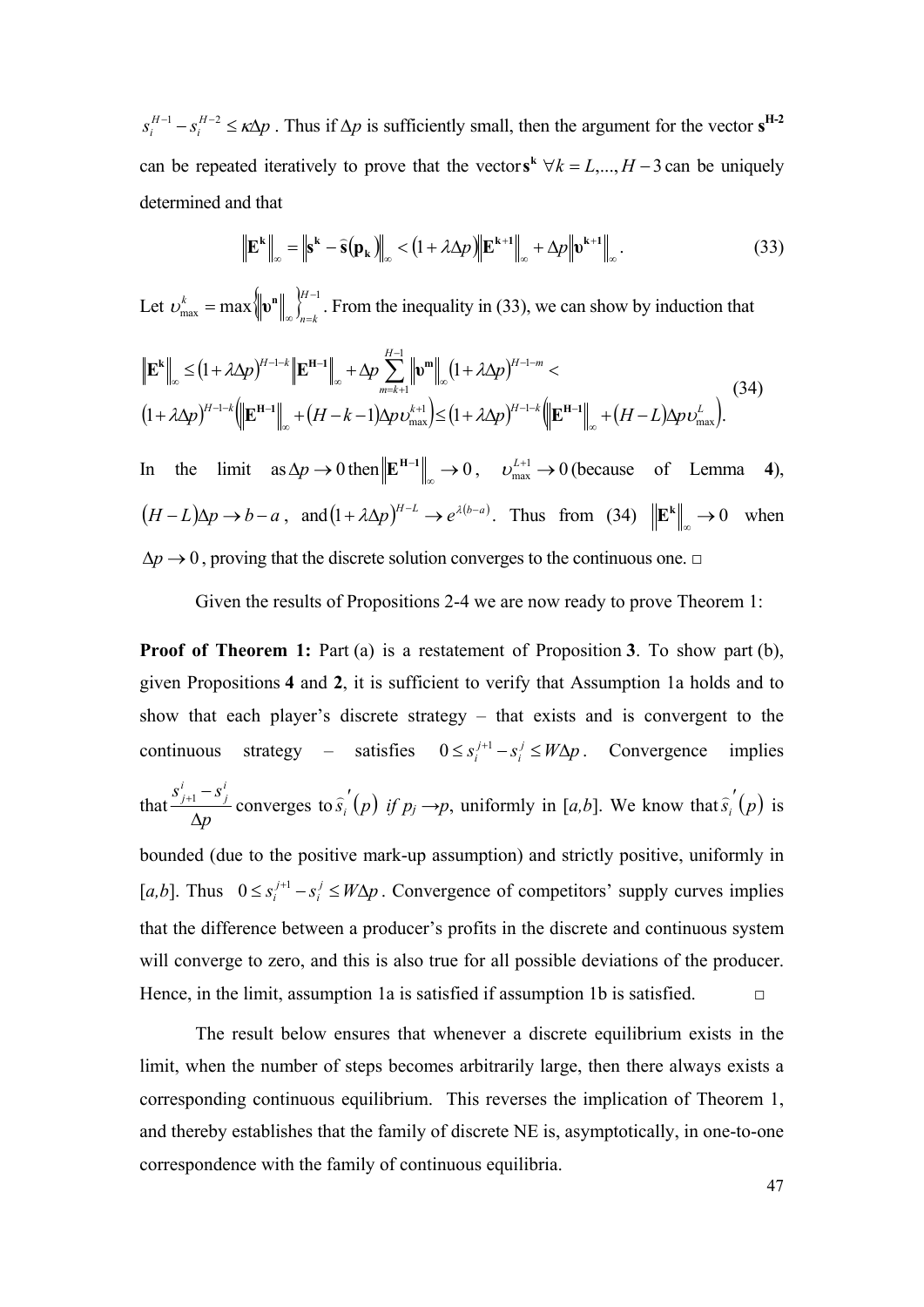$s_i^{H-1} - s_i^{H-2} \leq \kappa \Delta p$ . Thus if $\Delta p$ is sufficiently small, then the argument for the vector $\mathbf{s^{H-2}}$ can be repeated iteratively to prove that the vector $\mathbf{s^k}$ $\forall k = L,..., H-3$ can be uniquely determined and that

$$\left\|\mathbf{E^k}\right\|_\infty = \left\|\mathbf{s^k} - \widehat{\mathbf{s}}(\mathbf{p_k})\right\|_\infty < (1+\lambda\Delta p)\left\|\mathbf{E^{k+1}}\right\|_\infty + \Delta p\left\|\boldsymbol{\upsilon}^{\mathbf{k+1}}\right\|_\infty . \tag{33}$$

Let $\upsilon_{\max}^k = \max\left\{\left\|\boldsymbol{\upsilon}^{\mathbf{n}}\right\|_\infty\right\}_{n=k}^{H-1}$ . From the inequality in (33), we can show by induction that

$$\begin{gathered}\left\|\mathbf{E^k}\right\|_\infty \leq (1+\lambda\Delta p)^{H-1-k}\left\|\mathbf{E^{H-1}}\right\|_\infty + \Delta p\sum_{m=k+1}^{H-1}\left\|\boldsymbol{\upsilon}^{\mathbf{m}}\right\|_\infty (1+\lambda\Delta p)^{H-1-m} < \\ (1+\lambda\Delta p)^{H-1-k}\left(\left\|\mathbf{E^{H-1}}\right\|_\infty + (H-k-1)\Delta p\,\upsilon_{\max}^{k+1}\right) \leq (1+\lambda\Delta p)^{H-1-k}\left(\left\|\mathbf{E^{H-1}}\right\|_\infty + (H-L)\Delta p\,\upsilon_{\max}^{L}\right).\end{gathered} \tag{34}$$

In the limit as $\Delta p \to 0$ then $\left\|\mathbf{E^{H-1}}\right\|_\infty \to 0$ , $\upsilon_{\max}^{L+1} \to 0$ (because of Lemma **4**), $(H-L)\Delta p \to b-a$ , and $(1+\lambda\Delta p)^{H-L} \to e^{\lambda(b-a)}$. Thus from (34) $\left\|\mathbf{E^k}\right\|_\infty \to 0$ when $\Delta p \to 0$ , proving that the discrete solution converges to the continuous one. □

Given the results of Propositions 2-4 we are now ready to prove Theorem 1:

**Proof of Theorem 1:** Part (a) is a restatement of Proposition **3**. To show part (b), given Propositions **4** and **2**, it is sufficient to verify that Assumption 1a holds and to show that each player's discrete strategy – that exists and is convergent to the continuous strategy – satisfies $0 \leq s_i^{j+1} - s_i^j \leq W\Delta p$ . Convergence implies that $\frac{s_{j+1}^i - s_j^i}{\Delta p}$ converges to $\widehat{s}_i{}'(p)$ *if* $p_j \to p$, uniformly in [*a,b*]. We know that $\widehat{s}_i{}'(p)$ is bounded (due to the positive mark-up assumption) and strictly positive, uniformly in [*a,b*]. Thus $0 \leq s_i^{j+1} - s_i^j \leq W\Delta p$ . Convergence of competitors' supply curves implies that the difference between a producer's profits in the discrete and continuous system will converge to zero, and this is also true for all possible deviations of the producer. Hence, in the limit, assumption 1a is satisfied if assumption 1b is satisfied. □

The result below ensures that whenever a discrete equilibrium exists in the limit, when the number of steps becomes arbitrarily large, then there always exists a corresponding continuous equilibrium. This reverses the implication of Theorem 1, and thereby establishes that the family of discrete NE is, asymptotically, in one-to-one correspondence with the family of continuous equilibria.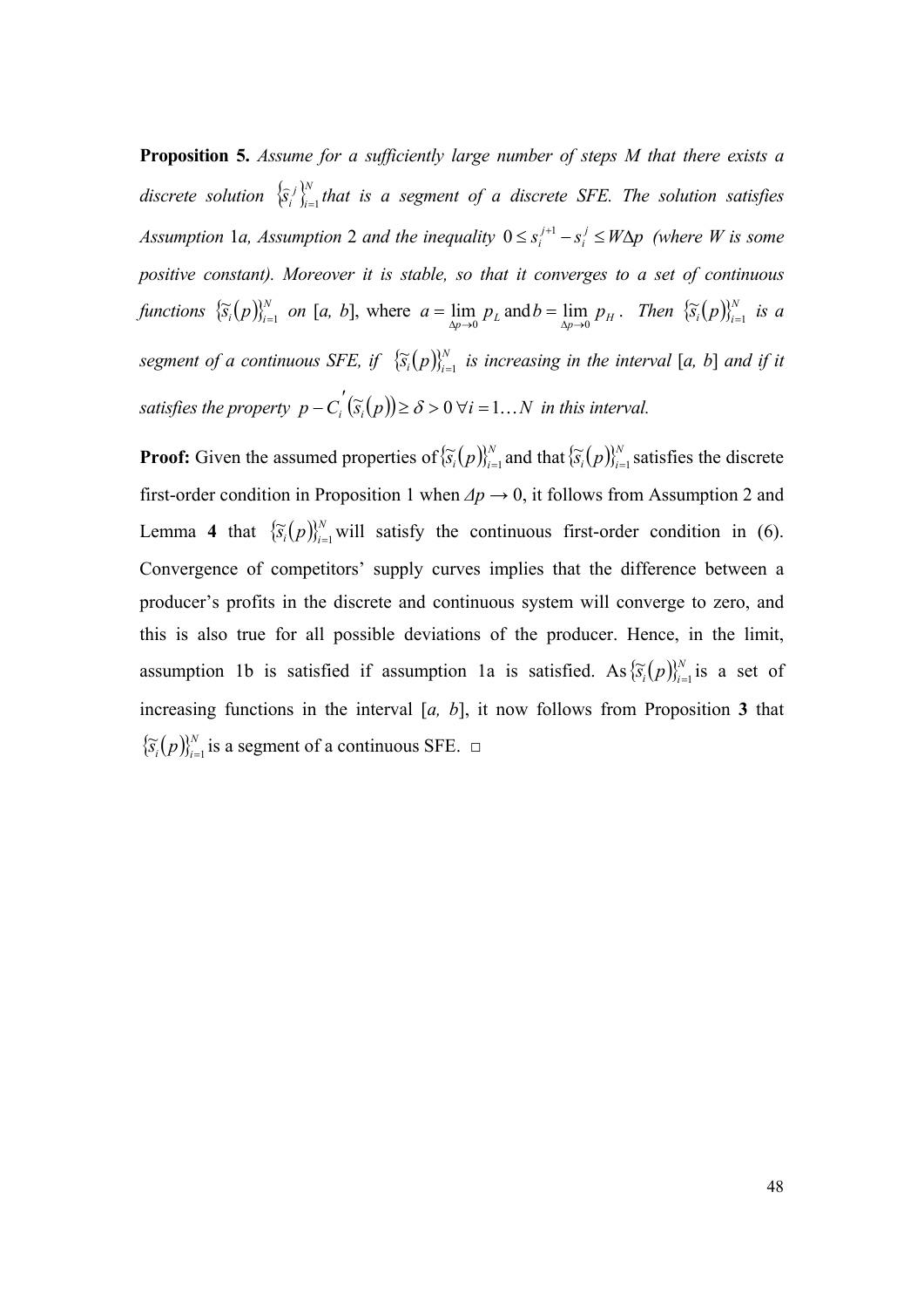**Proposition 5.** *Assume for a sufficiently large number of steps M that there exists a discrete solution* $\{\widehat{s}_i^{\,j}\}_{i=1}^{N}$ *that is a segment of a discrete SFE. The solution satisfies Assumption* 1*a, Assumption* 2 *and the inequality* $0 \leq s_i^{j+1} - s_i^{j} \leq W\Delta p$ *(where W is some positive constant). Moreover it is stable, so that it converges to a set of continuous functions* $\{\widetilde{s}_i(p)\}_{i=1}^{N}$ *on* [*a, b*], where $a = \lim_{\Delta p \to 0} p_L$ and $b = \lim_{\Delta p \to 0} p_H$ *. Then* $\{\widetilde{s}_i(p)\}_{i=1}^{N}$ *is a segment of a continuous SFE, if* $\{\widetilde{s}_i(p)\}_{i=1}^{N}$ *is increasing in the interval* [*a, b*] *and if it satisfies the property* $p - C_i^{'}(\widetilde{s}_i(p)) \geq \delta > 0 \; \forall i = 1 \ldots N$ *in this interval.*

**Proof:** Given the assumed properties of $\{\widetilde{s}_i(p)\}_{i=1}^{N}$ and that $\{\widetilde{s}_i(p)\}_{i=1}^{N}$ satisfies the discrete first-order condition in Proposition 1 when $\Delta p \to 0$, it follows from Assumption 2 and Lemma **4** that $\{\widetilde{s}_i(p)\}_{i=1}^{N}$ will satisfy the continuous first-order condition in (6). Convergence of competitors' supply curves implies that the difference between a producer's profits in the discrete and continuous system will converge to zero, and this is also true for all possible deviations of the producer. Hence, in the limit, assumption 1b is satisfied if assumption 1a is satisfied. As $\{\widetilde{s}_i(p)\}_{i=1}^{N}$ is a set of increasing functions in the interval [*a, b*], it now follows from Proposition **3** that $\{\widetilde{s}_i(p)\}_{i=1}^{N}$ is a segment of a continuous SFE. □